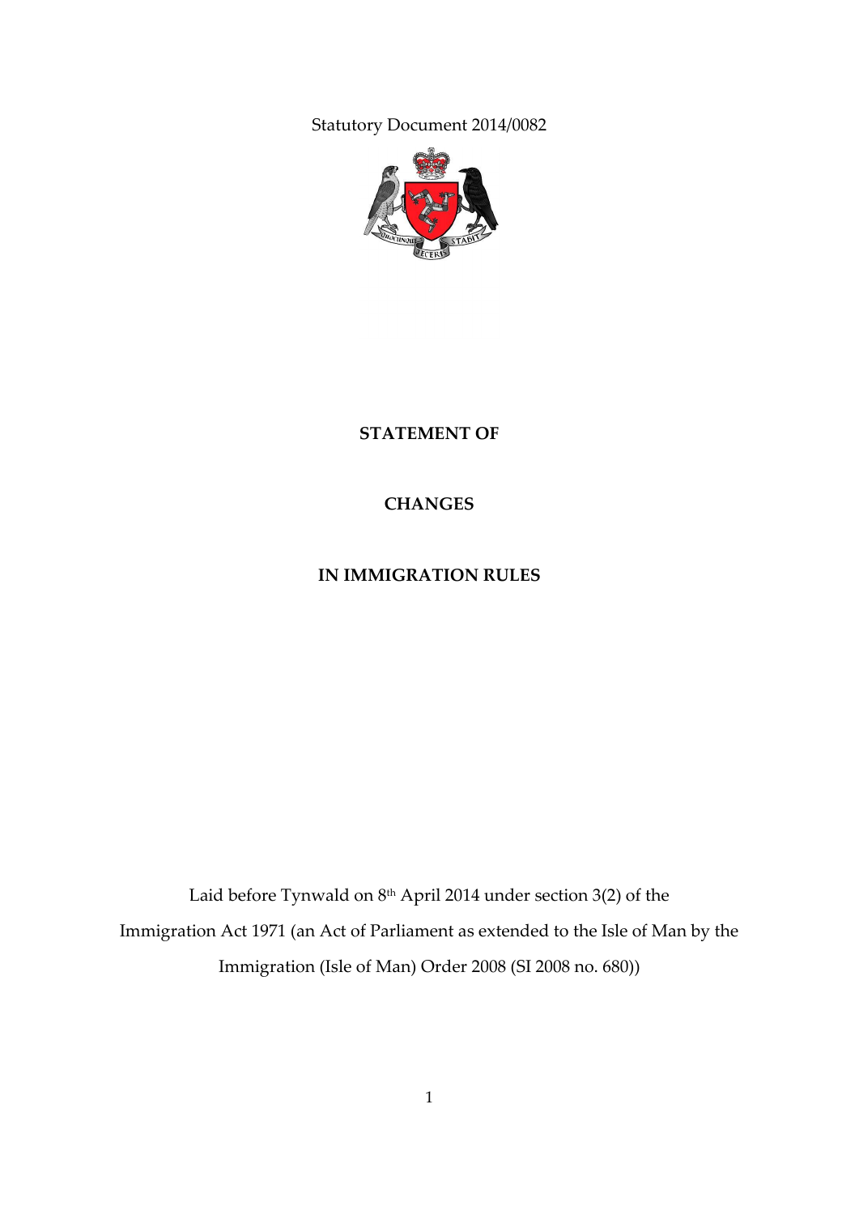Statutory Document 2014/0082

# STATEMENT OF

# CHANGES

# IN IMMIGRATION RULES

Laid before Tynwald on 8th April 2014 under section 3(2) of the Immigration Act 1971 (an Act of Parliament as extended to the Isle of Man by the Immigration (Isle of Man) Order 2008 (SI 2008 no. 680))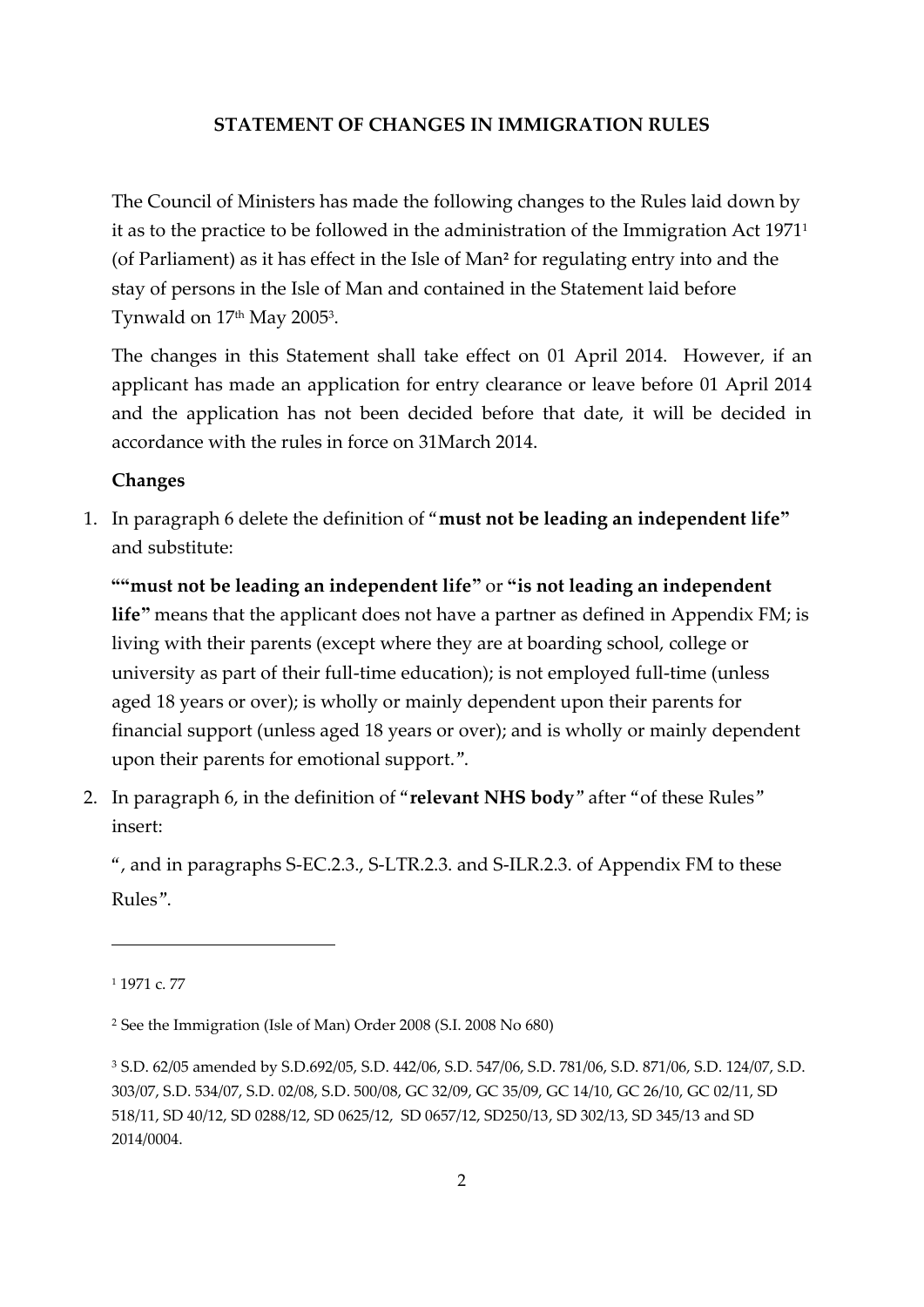**STATEMENT OF CHANGES IN IMMIGRATION RULES**

The Council of Ministers has made the following changes to the Rules laid down by it as to the practice to be followed in the administration of the Immigration Act 1971[1] (of Parliament) as it has effect in the Isle of Man[2] for regulating entry into and the stay of persons in the Isle of Man and contained in the Statement laid before Tynwald on 17th May 2005[3].

The changes in this Statement shall take effect on 01 April 2014. However, if an applicant has made an application for entry clearance or leave before 01 April 2014 and the application has not been decided before that date, it will be decided in accordance with the rules in force on 31March 2014.

**Changes**

1. In paragraph 6 delete the definition of "**must not be leading an independent life**" and substitute:

   **""must not be leading an independent life"** or **"is not leading an independent life"** means that the applicant does not have a partner as defined in Appendix FM; is living with their parents (except where they are at boarding school, college or university as part of their full-time education); is not employed full-time (unless aged 18 years or over); is wholly or mainly dependent upon their parents for financial support (unless aged 18 years or over); and is wholly or mainly dependent upon their parents for emotional support.".

2. In paragraph 6, in the definition of "**relevant NHS body**" after "of these Rules" insert:

   ", and in paragraphs S-EC.2.3., S-LTR.2.3. and S-ILR.2.3. of Appendix FM to these Rules".

---

[1] 1971 c. 77

[2] See the Immigration (Isle of Man) Order 2008 (S.I. 2008 No 680)

[3] S.D. 62/05 amended by S.D.692/05, S.D. 442/06, S.D. 547/06, S.D. 781/06, S.D. 871/06, S.D. 124/07, S.D. 303/07, S.D. 534/07, S.D. 02/08, S.D. 500/08, GC 32/09, GC 35/09, GC 14/10, GC 26/10, GC 02/11, SD 518/11, SD 40/12, SD 0288/12, SD 0625/12, SD 0657/12, SD250/13, SD 302/13, SD 345/13 and SD 2014/0004.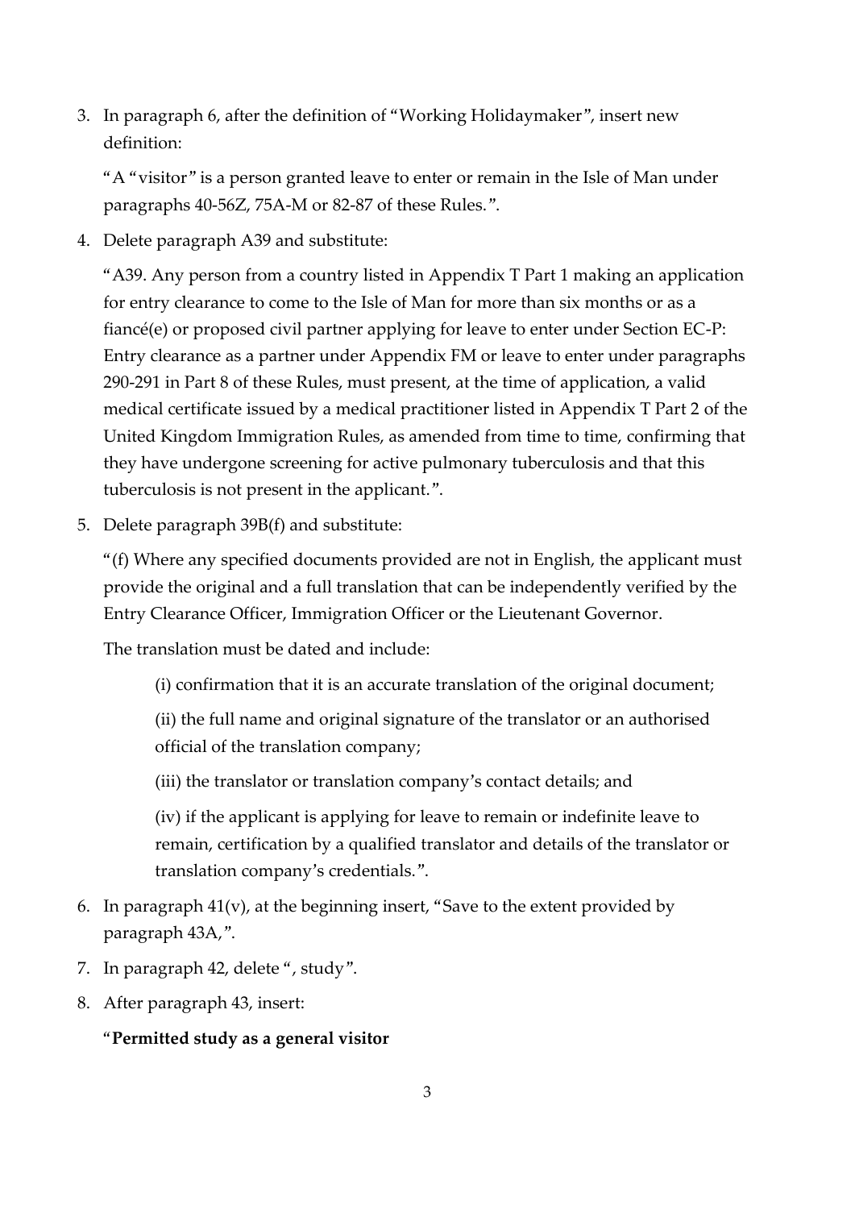3. In paragraph 6, after the definition of "Working Holidaymaker", insert new definition:

   "A "visitor" is a person granted leave to enter or remain in the Isle of Man under paragraphs 40-56Z, 75A-M or 82-87 of these Rules.".

4. Delete paragraph A39 and substitute:

   "A39. Any person from a country listed in Appendix T Part 1 making an application for entry clearance to come to the Isle of Man for more than six months or as a fiancé(e) or proposed civil partner applying for leave to enter under Section EC-P: Entry clearance as a partner under Appendix FM or leave to enter under paragraphs 290-291 in Part 8 of these Rules, must present, at the time of application, a valid medical certificate issued by a medical practitioner listed in Appendix T Part 2 of the United Kingdom Immigration Rules, as amended from time to time, confirming that they have undergone screening for active pulmonary tuberculosis and that this tuberculosis is not present in the applicant.".

5. Delete paragraph 39B(f) and substitute:

   "(f) Where any specified documents provided are not in English, the applicant must provide the original and a full translation that can be independently verified by the Entry Clearance Officer, Immigration Officer or the Lieutenant Governor.

   The translation must be dated and include:

   (i) confirmation that it is an accurate translation of the original document;

   (ii) the full name and original signature of the translator or an authorised official of the translation company;

   (iii) the translator or translation company's contact details; and

   (iv) if the applicant is applying for leave to remain or indefinite leave to remain, certification by a qualified translator and details of the translator or translation company's credentials.".

6. In paragraph 41(v), at the beginning insert, "Save to the extent provided by paragraph 43A,".

7. In paragraph 42, delete ", study".

8. After paragraph 43, insert:

   "**Permitted study as a general visitor**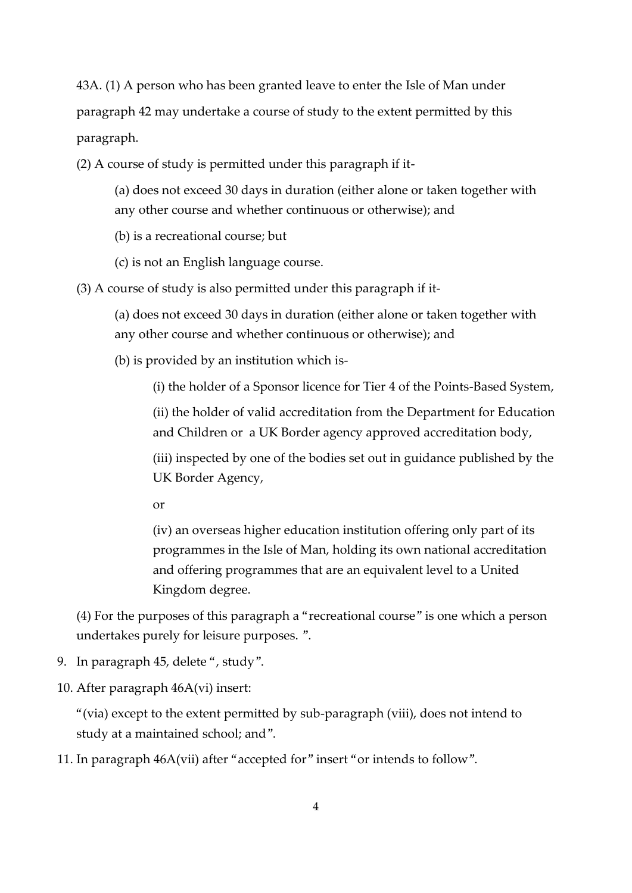43A. (1) A person who has been granted leave to enter the Isle of Man under paragraph 42 may undertake a course of study to the extent permitted by this paragraph.

(2) A course of study is permitted under this paragraph if it-

(a) does not exceed 30 days in duration (either alone or taken together with any other course and whether continuous or otherwise); and

(b) is a recreational course; but

(c) is not an English language course.

(3) A course of study is also permitted under this paragraph if it-

(a) does not exceed 30 days in duration (either alone or taken together with any other course and whether continuous or otherwise); and

(b) is provided by an institution which is-

(i) the holder of a Sponsor licence for Tier 4 of the Points-Based System,

(ii) the holder of valid accreditation from the Department for Education and Children or a UK Border agency approved accreditation body,

(iii) inspected by one of the bodies set out in guidance published by the UK Border Agency,

or

(iv) an overseas higher education institution offering only part of its programmes in the Isle of Man, holding its own national accreditation and offering programmes that are an equivalent level to a United Kingdom degree.

(4) For the purposes of this paragraph a "recreational course" is one which a person undertakes purely for leisure purposes. ".

9. In paragraph 45, delete ", study".

10. After paragraph 46A(vi) insert:

"(via) except to the extent permitted by sub-paragraph (viii), does not intend to study at a maintained school; and".

11. In paragraph 46A(vii) after "accepted for" insert "or intends to follow".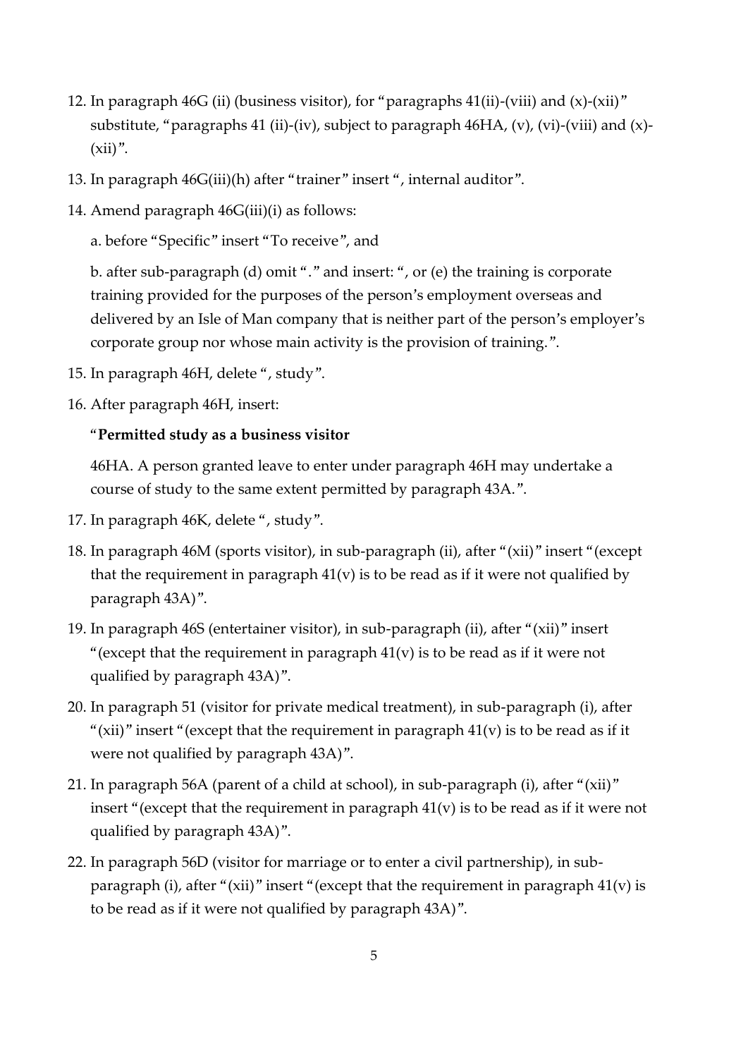12. In paragraph 46G (ii) (business visitor), for "paragraphs 41(ii)-(viii) and (x)-(xii)" substitute, "paragraphs 41 (ii)-(iv), subject to paragraph 46HA, (v), (vi)-(viii) and (x)-(xii)".

13. In paragraph 46G(iii)(h) after "trainer" insert ", internal auditor".

14. Amend paragraph 46G(iii)(i) as follows:

    a. before "Specific" insert "To receive", and

    b. after sub-paragraph (d) omit "." and insert: ", or (e) the training is corporate training provided for the purposes of the person's employment overseas and delivered by an Isle of Man company that is neither part of the person's employer's corporate group nor whose main activity is the provision of training.".

15. In paragraph 46H, delete ", study".

16. After paragraph 46H, insert:

    "**Permitted study as a business visitor**

    46HA. A person granted leave to enter under paragraph 46H may undertake a course of study to the same extent permitted by paragraph 43A.".

17. In paragraph 46K, delete ", study".

18. In paragraph 46M (sports visitor), in sub-paragraph (ii), after "(xii)" insert "(except that the requirement in paragraph 41(v) is to be read as if it were not qualified by paragraph 43A)".

19. In paragraph 46S (entertainer visitor), in sub-paragraph (ii), after "(xii)" insert "(except that the requirement in paragraph 41(v) is to be read as if it were not qualified by paragraph 43A)".

20. In paragraph 51 (visitor for private medical treatment), in sub-paragraph (i), after "(xii)" insert "(except that the requirement in paragraph 41(v) is to be read as if it were not qualified by paragraph 43A)".

21. In paragraph 56A (parent of a child at school), in sub-paragraph (i), after "(xii)" insert "(except that the requirement in paragraph 41(v) is to be read as if it were not qualified by paragraph 43A)".

22. In paragraph 56D (visitor for marriage or to enter a civil partnership), in sub-paragraph (i), after "(xii)" insert "(except that the requirement in paragraph 41(v) is to be read as if it were not qualified by paragraph 43A)".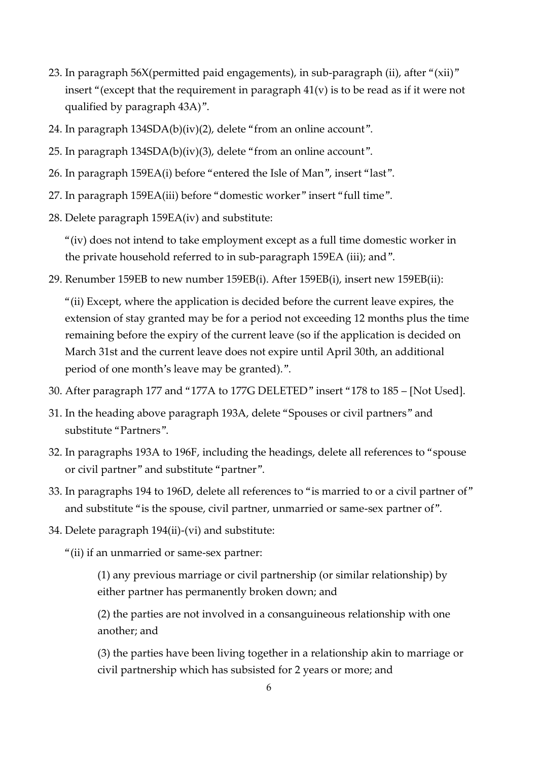23. In paragraph 56X(permitted paid engagements), in sub-paragraph (ii), after "(xii)" insert "(except that the requirement in paragraph 41(v) is to be read as if it were not qualified by paragraph 43A)".

24. In paragraph 134SDA(b)(iv)(2), delete "from an online account".

25. In paragraph 134SDA(b)(iv)(3), delete "from an online account".

26. In paragraph 159EA(i) before "entered the Isle of Man", insert "last".

27. In paragraph 159EA(iii) before "domestic worker" insert "full time".

28. Delete paragraph 159EA(iv) and substitute:

    "(iv) does not intend to take employment except as a full time domestic worker in the private household referred to in sub-paragraph 159EA (iii); and".

29. Renumber 159EB to new number 159EB(i). After 159EB(i), insert new 159EB(ii):

    "(ii) Except, where the application is decided before the current leave expires, the extension of stay granted may be for a period not exceeding 12 months plus the time remaining before the expiry of the current leave (so if the application is decided on March 31st and the current leave does not expire until April 30th, an additional period of one month's leave may be granted).".

30. After paragraph 177 and "177A to 177G DELETED" insert "178 to 185 – [Not Used].

31. In the heading above paragraph 193A, delete "Spouses or civil partners" and substitute "Partners".

32. In paragraphs 193A to 196F, including the headings, delete all references to "spouse or civil partner" and substitute "partner".

33. In paragraphs 194 to 196D, delete all references to "is married to or a civil partner of" and substitute "is the spouse, civil partner, unmarried or same-sex partner of".

34. Delete paragraph 194(ii)-(vi) and substitute:

    "(ii) if an unmarried or same-sex partner:

    > (1) any previous marriage or civil partnership (or similar relationship) by either partner has permanently broken down; and
    >
    > (2) the parties are not involved in a consanguineous relationship with one another; and
    >
    > (3) the parties have been living together in a relationship akin to marriage or civil partnership which has subsisted for 2 years or more; and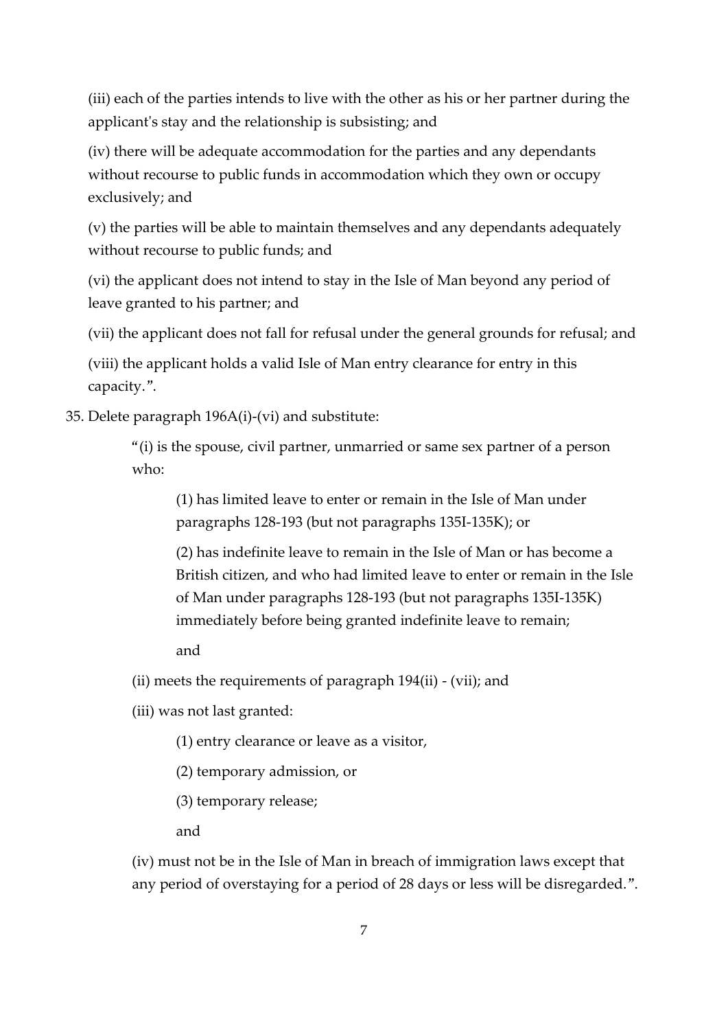(iii) each of the parties intends to live with the other as his or her partner during the applicant's stay and the relationship is subsisting; and

(iv) there will be adequate accommodation for the parties and any dependants without recourse to public funds in accommodation which they own or occupy exclusively; and

(v) the parties will be able to maintain themselves and any dependants adequately without recourse to public funds; and

(vi) the applicant does not intend to stay in the Isle of Man beyond any period of leave granted to his partner; and

(vii) the applicant does not fall for refusal under the general grounds for refusal; and

(viii) the applicant holds a valid Isle of Man entry clearance for entry in this capacity.".

35. Delete paragraph 196A(i)-(vi) and substitute:

> "(i) is the spouse, civil partner, unmarried or same sex partner of a person who:
>
> > (1) has limited leave to enter or remain in the Isle of Man under paragraphs 128-193 (but not paragraphs 135I-135K); or
> >
> > (2) has indefinite leave to remain in the Isle of Man or has become a British citizen, and who had limited leave to enter or remain in the Isle of Man under paragraphs 128-193 (but not paragraphs 135I-135K) immediately before being granted indefinite leave to remain;
> >
> > and
>
> (ii) meets the requirements of paragraph 194(ii) - (vii); and
>
> (iii) was not last granted:
>
> > (1) entry clearance or leave as a visitor,
> >
> > (2) temporary admission, or
> >
> > (3) temporary release;
> >
> > and
>
> (iv) must not be in the Isle of Man in breach of immigration laws except that any period of overstaying for a period of 28 days or less will be disregarded.".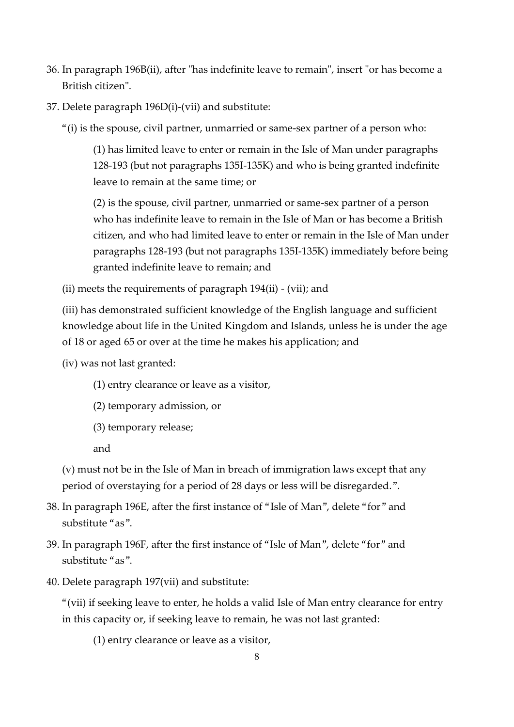36. In paragraph 196B(ii), after "has indefinite leave to remain", insert "or has become a British citizen".

37. Delete paragraph 196D(i)-(vii) and substitute:

 "(i) is the spouse, civil partner, unmarried or same-sex partner of a person who:

  (1) has limited leave to enter or remain in the Isle of Man under paragraphs 128-193 (but not paragraphs 135I-135K) and who is being granted indefinite leave to remain at the same time; or

  (2) is the spouse, civil partner, unmarried or same-sex partner of a person who has indefinite leave to remain in the Isle of Man or has become a British citizen, and who had limited leave to enter or remain in the Isle of Man under paragraphs 128-193 (but not paragraphs 135I-135K) immediately before being granted indefinite leave to remain; and

 (ii) meets the requirements of paragraph 194(ii) - (vii); and

 (iii) has demonstrated sufficient knowledge of the English language and sufficient knowledge about life in the United Kingdom and Islands, unless he is under the age of 18 or aged 65 or over at the time he makes his application; and

 (iv) was not last granted:

  (1) entry clearance or leave as a visitor,

  (2) temporary admission, or

  (3) temporary release;

  and

 (v) must not be in the Isle of Man in breach of immigration laws except that any period of overstaying for a period of 28 days or less will be disregarded.".

38. In paragraph 196E, after the first instance of "Isle of Man", delete "for" and substitute "as".

39. In paragraph 196F, after the first instance of "Isle of Man", delete "for" and substitute "as".

40. Delete paragraph 197(vii) and substitute:

 "(vii) if seeking leave to enter, he holds a valid Isle of Man entry clearance for entry in this capacity or, if seeking leave to remain, he was not last granted:

  (1) entry clearance or leave as a visitor,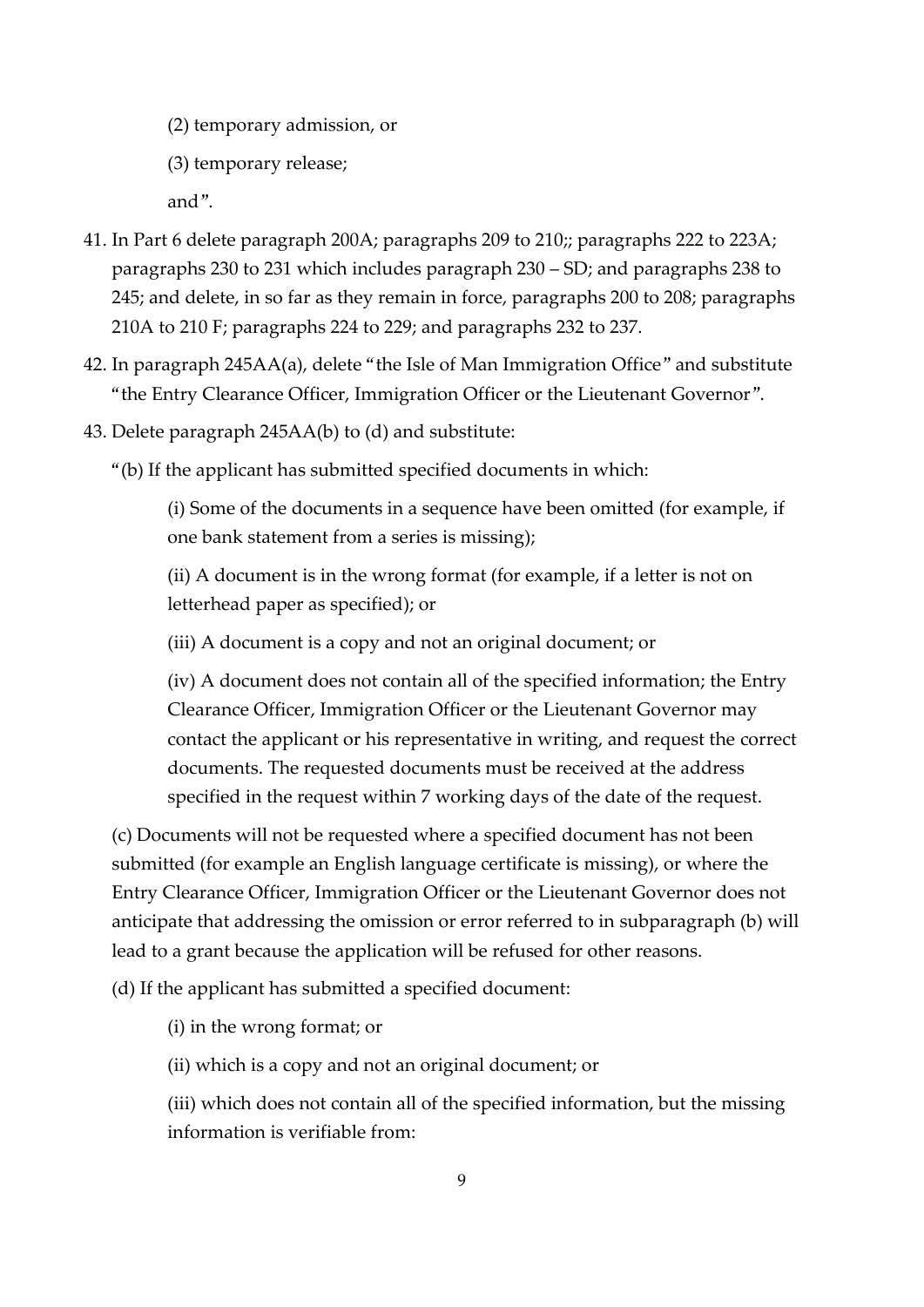(2) temporary admission, or

(3) temporary release;

and".

41. In Part 6 delete paragraph 200A; paragraphs 209 to 210;; paragraphs 222 to 223A; paragraphs 230 to 231 which includes paragraph 230 – SD; and paragraphs 238 to 245; and delete, in so far as they remain in force, paragraphs 200 to 208; paragraphs 210A to 210 F; paragraphs 224 to 229; and paragraphs 232 to 237.

42. In paragraph 245AA(a), delete "the Isle of Man Immigration Office" and substitute "the Entry Clearance Officer, Immigration Officer or the Lieutenant Governor".

43. Delete paragraph 245AA(b) to (d) and substitute:

"(b) If the applicant has submitted specified documents in which:

(i) Some of the documents in a sequence have been omitted (for example, if one bank statement from a series is missing);

(ii) A document is in the wrong format (for example, if a letter is not on letterhead paper as specified); or

(iii) A document is a copy and not an original document; or

(iv) A document does not contain all of the specified information; the Entry Clearance Officer, Immigration Officer or the Lieutenant Governor may contact the applicant or his representative in writing, and request the correct documents. The requested documents must be received at the address specified in the request within 7 working days of the date of the request.

(c) Documents will not be requested where a specified document has not been submitted (for example an English language certificate is missing), or where the Entry Clearance Officer, Immigration Officer or the Lieutenant Governor does not anticipate that addressing the omission or error referred to in subparagraph (b) will lead to a grant because the application will be refused for other reasons.

(d) If the applicant has submitted a specified document:

(i) in the wrong format; or

(ii) which is a copy and not an original document; or

(iii) which does not contain all of the specified information, but the missing information is verifiable from: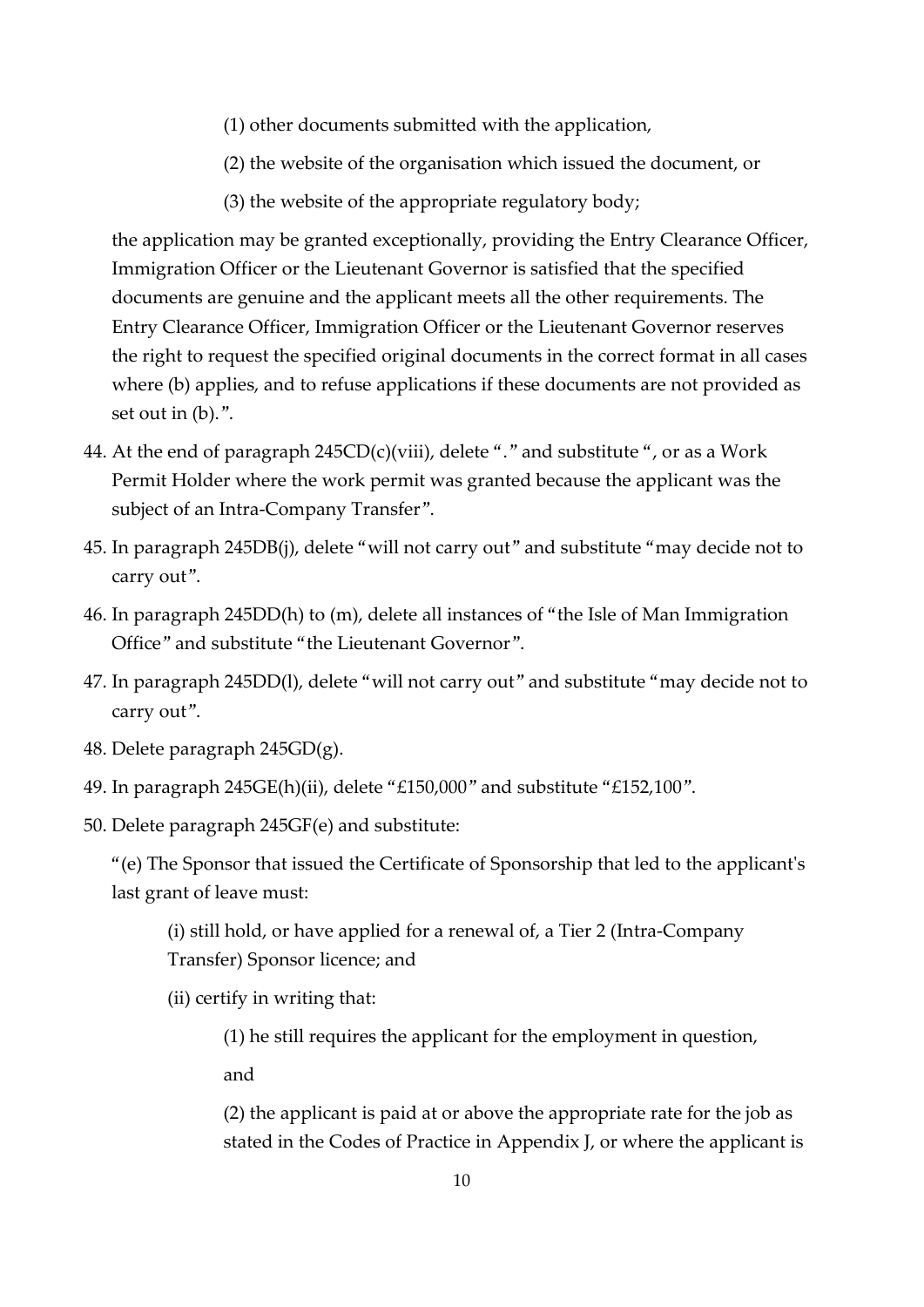(1) other documents submitted with the application,

(2) the website of the organisation which issued the document, or

(3) the website of the appropriate regulatory body;

the application may be granted exceptionally, providing the Entry Clearance Officer, Immigration Officer or the Lieutenant Governor is satisfied that the specified documents are genuine and the applicant meets all the other requirements. The Entry Clearance Officer, Immigration Officer or the Lieutenant Governor reserves the right to request the specified original documents in the correct format in all cases where (b) applies, and to refuse applications if these documents are not provided as set out in (b).".

44. At the end of paragraph 245CD(c)(viii), delete "." and substitute ", or as a Work Permit Holder where the work permit was granted because the applicant was the subject of an Intra-Company Transfer".

45. In paragraph 245DB(j), delete "will not carry out" and substitute "may decide not to carry out".

46. In paragraph 245DD(h) to (m), delete all instances of "the Isle of Man Immigration Office" and substitute "the Lieutenant Governor".

47. In paragraph 245DD(l), delete "will not carry out" and substitute "may decide not to carry out".

48. Delete paragraph 245GD(g).

49. In paragraph 245GE(h)(ii), delete "£150,000" and substitute "£152,100".

50. Delete paragraph 245GF(e) and substitute:

"(e) The Sponsor that issued the Certificate of Sponsorship that led to the applicant's last grant of leave must:

(i) still hold, or have applied for a renewal of, a Tier 2 (Intra-Company Transfer) Sponsor licence; and

(ii) certify in writing that:

(1) he still requires the applicant for the employment in question,

and

(2) the applicant is paid at or above the appropriate rate for the job as stated in the Codes of Practice in Appendix J, or where the applicant is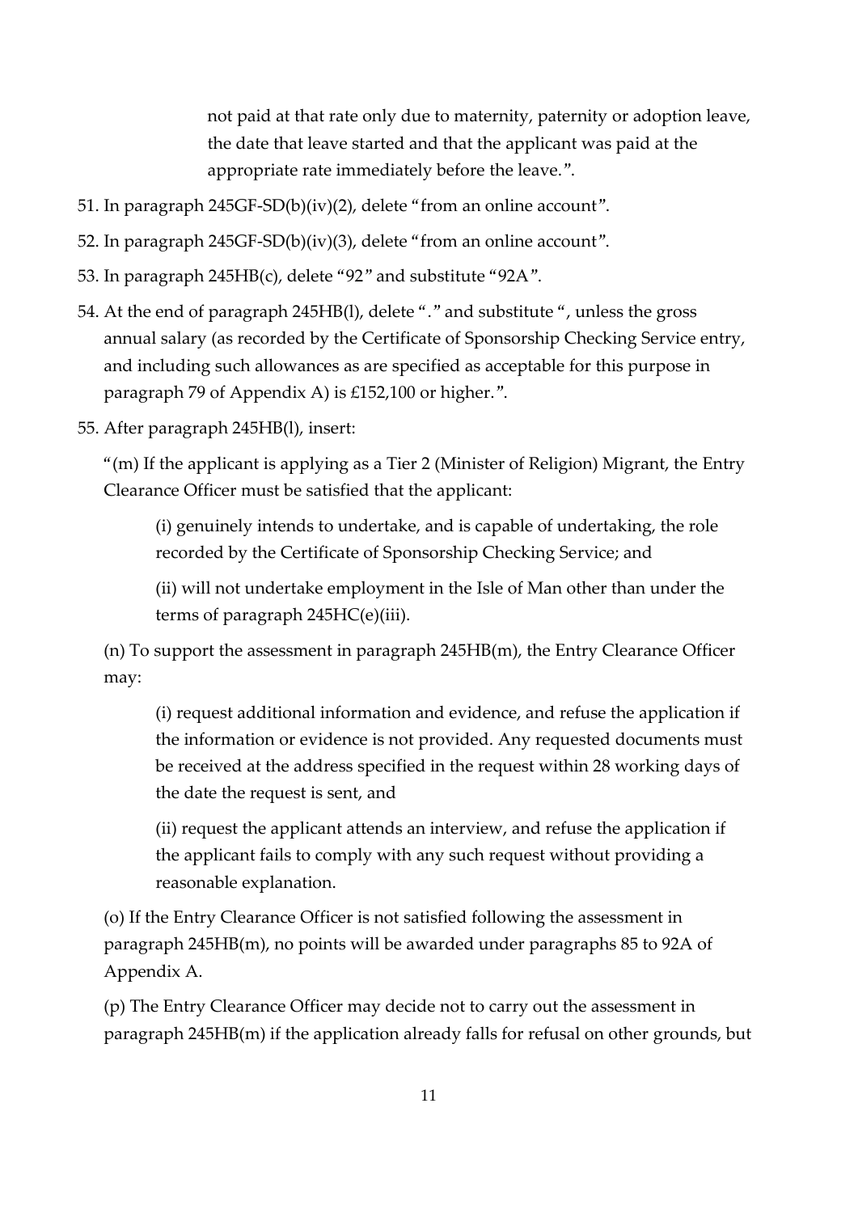not paid at that rate only due to maternity, paternity or adoption leave, the date that leave started and that the applicant was paid at the appropriate rate immediately before the leave.".

51. In paragraph 245GF-SD(b)(iv)(2), delete "from an online account".

52. In paragraph 245GF-SD(b)(iv)(3), delete "from an online account".

53. In paragraph 245HB(c), delete "92" and substitute "92A".

54. At the end of paragraph 245HB(l), delete "." and substitute ", unless the gross annual salary (as recorded by the Certificate of Sponsorship Checking Service entry, and including such allowances as are specified as acceptable for this purpose in paragraph 79 of Appendix A) is £152,100 or higher.".

55. After paragraph 245HB(l), insert:

"(m) If the applicant is applying as a Tier 2 (Minister of Religion) Migrant, the Entry Clearance Officer must be satisfied that the applicant:

(i) genuinely intends to undertake, and is capable of undertaking, the role recorded by the Certificate of Sponsorship Checking Service; and

(ii) will not undertake employment in the Isle of Man other than under the terms of paragraph 245HC(e)(iii).

(n) To support the assessment in paragraph 245HB(m), the Entry Clearance Officer may:

(i) request additional information and evidence, and refuse the application if the information or evidence is not provided. Any requested documents must be received at the address specified in the request within 28 working days of the date the request is sent, and

(ii) request the applicant attends an interview, and refuse the application if the applicant fails to comply with any such request without providing a reasonable explanation.

(o) If the Entry Clearance Officer is not satisfied following the assessment in paragraph 245HB(m), no points will be awarded under paragraphs 85 to 92A of Appendix A.

(p) The Entry Clearance Officer may decide not to carry out the assessment in paragraph 245HB(m) if the application already falls for refusal on other grounds, but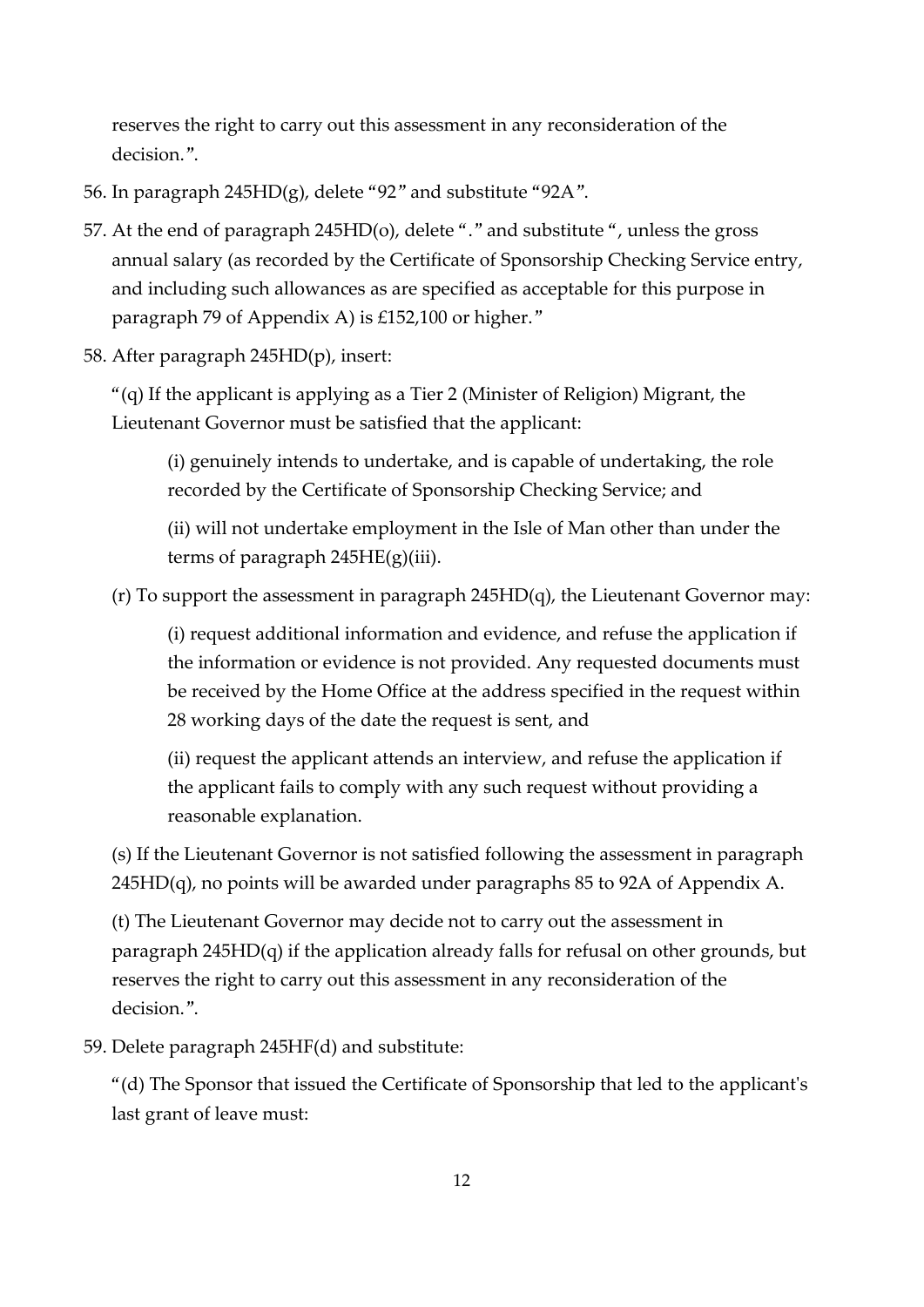reserves the right to carry out this assessment in any reconsideration of the decision.".

56. In paragraph 245HD(g), delete "92" and substitute "92A".

57. At the end of paragraph 245HD(o), delete "." and substitute ", unless the gross annual salary (as recorded by the Certificate of Sponsorship Checking Service entry, and including such allowances as are specified as acceptable for this purpose in paragraph 79 of Appendix A) is £152,100 or higher."

58. After paragraph 245HD(p), insert:

   "(q) If the applicant is applying as a Tier 2 (Minister of Religion) Migrant, the Lieutenant Governor must be satisfied that the applicant:

   > (i) genuinely intends to undertake, and is capable of undertaking, the role recorded by the Certificate of Sponsorship Checking Service; and
   >
   > (ii) will not undertake employment in the Isle of Man other than under the terms of paragraph 245HE(g)(iii).

   (r) To support the assessment in paragraph 245HD(q), the Lieutenant Governor may:

   > (i) request additional information and evidence, and refuse the application if the information or evidence is not provided. Any requested documents must be received by the Home Office at the address specified in the request within 28 working days of the date the request is sent, and
   >
   > (ii) request the applicant attends an interview, and refuse the application if the applicant fails to comply with any such request without providing a reasonable explanation.

   (s) If the Lieutenant Governor is not satisfied following the assessment in paragraph 245HD(q), no points will be awarded under paragraphs 85 to 92A of Appendix A.

   (t) The Lieutenant Governor may decide not to carry out the assessment in paragraph 245HD(q) if the application already falls for refusal on other grounds, but reserves the right to carry out this assessment in any reconsideration of the decision.".

59. Delete paragraph 245HF(d) and substitute:

   "(d) The Sponsor that issued the Certificate of Sponsorship that led to the applicant's last grant of leave must: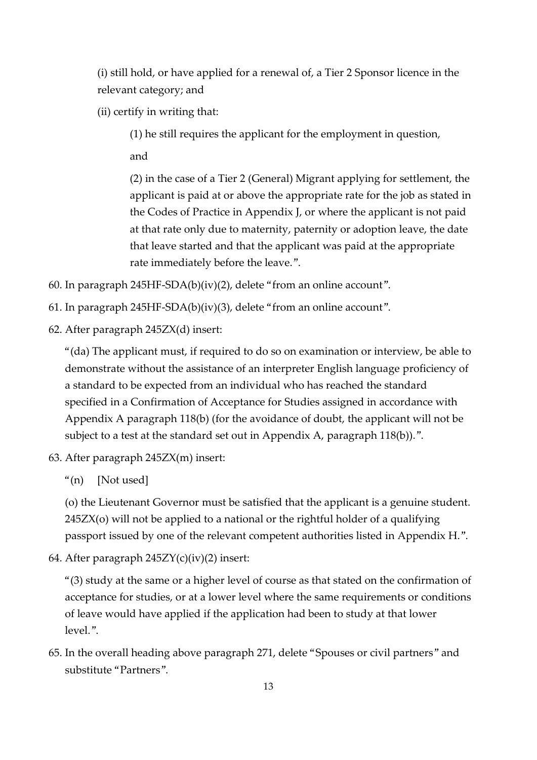(i) still hold, or have applied for a renewal of, a Tier 2 Sponsor licence in the relevant category; and

(ii) certify in writing that:

(1) he still requires the applicant for the employment in question,

and

(2) in the case of a Tier 2 (General) Migrant applying for settlement, the applicant is paid at or above the appropriate rate for the job as stated in the Codes of Practice in Appendix J, or where the applicant is not paid at that rate only due to maternity, paternity or adoption leave, the date that leave started and that the applicant was paid at the appropriate rate immediately before the leave.".

60. In paragraph 245HF-SDA(b)(iv)(2), delete "from an online account".

61. In paragraph 245HF-SDA(b)(iv)(3), delete "from an online account".

62. After paragraph 245ZX(d) insert:

"(da) The applicant must, if required to do so on examination or interview, be able to demonstrate without the assistance of an interpreter English language proficiency of a standard to be expected from an individual who has reached the standard specified in a Confirmation of Acceptance for Studies assigned in accordance with Appendix A paragraph 118(b) (for the avoidance of doubt, the applicant will not be subject to a test at the standard set out in Appendix A, paragraph 118(b)).".

63. After paragraph 245ZX(m) insert:

"(n) [Not used]

(o) the Lieutenant Governor must be satisfied that the applicant is a genuine student. 245ZX(o) will not be applied to a national or the rightful holder of a qualifying passport issued by one of the relevant competent authorities listed in Appendix H.".

64. After paragraph 245ZY(c)(iv)(2) insert:

"(3) study at the same or a higher level of course as that stated on the confirmation of acceptance for studies, or at a lower level where the same requirements or conditions of leave would have applied if the application had been to study at that lower level.".

65. In the overall heading above paragraph 271, delete "Spouses or civil partners" and substitute "Partners".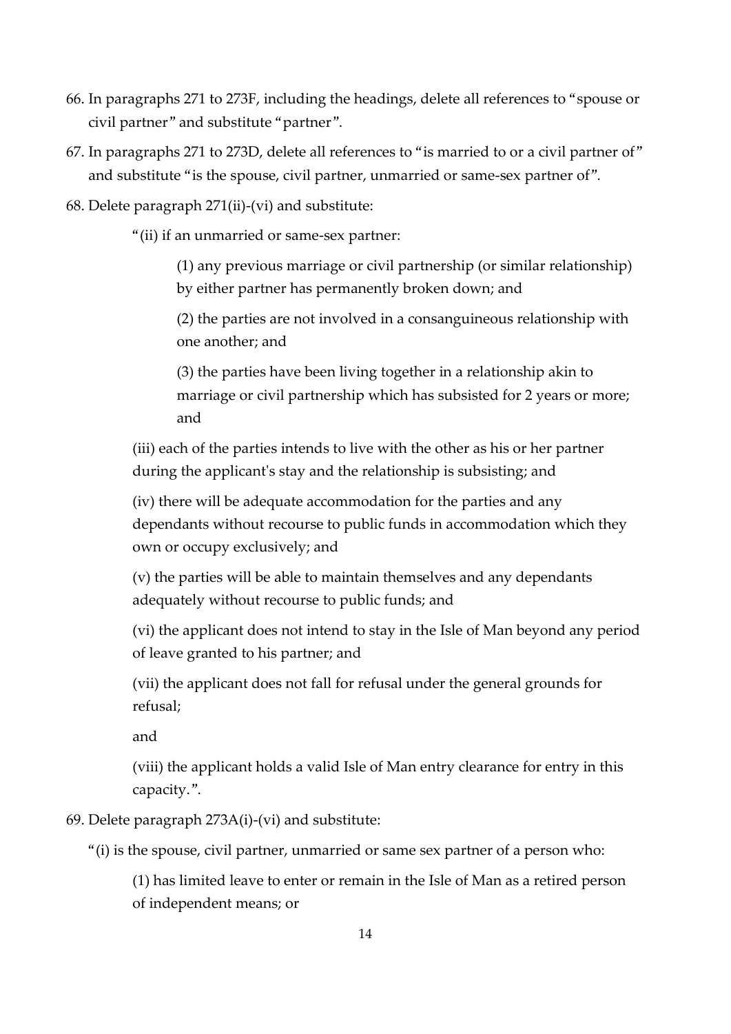66. In paragraphs 271 to 273F, including the headings, delete all references to "spouse or civil partner" and substitute "partner".

67. In paragraphs 271 to 273D, delete all references to "is married to or a civil partner of" and substitute "is the spouse, civil partner, unmarried or same-sex partner of".

68. Delete paragraph 271(ii)-(vi) and substitute:

> "(ii) if an unmarried or same-sex partner:
>
> > (1) any previous marriage or civil partnership (or similar relationship) by either partner has permanently broken down; and
> >
> > (2) the parties are not involved in a consanguineous relationship with one another; and
> >
> > (3) the parties have been living together in a relationship akin to marriage or civil partnership which has subsisted for 2 years or more; and
>
> (iii) each of the parties intends to live with the other as his or her partner during the applicant's stay and the relationship is subsisting; and
>
> (iv) there will be adequate accommodation for the parties and any dependants without recourse to public funds in accommodation which they own or occupy exclusively; and
>
> (v) the parties will be able to maintain themselves and any dependants adequately without recourse to public funds; and
>
> (vi) the applicant does not intend to stay in the Isle of Man beyond any period of leave granted to his partner; and
>
> (vii) the applicant does not fall for refusal under the general grounds for refusal;
>
> and
>
> (viii) the applicant holds a valid Isle of Man entry clearance for entry in this capacity.".

69. Delete paragraph 273A(i)-(vi) and substitute:

> "(i) is the spouse, civil partner, unmarried or same sex partner of a person who:
>
> > (1) has limited leave to enter or remain in the Isle of Man as a retired person of independent means; or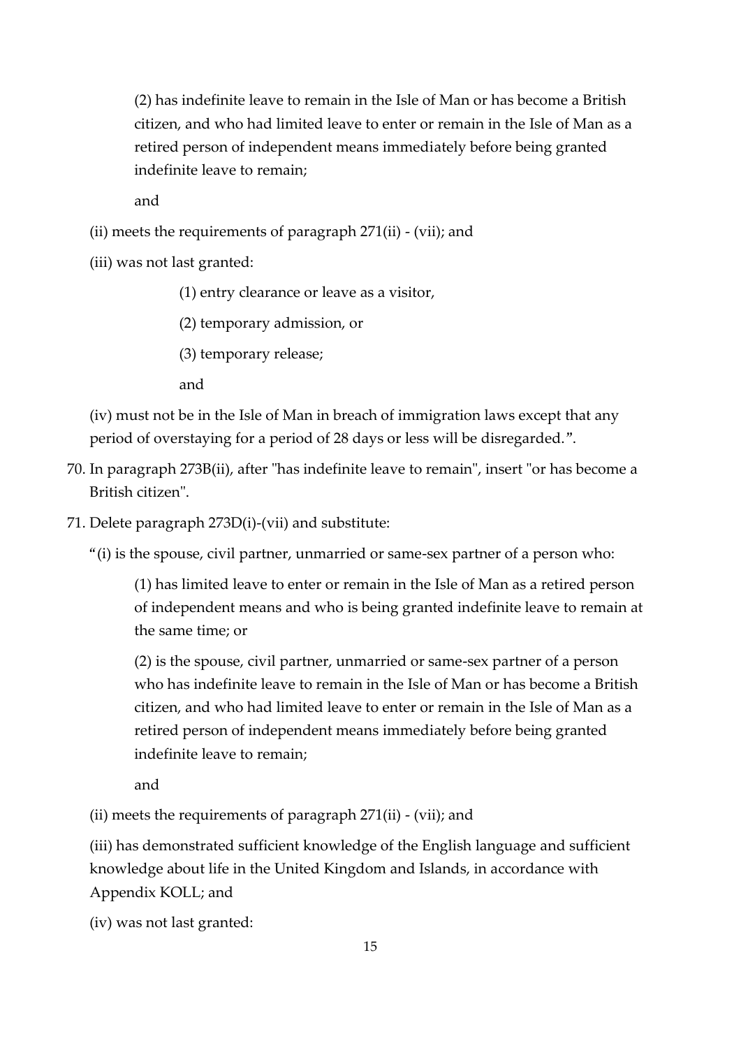(2) has indefinite leave to remain in the Isle of Man or has become a British citizen, and who had limited leave to enter or remain in the Isle of Man as a retired person of independent means immediately before being granted indefinite leave to remain;

and

(ii) meets the requirements of paragraph 271(ii) - (vii); and

(iii) was not last granted:

(1) entry clearance or leave as a visitor,

(2) temporary admission, or

(3) temporary release;

and

(iv) must not be in the Isle of Man in breach of immigration laws except that any period of overstaying for a period of 28 days or less will be disregarded.".

70. In paragraph 273B(ii), after "has indefinite leave to remain", insert "or has become a British citizen".

71. Delete paragraph 273D(i)-(vii) and substitute:

"(i) is the spouse, civil partner, unmarried or same-sex partner of a person who:

(1) has limited leave to enter or remain in the Isle of Man as a retired person of independent means and who is being granted indefinite leave to remain at the same time; or

(2) is the spouse, civil partner, unmarried or same-sex partner of a person who has indefinite leave to remain in the Isle of Man or has become a British citizen, and who had limited leave to enter or remain in the Isle of Man as a retired person of independent means immediately before being granted indefinite leave to remain;

and

(ii) meets the requirements of paragraph 271(ii) - (vii); and

(iii) has demonstrated sufficient knowledge of the English language and sufficient knowledge about life in the United Kingdom and Islands, in accordance with Appendix KOLL; and

(iv) was not last granted: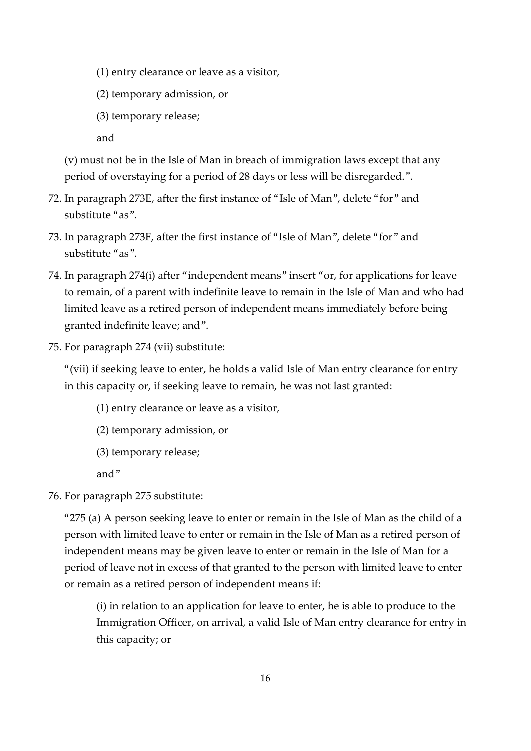(1) entry clearance or leave as a visitor,

(2) temporary admission, or

(3) temporary release;

and

(v) must not be in the Isle of Man in breach of immigration laws except that any period of overstaying for a period of 28 days or less will be disregarded.".

72. In paragraph 273E, after the first instance of "Isle of Man", delete "for" and substitute "as".

73. In paragraph 273F, after the first instance of "Isle of Man", delete "for" and substitute "as".

74. In paragraph 274(i) after "independent means" insert "or, for applications for leave to remain, of a parent with indefinite leave to remain in the Isle of Man and who had limited leave as a retired person of independent means immediately before being granted indefinite leave; and".

75. For paragraph 274 (vii) substitute:

"(vii) if seeking leave to enter, he holds a valid Isle of Man entry clearance for entry in this capacity or, if seeking leave to remain, he was not last granted:

(1) entry clearance or leave as a visitor,

(2) temporary admission, or

(3) temporary release;

and"

76. For paragraph 275 substitute:

"275 (a) A person seeking leave to enter or remain in the Isle of Man as the child of a person with limited leave to enter or remain in the Isle of Man as a retired person of independent means may be given leave to enter or remain in the Isle of Man for a period of leave not in excess of that granted to the person with limited leave to enter or remain as a retired person of independent means if:

(i) in relation to an application for leave to enter, he is able to produce to the Immigration Officer, on arrival, a valid Isle of Man entry clearance for entry in this capacity; or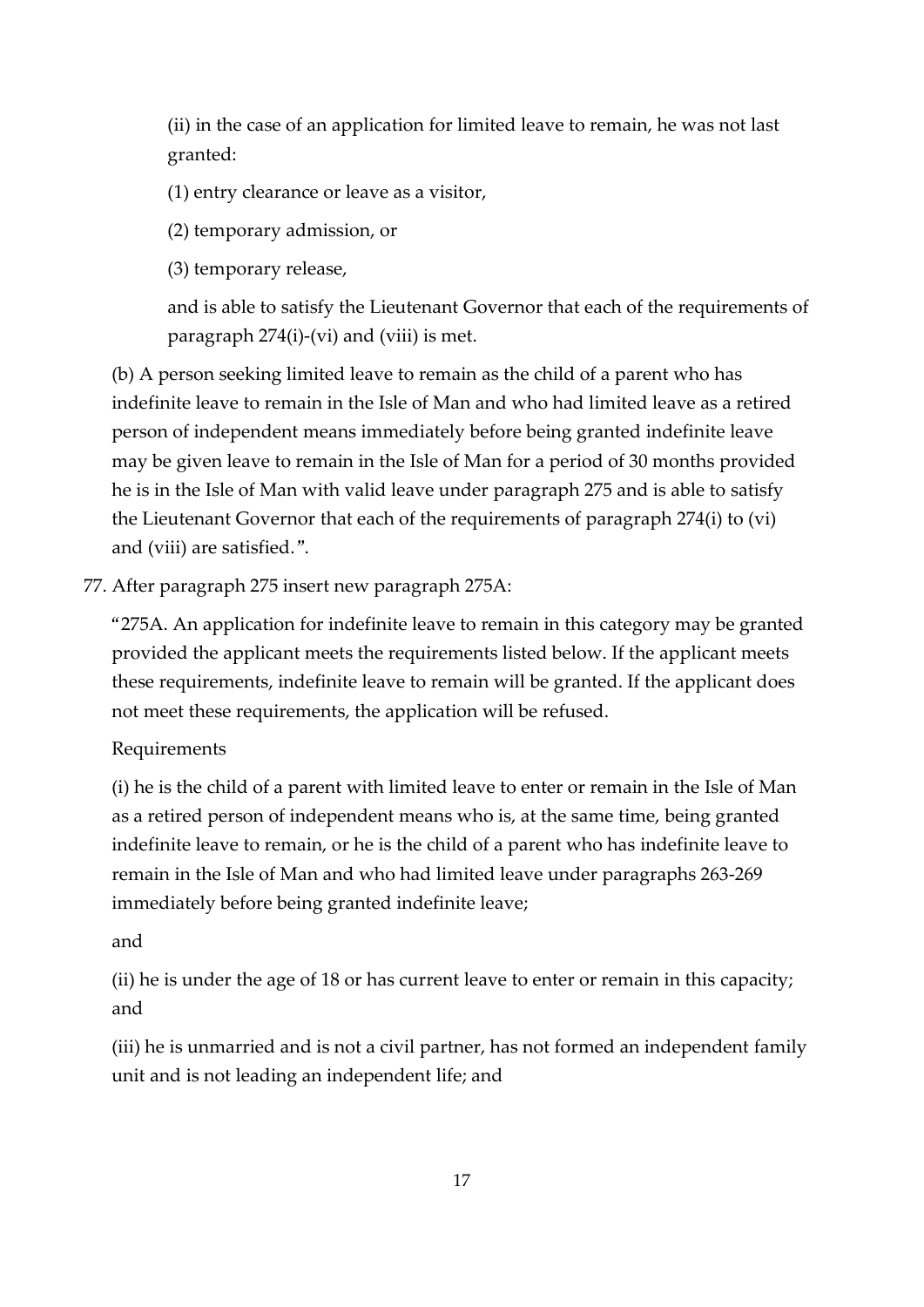(ii) in the case of an application for limited leave to remain, he was not last granted:

(1) entry clearance or leave as a visitor,

(2) temporary admission, or

(3) temporary release,

and is able to satisfy the Lieutenant Governor that each of the requirements of paragraph 274(i)-(vi) and (viii) is met.

(b) A person seeking limited leave to remain as the child of a parent who has indefinite leave to remain in the Isle of Man and who had limited leave as a retired person of independent means immediately before being granted indefinite leave may be given leave to remain in the Isle of Man for a period of 30 months provided he is in the Isle of Man with valid leave under paragraph 275 and is able to satisfy the Lieutenant Governor that each of the requirements of paragraph 274(i) to (vi) and (viii) are satisfied.".

77. After paragraph 275 insert new paragraph 275A:

"275A. An application for indefinite leave to remain in this category may be granted provided the applicant meets the requirements listed below. If the applicant meets these requirements, indefinite leave to remain will be granted. If the applicant does not meet these requirements, the application will be refused.

Requirements

(i) he is the child of a parent with limited leave to enter or remain in the Isle of Man as a retired person of independent means who is, at the same time, being granted indefinite leave to remain, or he is the child of a parent who has indefinite leave to remain in the Isle of Man and who had limited leave under paragraphs 263-269 immediately before being granted indefinite leave;

and

(ii) he is under the age of 18 or has current leave to enter or remain in this capacity; and

(iii) he is unmarried and is not a civil partner, has not formed an independent family unit and is not leading an independent life; and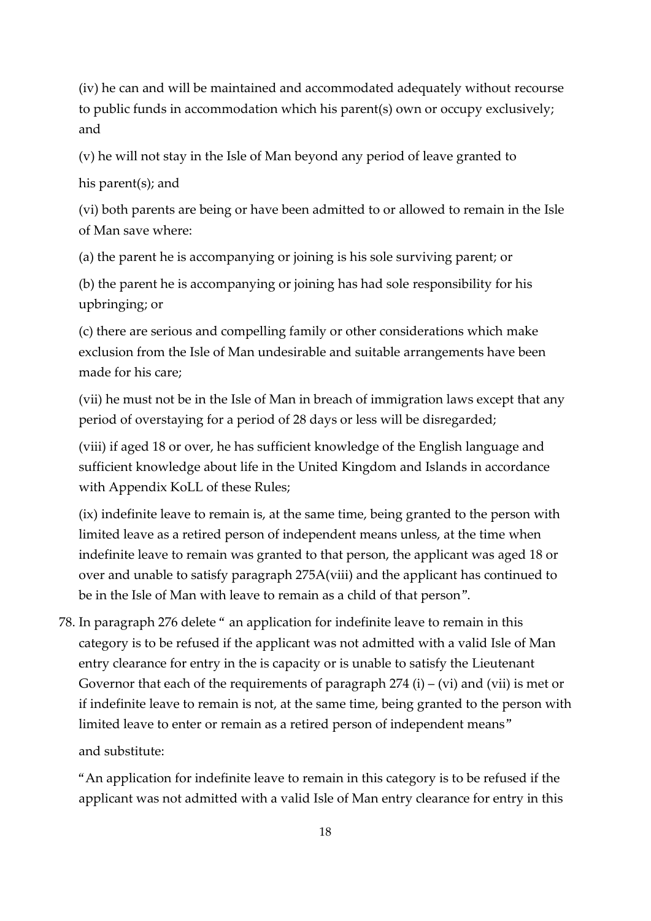(iv) he can and will be maintained and accommodated adequately without recourse to public funds in accommodation which his parent(s) own or occupy exclusively; and

(v) he will not stay in the Isle of Man beyond any period of leave granted to

his parent(s); and

(vi) both parents are being or have been admitted to or allowed to remain in the Isle of Man save where:

(a) the parent he is accompanying or joining is his sole surviving parent; or

(b) the parent he is accompanying or joining has had sole responsibility for his upbringing; or

(c) there are serious and compelling family or other considerations which make exclusion from the Isle of Man undesirable and suitable arrangements have been made for his care;

(vii) he must not be in the Isle of Man in breach of immigration laws except that any period of overstaying for a period of 28 days or less will be disregarded;

(viii) if aged 18 or over, he has sufficient knowledge of the English language and sufficient knowledge about life in the United Kingdom and Islands in accordance with Appendix KoLL of these Rules;

(ix) indefinite leave to remain is, at the same time, being granted to the person with limited leave as a retired person of independent means unless, at the time when indefinite leave to remain was granted to that person, the applicant was aged 18 or over and unable to satisfy paragraph 275A(viii) and the applicant has continued to be in the Isle of Man with leave to remain as a child of that person".

78. In paragraph 276 delete " an application for indefinite leave to remain in this category is to be refused if the applicant was not admitted with a valid Isle of Man entry clearance for entry in the is capacity or is unable to satisfy the Lieutenant Governor that each of the requirements of paragraph 274 (i) – (vi) and (vii) is met or if indefinite leave to remain is not, at the same time, being granted to the person with limited leave to enter or remain as a retired person of independent means"

    and substitute:

    "An application for indefinite leave to remain in this category is to be refused if the applicant was not admitted with a valid Isle of Man entry clearance for entry in this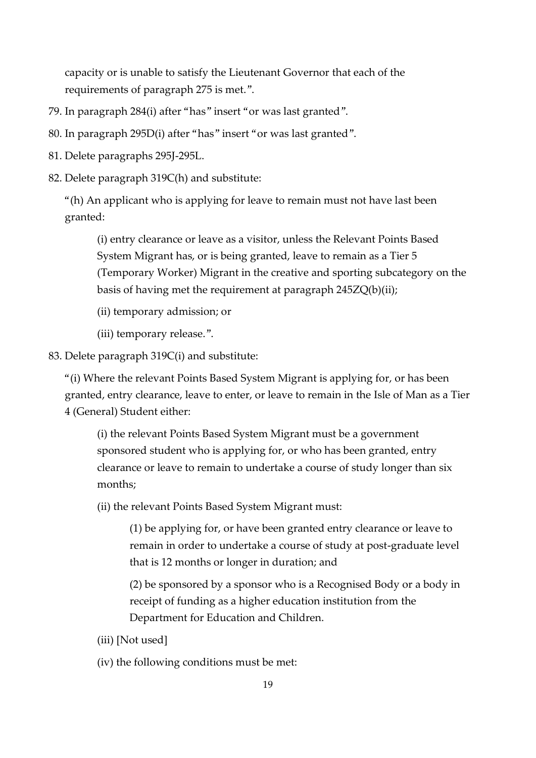capacity or is unable to satisfy the Lieutenant Governor that each of the requirements of paragraph 275 is met.".

79. In paragraph 284(i) after "has" insert "or was last granted".

80. In paragraph 295D(i) after "has" insert "or was last granted".

81. Delete paragraphs 295J-295L.

82. Delete paragraph 319C(h) and substitute:

"(h) An applicant who is applying for leave to remain must not have last been granted:

> (i) entry clearance or leave as a visitor, unless the Relevant Points Based System Migrant has, or is being granted, leave to remain as a Tier 5 (Temporary Worker) Migrant in the creative and sporting subcategory on the basis of having met the requirement at paragraph 245ZQ(b)(ii);
>
> (ii) temporary admission; or
>
> (iii) temporary release.".

83. Delete paragraph 319C(i) and substitute:

"(i) Where the relevant Points Based System Migrant is applying for, or has been granted, entry clearance, leave to enter, or leave to remain in the Isle of Man as a Tier 4 (General) Student either:

> (i) the relevant Points Based System Migrant must be a government sponsored student who is applying for, or who has been granted, entry clearance or leave to remain to undertake a course of study longer than six months;
>
> (ii) the relevant Points Based System Migrant must:
>
> > (1) be applying for, or have been granted entry clearance or leave to remain in order to undertake a course of study at post-graduate level that is 12 months or longer in duration; and
> >
> > (2) be sponsored by a sponsor who is a Recognised Body or a body in receipt of funding as a higher education institution from the Department for Education and Children.
>
> (iii) [Not used]
>
> (iv) the following conditions must be met: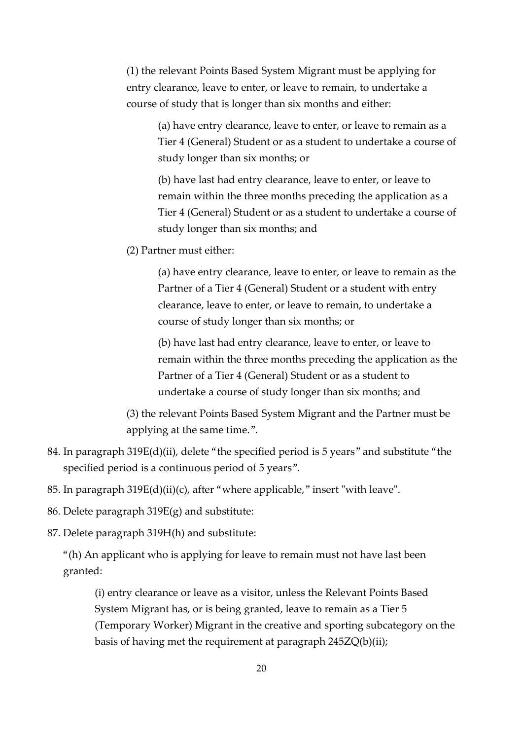(1) the relevant Points Based System Migrant must be applying for entry clearance, leave to enter, or leave to remain, to undertake a course of study that is longer than six months and either:

(a) have entry clearance, leave to enter, or leave to remain as a Tier 4 (General) Student or as a student to undertake a course of study longer than six months; or

(b) have last had entry clearance, leave to enter, or leave to remain within the three months preceding the application as a Tier 4 (General) Student or as a student to undertake a course of study longer than six months; and

(2) Partner must either:

(a) have entry clearance, leave to enter, or leave to remain as the Partner of a Tier 4 (General) Student or a student with entry clearance, leave to enter, or leave to remain, to undertake a course of study longer than six months; or

(b) have last had entry clearance, leave to enter, or leave to remain within the three months preceding the application as the Partner of a Tier 4 (General) Student or as a student to undertake a course of study longer than six months; and

(3) the relevant Points Based System Migrant and the Partner must be applying at the same time.".

84. In paragraph 319E(d)(ii), delete "the specified period is 5 years" and substitute "the specified period is a continuous period of 5 years".

85. In paragraph 319E(d)(ii)(c), after "where applicable," insert "with leave".

86. Delete paragraph 319E(g) and substitute:

87. Delete paragraph 319H(h) and substitute:

"(h) An applicant who is applying for leave to remain must not have last been granted:

(i) entry clearance or leave as a visitor, unless the Relevant Points Based System Migrant has, or is being granted, leave to remain as a Tier 5 (Temporary Worker) Migrant in the creative and sporting subcategory on the basis of having met the requirement at paragraph 245ZQ(b)(ii);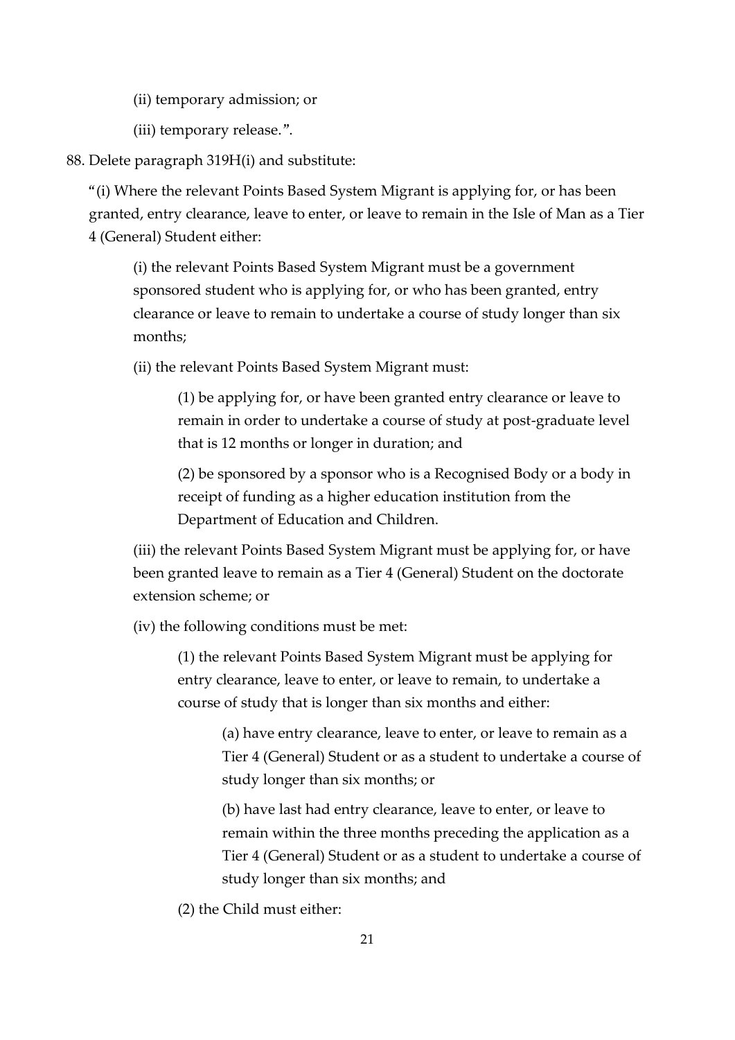(ii) temporary admission; or

(iii) temporary release.".

88. Delete paragraph 319H(i) and substitute:

"(i) Where the relevant Points Based System Migrant is applying for, or has been granted, entry clearance, leave to enter, or leave to remain in the Isle of Man as a Tier 4 (General) Student either:

(i) the relevant Points Based System Migrant must be a government sponsored student who is applying for, or who has been granted, entry clearance or leave to remain to undertake a course of study longer than six months;

(ii) the relevant Points Based System Migrant must:

(1) be applying for, or have been granted entry clearance or leave to remain in order to undertake a course of study at post-graduate level that is 12 months or longer in duration; and

(2) be sponsored by a sponsor who is a Recognised Body or a body in receipt of funding as a higher education institution from the Department of Education and Children.

(iii) the relevant Points Based System Migrant must be applying for, or have been granted leave to remain as a Tier 4 (General) Student on the doctorate extension scheme; or

(iv) the following conditions must be met:

(1) the relevant Points Based System Migrant must be applying for entry clearance, leave to enter, or leave to remain, to undertake a course of study that is longer than six months and either:

(a) have entry clearance, leave to enter, or leave to remain as a Tier 4 (General) Student or as a student to undertake a course of study longer than six months; or

(b) have last had entry clearance, leave to enter, or leave to remain within the three months preceding the application as a Tier 4 (General) Student or as a student to undertake a course of study longer than six months; and

(2) the Child must either: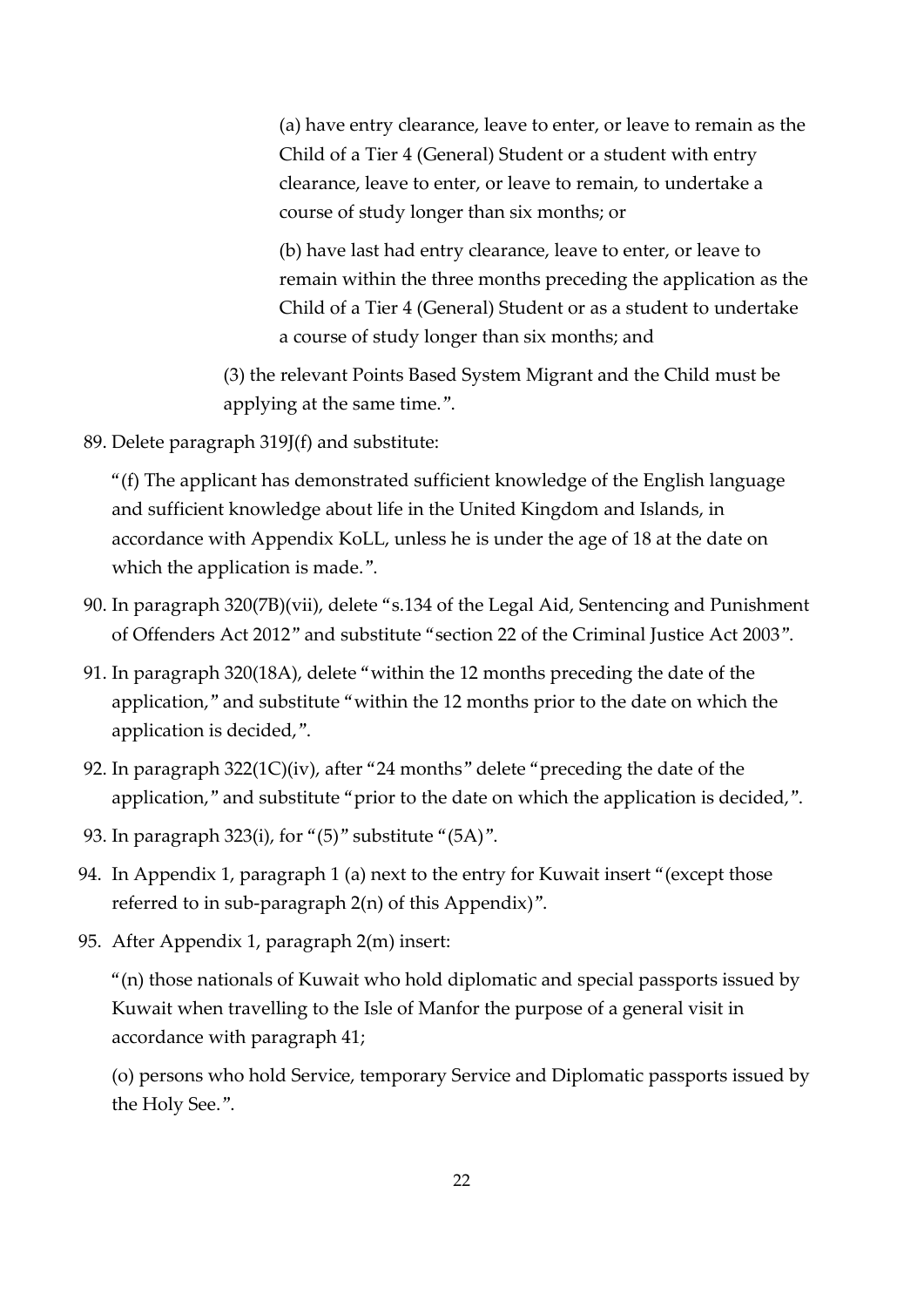(a) have entry clearance, leave to enter, or leave to remain as the Child of a Tier 4 (General) Student or a student with entry clearance, leave to enter, or leave to remain, to undertake a course of study longer than six months; or

(b) have last had entry clearance, leave to enter, or leave to remain within the three months preceding the application as the Child of a Tier 4 (General) Student or as a student to undertake a course of study longer than six months; and

(3) the relevant Points Based System Migrant and the Child must be applying at the same time.".

89. Delete paragraph 319J(f) and substitute:

    "(f) The applicant has demonstrated sufficient knowledge of the English language and sufficient knowledge about life in the United Kingdom and Islands, in accordance with Appendix KoLL, unless he is under the age of 18 at the date on which the application is made.".

90. In paragraph 320(7B)(vii), delete "s.134 of the Legal Aid, Sentencing and Punishment of Offenders Act 2012" and substitute "section 22 of the Criminal Justice Act 2003".

91. In paragraph 320(18A), delete "within the 12 months preceding the date of the application," and substitute "within the 12 months prior to the date on which the application is decided,".

92. In paragraph 322(1C)(iv), after "24 months" delete "preceding the date of the application," and substitute "prior to the date on which the application is decided,".

93. In paragraph 323(i), for "(5)" substitute "(5A)".

94. In Appendix 1, paragraph 1 (a) next to the entry for Kuwait insert "(except those referred to in sub-paragraph 2(n) of this Appendix)".

95. After Appendix 1, paragraph 2(m) insert:

    "(n) those nationals of Kuwait who hold diplomatic and special passports issued by Kuwait when travelling to the Isle of Manfor the purpose of a general visit in accordance with paragraph 41;

    (o) persons who hold Service, temporary Service and Diplomatic passports issued by the Holy See.".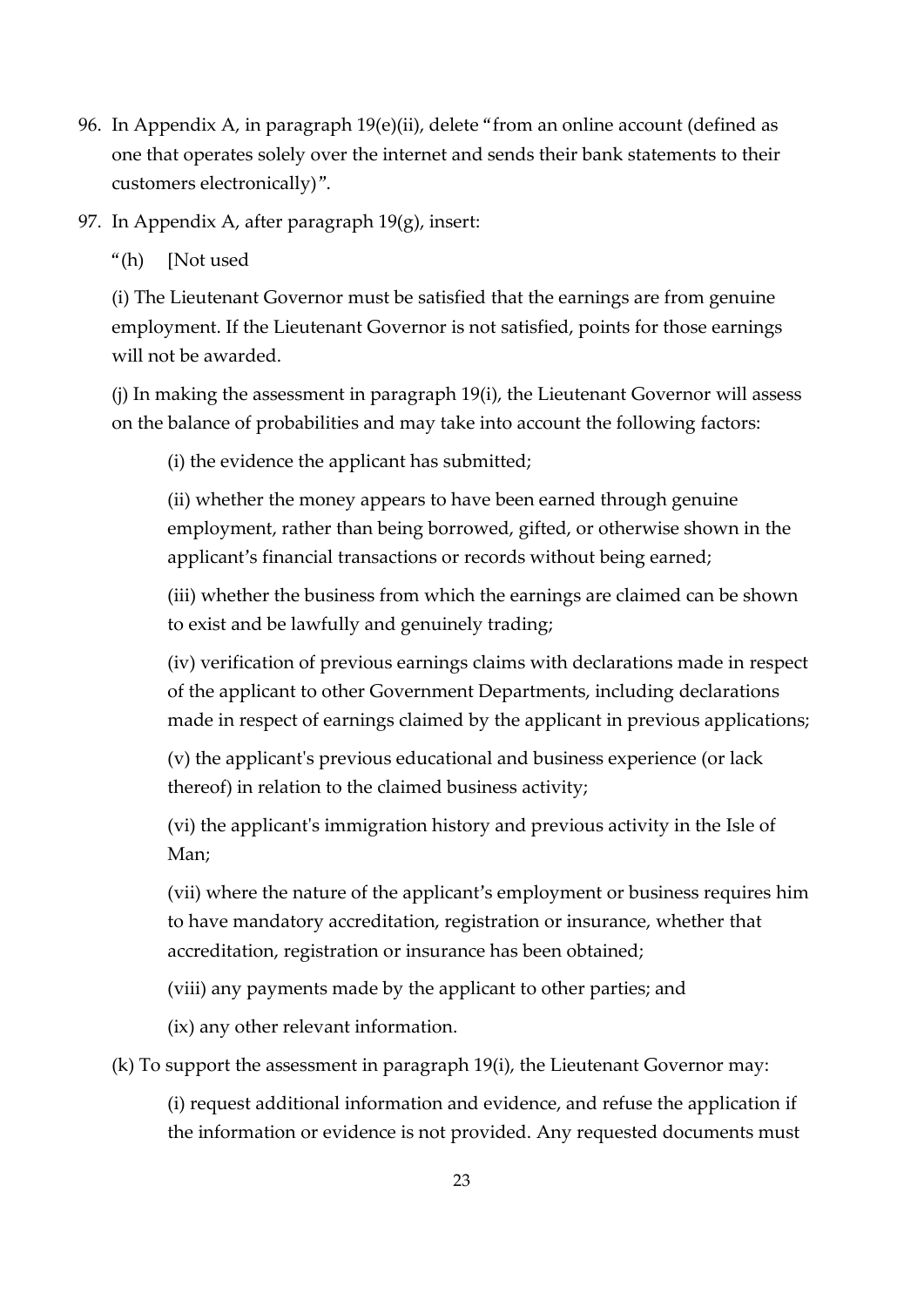96. In Appendix A, in paragraph 19(e)(ii), delete "from an online account (defined as one that operates solely over the internet and sends their bank statements to their customers electronically)".

97. In Appendix A, after paragraph 19(g), insert:

   "(h) [Not used

   (i) The Lieutenant Governor must be satisfied that the earnings are from genuine employment. If the Lieutenant Governor is not satisfied, points for those earnings will not be awarded.

   (j) In making the assessment in paragraph 19(i), the Lieutenant Governor will assess on the balance of probabilities and may take into account the following factors:

      (i) the evidence the applicant has submitted;

      (ii) whether the money appears to have been earned through genuine employment, rather than being borrowed, gifted, or otherwise shown in the applicant's financial transactions or records without being earned;

      (iii) whether the business from which the earnings are claimed can be shown to exist and be lawfully and genuinely trading;

      (iv) verification of previous earnings claims with declarations made in respect of the applicant to other Government Departments, including declarations made in respect of earnings claimed by the applicant in previous applications;

      (v) the applicant's previous educational and business experience (or lack thereof) in relation to the claimed business activity;

      (vi) the applicant's immigration history and previous activity in the Isle of Man;

      (vii) where the nature of the applicant's employment or business requires him to have mandatory accreditation, registration or insurance, whether that accreditation, registration or insurance has been obtained;

      (viii) any payments made by the applicant to other parties; and

      (ix) any other relevant information.

   (k) To support the assessment in paragraph 19(i), the Lieutenant Governor may:

      (i) request additional information and evidence, and refuse the application if the information or evidence is not provided. Any requested documents must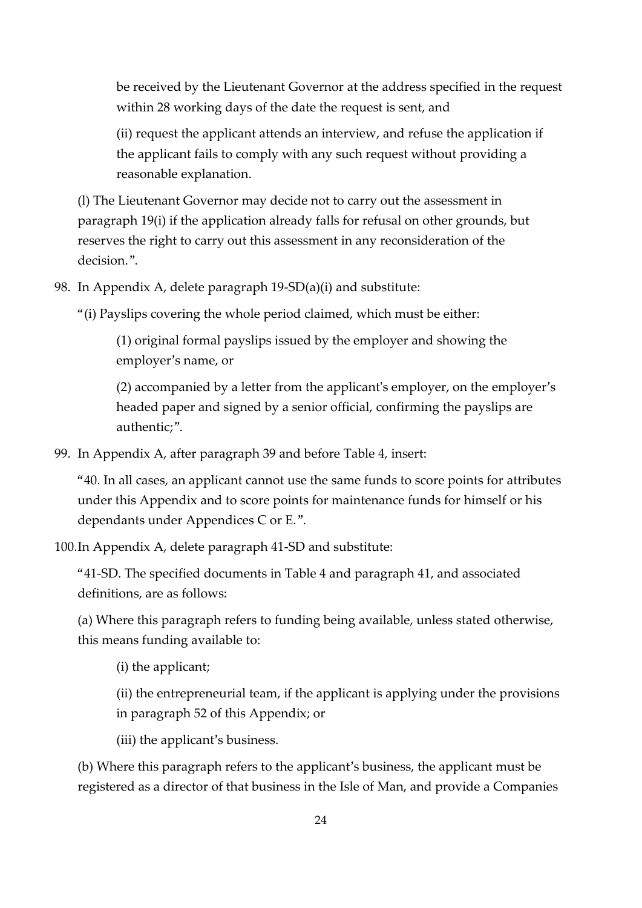be received by the Lieutenant Governor at the address specified in the request within 28 working days of the date the request is sent, and

(ii) request the applicant attends an interview, and refuse the application if the applicant fails to comply with any such request without providing a reasonable explanation.

(l) The Lieutenant Governor may decide not to carry out the assessment in paragraph 19(i) if the application already falls for refusal on other grounds, but reserves the right to carry out this assessment in any reconsideration of the decision.".

98. In Appendix A, delete paragraph 19-SD(a)(i) and substitute:

"(i) Payslips covering the whole period claimed, which must be either:

(1) original formal payslips issued by the employer and showing the employer's name, or

(2) accompanied by a letter from the applicant's employer, on the employer's headed paper and signed by a senior official, confirming the payslips are authentic;".

99. In Appendix A, after paragraph 39 and before Table 4, insert:

"40. In all cases, an applicant cannot use the same funds to score points for attributes under this Appendix and to score points for maintenance funds for himself or his dependants under Appendices C or E.".

100. In Appendix A, delete paragraph 41-SD and substitute:

"41-SD. The specified documents in Table 4 and paragraph 41, and associated definitions, are as follows:

(a) Where this paragraph refers to funding being available, unless stated otherwise, this means funding available to:

(i) the applicant;

(ii) the entrepreneurial team, if the applicant is applying under the provisions in paragraph 52 of this Appendix; or

(iii) the applicant's business.

(b) Where this paragraph refers to the applicant's business, the applicant must be registered as a director of that business in the Isle of Man, and provide a Companies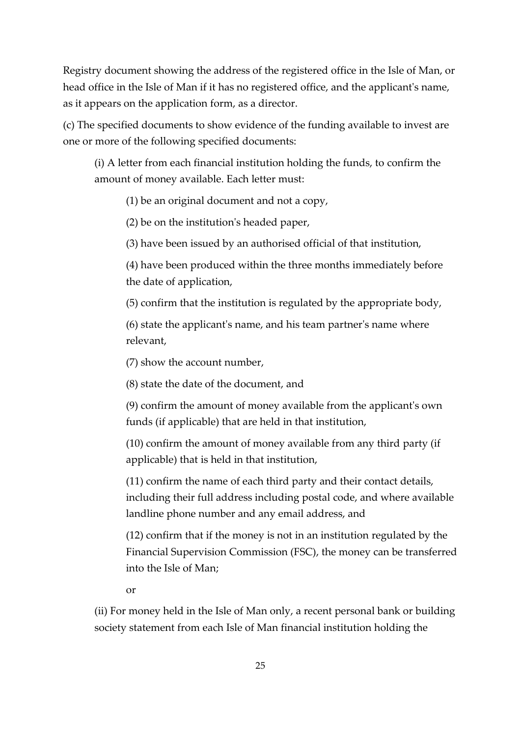Registry document showing the address of the registered office in the Isle of Man, or head office in the Isle of Man if it has no registered office, and the applicant's name, as it appears on the application form, as a director.

(c) The specified documents to show evidence of the funding available to invest are one or more of the following specified documents:

> (i) A letter from each financial institution holding the funds, to confirm the amount of money available. Each letter must:
>
> > (1) be an original document and not a copy,
> >
> > (2) be on the institution's headed paper,
> >
> > (3) have been issued by an authorised official of that institution,
> >
> > (4) have been produced within the three months immediately before the date of application,
> >
> > (5) confirm that the institution is regulated by the appropriate body,
> >
> > (6) state the applicant's name, and his team partner's name where relevant,
> >
> > (7) show the account number,
> >
> > (8) state the date of the document, and
> >
> > (9) confirm the amount of money available from the applicant's own funds (if applicable) that are held in that institution,
> >
> > (10) confirm the amount of money available from any third party (if applicable) that is held in that institution,
> >
> > (11) confirm the name of each third party and their contact details, including their full address including postal code, and where available landline phone number and any email address, and
> >
> > (12) confirm that if the money is not in an institution regulated by the Financial Supervision Commission (FSC), the money can be transferred into the Isle of Man;
> >
> > or
>
> (ii) For money held in the Isle of Man only, a recent personal bank or building society statement from each Isle of Man financial institution holding the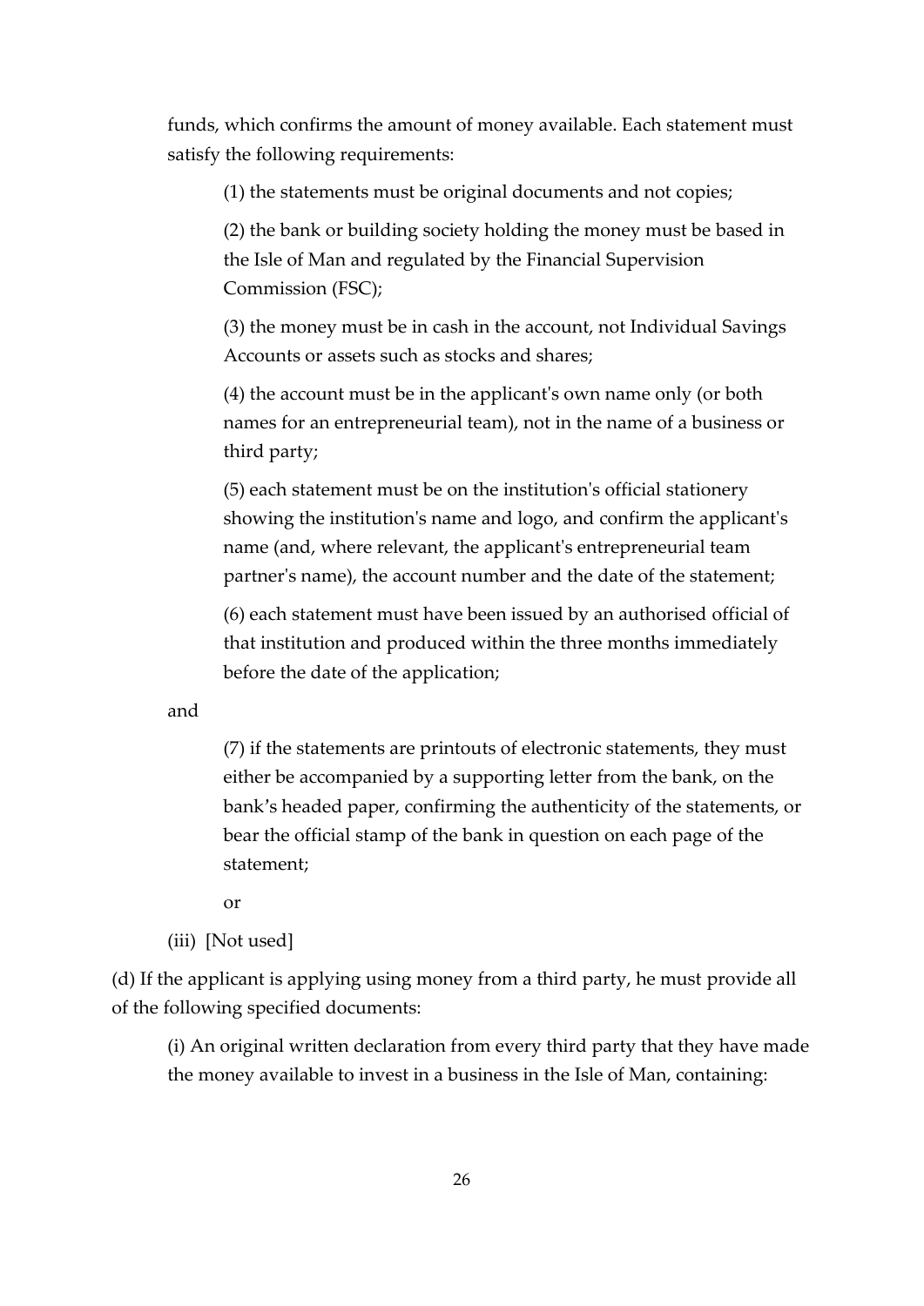funds, which confirms the amount of money available. Each statement must satisfy the following requirements:

(1) the statements must be original documents and not copies;

(2) the bank or building society holding the money must be based in the Isle of Man and regulated by the Financial Supervision Commission (FSC);

(3) the money must be in cash in the account, not Individual Savings Accounts or assets such as stocks and shares;

(4) the account must be in the applicant's own name only (or both names for an entrepreneurial team), not in the name of a business or third party;

(5) each statement must be on the institution's official stationery showing the institution's name and logo, and confirm the applicant's name (and, where relevant, the applicant's entrepreneurial team partner's name), the account number and the date of the statement;

(6) each statement must have been issued by an authorised official of that institution and produced within the three months immediately before the date of the application;

and

(7) if the statements are printouts of electronic statements, they must either be accompanied by a supporting letter from the bank, on the bank's headed paper, confirming the authenticity of the statements, or bear the official stamp of the bank in question on each page of the statement;

or

(iii) [Not used]

(d) If the applicant is applying using money from a third party, he must provide all of the following specified documents:

(i) An original written declaration from every third party that they have made the money available to invest in a business in the Isle of Man, containing: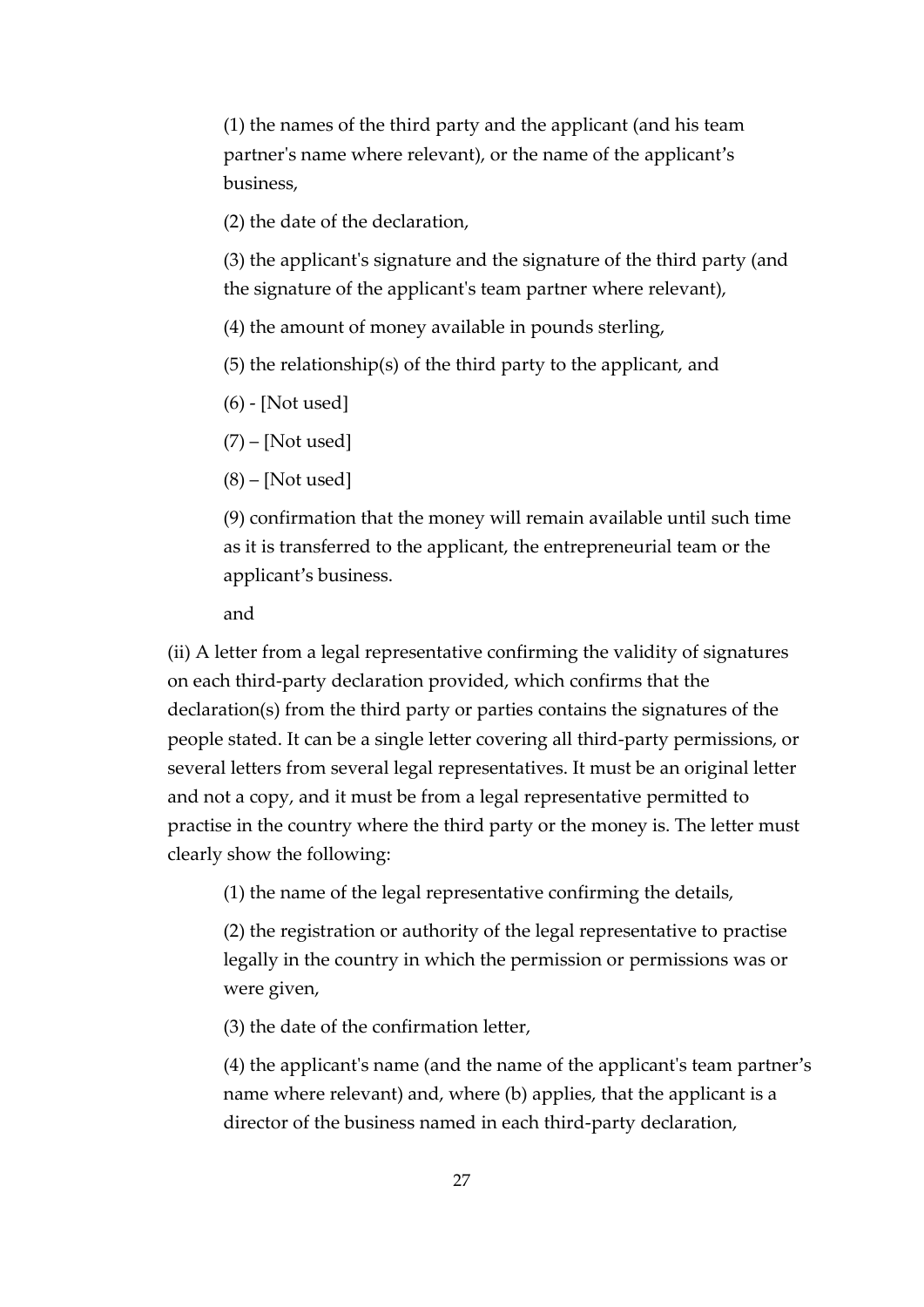(1) the names of the third party and the applicant (and his team partner's name where relevant), or the name of the applicant's business,

(2) the date of the declaration,

(3) the applicant's signature and the signature of the third party (and the signature of the applicant's team partner where relevant),

(4) the amount of money available in pounds sterling,

(5) the relationship(s) of the third party to the applicant, and

(6) - [Not used]

(7) – [Not used]

(8) – [Not used]

(9) confirmation that the money will remain available until such time as it is transferred to the applicant, the entrepreneurial team or the applicant's business.

and

(ii) A letter from a legal representative confirming the validity of signatures on each third-party declaration provided, which confirms that the declaration(s) from the third party or parties contains the signatures of the people stated. It can be a single letter covering all third-party permissions, or several letters from several legal representatives. It must be an original letter and not a copy, and it must be from a legal representative permitted to practise in the country where the third party or the money is. The letter must clearly show the following:

(1) the name of the legal representative confirming the details,

(2) the registration or authority of the legal representative to practise legally in the country in which the permission or permissions was or were given,

(3) the date of the confirmation letter,

(4) the applicant's name (and the name of the applicant's team partner's name where relevant) and, where (b) applies, that the applicant is a director of the business named in each third-party declaration,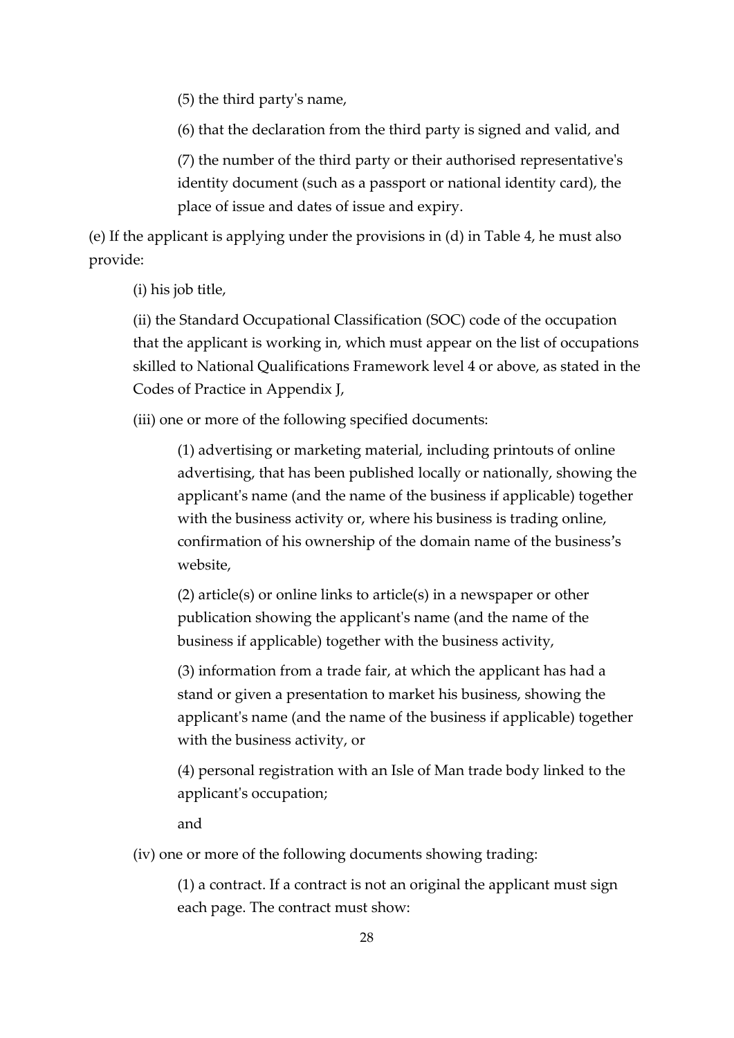(5) the third party's name,

(6) that the declaration from the third party is signed and valid, and

(7) the number of the third party or their authorised representative's identity document (such as a passport or national identity card), the place of issue and dates of issue and expiry.

(e) If the applicant is applying under the provisions in (d) in Table 4, he must also provide:

(i) his job title,

(ii) the Standard Occupational Classification (SOC) code of the occupation that the applicant is working in, which must appear on the list of occupations skilled to National Qualifications Framework level 4 or above, as stated in the Codes of Practice in Appendix J,

(iii) one or more of the following specified documents:

(1) advertising or marketing material, including printouts of online advertising, that has been published locally or nationally, showing the applicant's name (and the name of the business if applicable) together with the business activity or, where his business is trading online, confirmation of his ownership of the domain name of the business's website,

(2) article(s) or online links to article(s) in a newspaper or other publication showing the applicant's name (and the name of the business if applicable) together with the business activity,

(3) information from a trade fair, at which the applicant has had a stand or given a presentation to market his business, showing the applicant's name (and the name of the business if applicable) together with the business activity, or

(4) personal registration with an Isle of Man trade body linked to the applicant's occupation;

and

(iv) one or more of the following documents showing trading:

(1) a contract. If a contract is not an original the applicant must sign each page. The contract must show: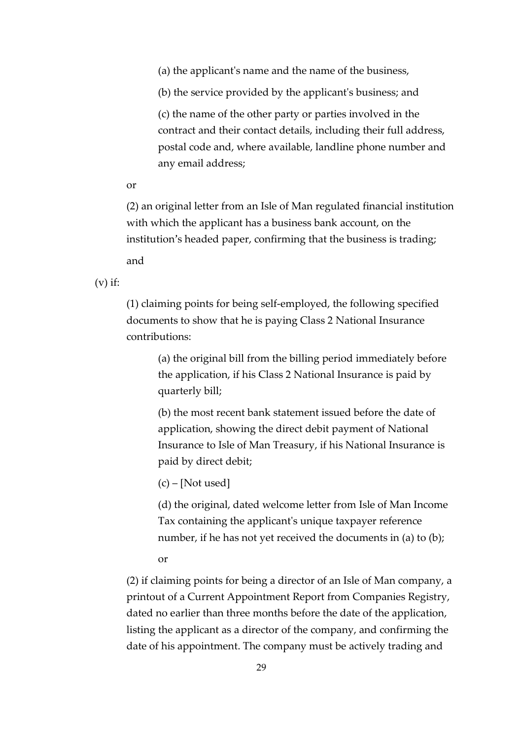(a) the applicant's name and the name of the business,

(b) the service provided by the applicant's business; and

(c) the name of the other party or parties involved in the contract and their contact details, including their full address, postal code and, where available, landline phone number and any email address;

or

(2) an original letter from an Isle of Man regulated financial institution with which the applicant has a business bank account, on the institution's headed paper, confirming that the business is trading;

and

(v) if:

(1) claiming points for being self-employed, the following specified documents to show that he is paying Class 2 National Insurance contributions:

(a) the original bill from the billing period immediately before the application, if his Class 2 National Insurance is paid by quarterly bill;

(b) the most recent bank statement issued before the date of application, showing the direct debit payment of National Insurance to Isle of Man Treasury, if his National Insurance is paid by direct debit;

(c) – [Not used]

(d) the original, dated welcome letter from Isle of Man Income Tax containing the applicant's unique taxpayer reference number, if he has not yet received the documents in (a) to (b);

or

(2) if claiming points for being a director of an Isle of Man company, a printout of a Current Appointment Report from Companies Registry, dated no earlier than three months before the date of the application, listing the applicant as a director of the company, and confirming the date of his appointment. The company must be actively trading and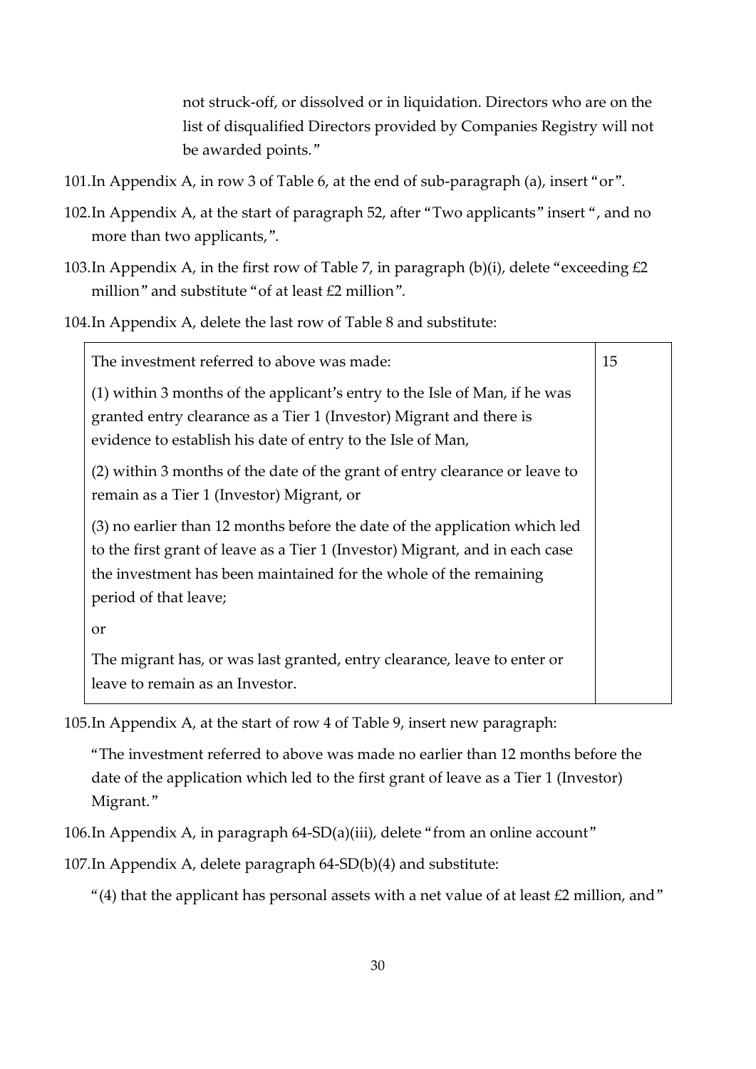not struck-off, or dissolved or in liquidation. Directors who are on the list of disqualified Directors provided by Companies Registry will not be awarded points."

101. In Appendix A, in row 3 of Table 6, at the end of sub-paragraph (a), insert "or".

102. In Appendix A, at the start of paragraph 52, after "Two applicants" insert ", and no more than two applicants,".

103. In Appendix A, in the first row of Table 7, in paragraph (b)(i), delete "exceeding £2 million" and substitute "of at least £2 million".

104. In Appendix A, delete the last row of Table 8 and substitute:

| | |
|---|---|
| The investment referred to above was made:<br><br>(1) within 3 months of the applicant's entry to the Isle of Man, if he was granted entry clearance as a Tier 1 (Investor) Migrant and there is evidence to establish his date of entry to the Isle of Man,<br><br>(2) within 3 months of the date of the grant of entry clearance or leave to remain as a Tier 1 (Investor) Migrant, or<br><br>(3) no earlier than 12 months before the date of the application which led to the first grant of leave as a Tier 1 (Investor) Migrant, and in each case the investment has been maintained for the whole of the remaining period of that leave;<br><br>or<br><br>The migrant has, or was last granted, entry clearance, leave to enter or leave to remain as an Investor. | 15 |

105. In Appendix A, at the start of row 4 of Table 9, insert new paragraph:

"The investment referred to above was made no earlier than 12 months before the date of the application which led to the first grant of leave as a Tier 1 (Investor) Migrant."

106. In Appendix A, in paragraph 64-SD(a)(iii), delete "from an online account"

107. In Appendix A, delete paragraph 64-SD(b)(4) and substitute:

"(4) that the applicant has personal assets with a net value of at least £2 million, and"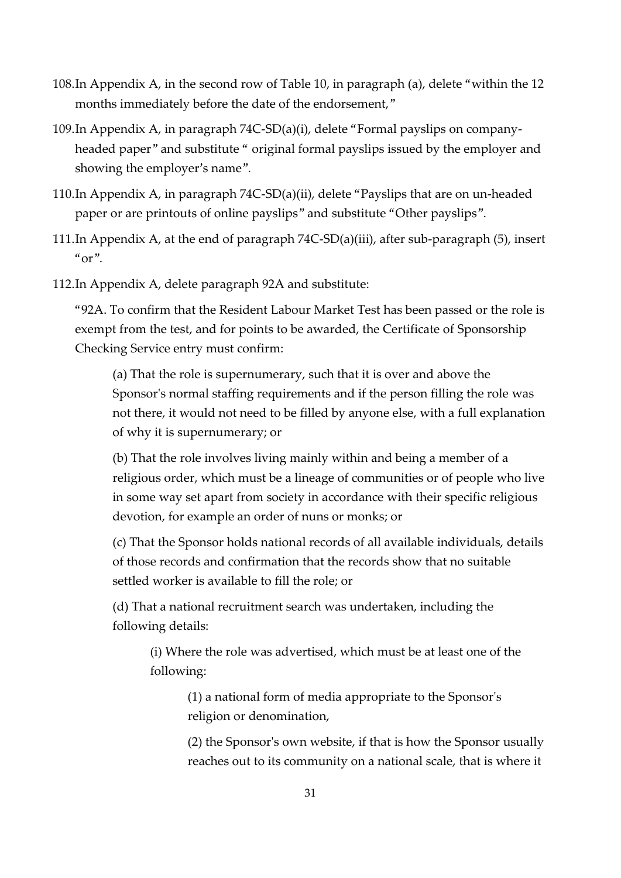108. In Appendix A, in the second row of Table 10, in paragraph (a), delete "within the 12 months immediately before the date of the endorsement,"

109. In Appendix A, in paragraph 74C-SD(a)(i), delete "Formal payslips on company-headed paper" and substitute " original formal payslips issued by the employer and showing the employer's name".

110. In Appendix A, in paragraph 74C-SD(a)(ii), delete "Payslips that are on un-headed paper or are printouts of online payslips" and substitute "Other payslips".

111. In Appendix A, at the end of paragraph 74C-SD(a)(iii), after sub-paragraph (5), insert "or".

112. In Appendix A, delete paragraph 92A and substitute:

"92A. To confirm that the Resident Labour Market Test has been passed or the role is exempt from the test, and for points to be awarded, the Certificate of Sponsorship Checking Service entry must confirm:

> (a) That the role is supernumerary, such that it is over and above the Sponsor's normal staffing requirements and if the person filling the role was not there, it would not need to be filled by anyone else, with a full explanation of why it is supernumerary; or
>
> (b) That the role involves living mainly within and being a member of a religious order, which must be a lineage of communities or of people who live in some way set apart from society in accordance with their specific religious devotion, for example an order of nuns or monks; or
>
> (c) That the Sponsor holds national records of all available individuals, details of those records and confirmation that the records show that no suitable settled worker is available to fill the role; or
>
> (d) That a national recruitment search was undertaken, including the following details:
>
> > (i) Where the role was advertised, which must be at least one of the following:
> >
> > > (1) a national form of media appropriate to the Sponsor's religion or denomination,
> > >
> > > (2) the Sponsor's own website, if that is how the Sponsor usually reaches out to its community on a national scale, that is where it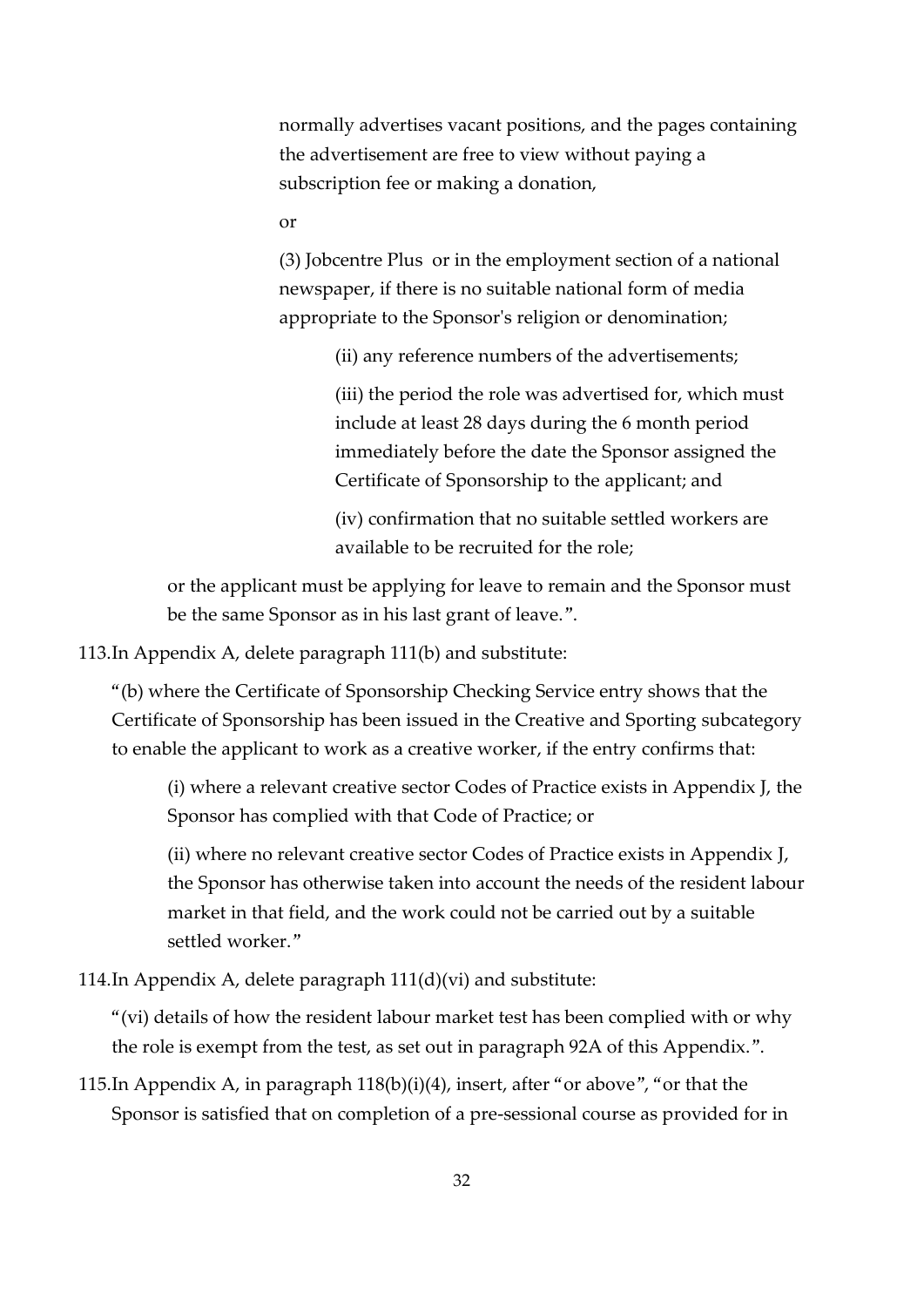normally advertises vacant positions, and the pages containing the advertisement are free to view without paying a subscription fee or making a donation,

or

(3) Jobcentre Plus  or in the employment section of a national newspaper, if there is no suitable national form of media appropriate to the Sponsor's religion or denomination;

(ii) any reference numbers of the advertisements;

(iii) the period the role was advertised for, which must include at least 28 days during the 6 month period immediately before the date the Sponsor assigned the Certificate of Sponsorship to the applicant; and

(iv) confirmation that no suitable settled workers are available to be recruited for the role;

or the applicant must be applying for leave to remain and the Sponsor must be the same Sponsor as in his last grant of leave.".

113. In Appendix A, delete paragraph 111(b) and substitute:

"(b) where the Certificate of Sponsorship Checking Service entry shows that the Certificate of Sponsorship has been issued in the Creative and Sporting subcategory to enable the applicant to work as a creative worker, if the entry confirms that:

(i) where a relevant creative sector Codes of Practice exists in Appendix J, the Sponsor has complied with that Code of Practice; or

(ii) where no relevant creative sector Codes of Practice exists in Appendix J, the Sponsor has otherwise taken into account the needs of the resident labour market in that field, and the work could not be carried out by a suitable settled worker."

114. In Appendix A, delete paragraph 111(d)(vi) and substitute:

"(vi) details of how the resident labour market test has been complied with or why the role is exempt from the test, as set out in paragraph 92A of this Appendix.".

115. In Appendix A, in paragraph 118(b)(i)(4), insert, after "or above", "or that the Sponsor is satisfied that on completion of a pre-sessional course as provided for in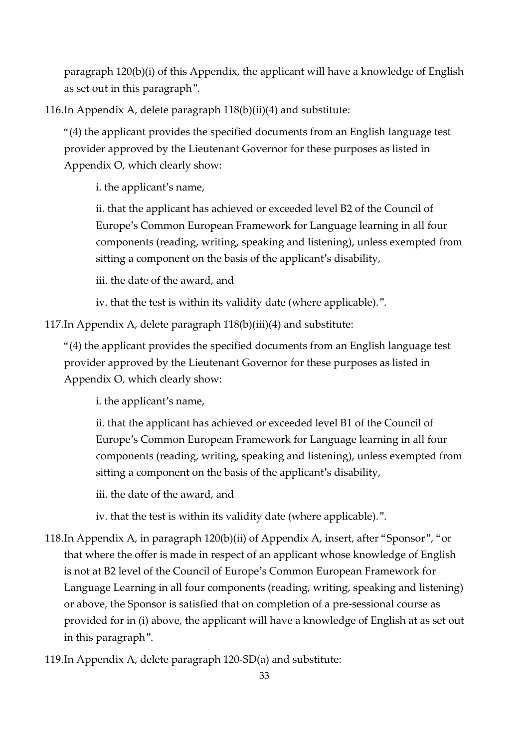paragraph 120(b)(i) of this Appendix, the applicant will have a knowledge of English as set out in this paragraph".

116. In Appendix A, delete paragraph 118(b)(ii)(4) and substitute:

"(4) the applicant provides the specified documents from an English language test provider approved by the Lieutenant Governor for these purposes as listed in Appendix O, which clearly show:

i. the applicant's name,

ii. that the applicant has achieved or exceeded level B2 of the Council of Europe's Common European Framework for Language learning in all four components (reading, writing, speaking and listening), unless exempted from sitting a component on the basis of the applicant's disability,

iii. the date of the award, and

iv. that the test is within its validity date (where applicable).".

117. In Appendix A, delete paragraph 118(b)(iii)(4) and substitute:

"(4) the applicant provides the specified documents from an English language test provider approved by the Lieutenant Governor for these purposes as listed in Appendix O, which clearly show:

i. the applicant's name,

ii. that the applicant has achieved or exceeded level B1 of the Council of Europe's Common European Framework for Language learning in all four components (reading, writing, speaking and listening), unless exempted from sitting a component on the basis of the applicant's disability,

iii. the date of the award, and

iv. that the test is within its validity date (where applicable).".

118. In Appendix A, in paragraph 120(b)(ii) of Appendix A, insert, after "Sponsor", "or that where the offer is made in respect of an applicant whose knowledge of English is not at B2 level of the Council of Europe's Common European Framework for Language Learning in all four components (reading, writing, speaking and listening) or above, the Sponsor is satisfied that on completion of a pre-sessional course as provided for in (i) above, the applicant will have a knowledge of English at as set out in this paragraph".

119. In Appendix A, delete paragraph 120-SD(a) and substitute: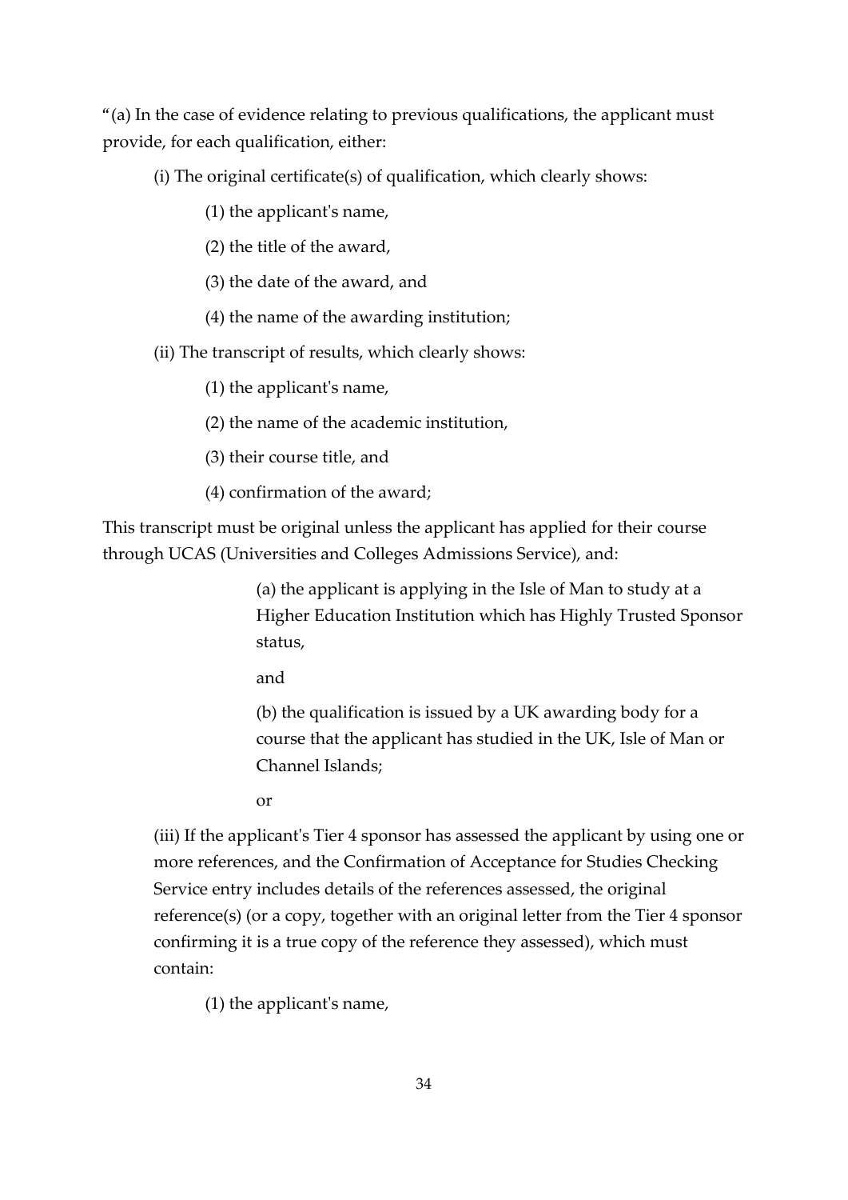"(a) In the case of evidence relating to previous qualifications, the applicant must provide, for each qualification, either:

(i) The original certificate(s) of qualification, which clearly shows:

(1) the applicant's name,

(2) the title of the award,

(3) the date of the award, and

(4) the name of the awarding institution;

(ii) The transcript of results, which clearly shows:

(1) the applicant's name,

(2) the name of the academic institution,

(3) their course title, and

(4) confirmation of the award;

This transcript must be original unless the applicant has applied for their course through UCAS (Universities and Colleges Admissions Service), and:

(a) the applicant is applying in the Isle of Man to study at a Higher Education Institution which has Highly Trusted Sponsor status,

and

(b) the qualification is issued by a UK awarding body for a course that the applicant has studied in the UK, Isle of Man or Channel Islands;

or

(iii) If the applicant's Tier 4 sponsor has assessed the applicant by using one or more references, and the Confirmation of Acceptance for Studies Checking Service entry includes details of the references assessed, the original reference(s) (or a copy, together with an original letter from the Tier 4 sponsor confirming it is a true copy of the reference they assessed), which must contain:

(1) the applicant's name,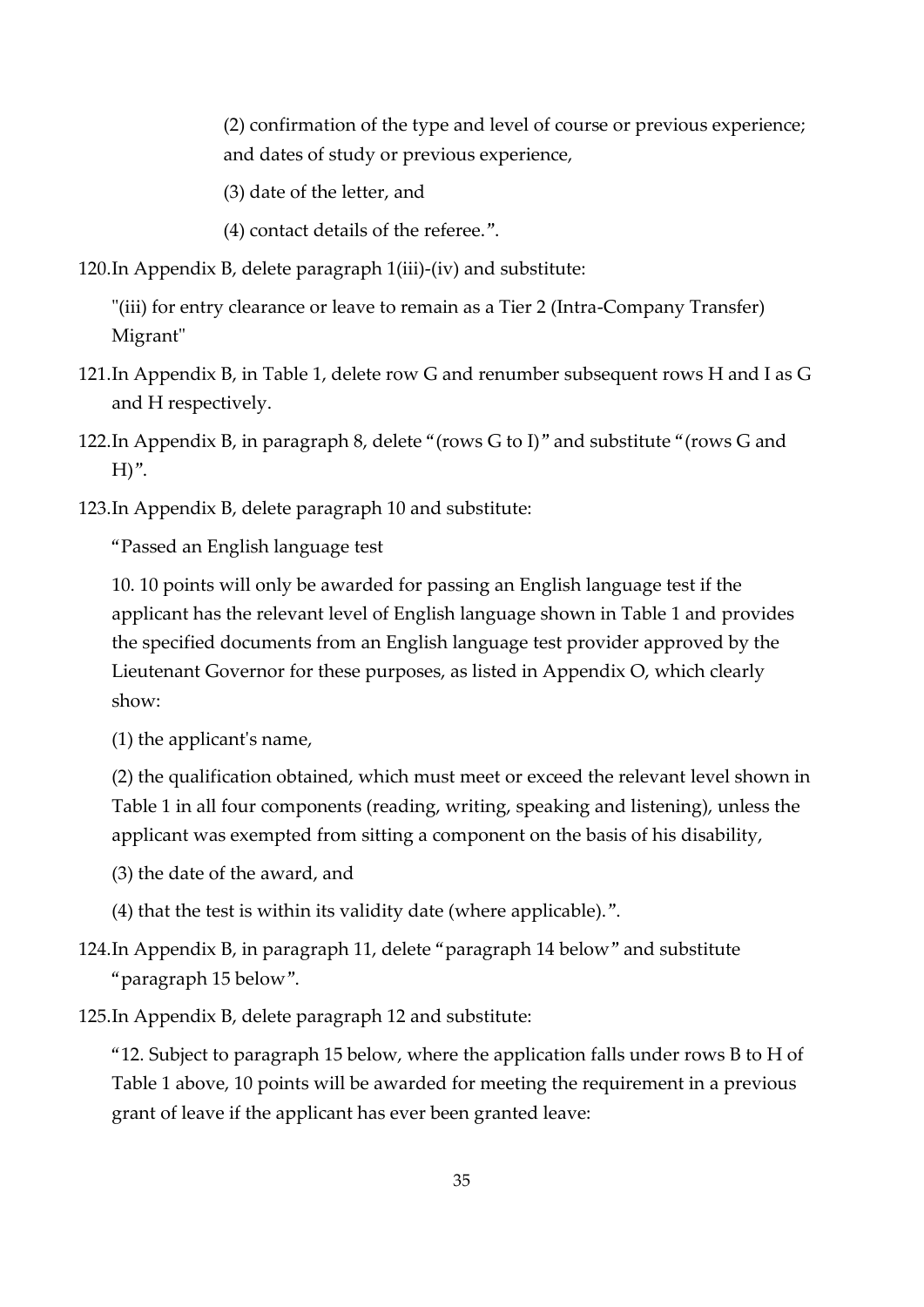(2) confirmation of the type and level of course or previous experience; and dates of study or previous experience,

(3) date of the letter, and

(4) contact details of the referee.".

120. In Appendix B, delete paragraph 1(iii)-(iv) and substitute:

"(iii) for entry clearance or leave to remain as a Tier 2 (Intra-Company Transfer) Migrant"

121. In Appendix B, in Table 1, delete row G and renumber subsequent rows H and I as G and H respectively.

122. In Appendix B, in paragraph 8, delete "(rows G to I)" and substitute "(rows G and H)".

123. In Appendix B, delete paragraph 10 and substitute:

"Passed an English language test

10. 10 points will only be awarded for passing an English language test if the applicant has the relevant level of English language shown in Table 1 and provides the specified documents from an English language test provider approved by the Lieutenant Governor for these purposes, as listed in Appendix O, which clearly show:

(1) the applicant's name,

(2) the qualification obtained, which must meet or exceed the relevant level shown in Table 1 in all four components (reading, writing, speaking and listening), unless the applicant was exempted from sitting a component on the basis of his disability,

(3) the date of the award, and

(4) that the test is within its validity date (where applicable).".

124. In Appendix B, in paragraph 11, delete "paragraph 14 below" and substitute "paragraph 15 below".

125. In Appendix B, delete paragraph 12 and substitute:

"12. Subject to paragraph 15 below, where the application falls under rows B to H of Table 1 above, 10 points will be awarded for meeting the requirement in a previous grant of leave if the applicant has ever been granted leave: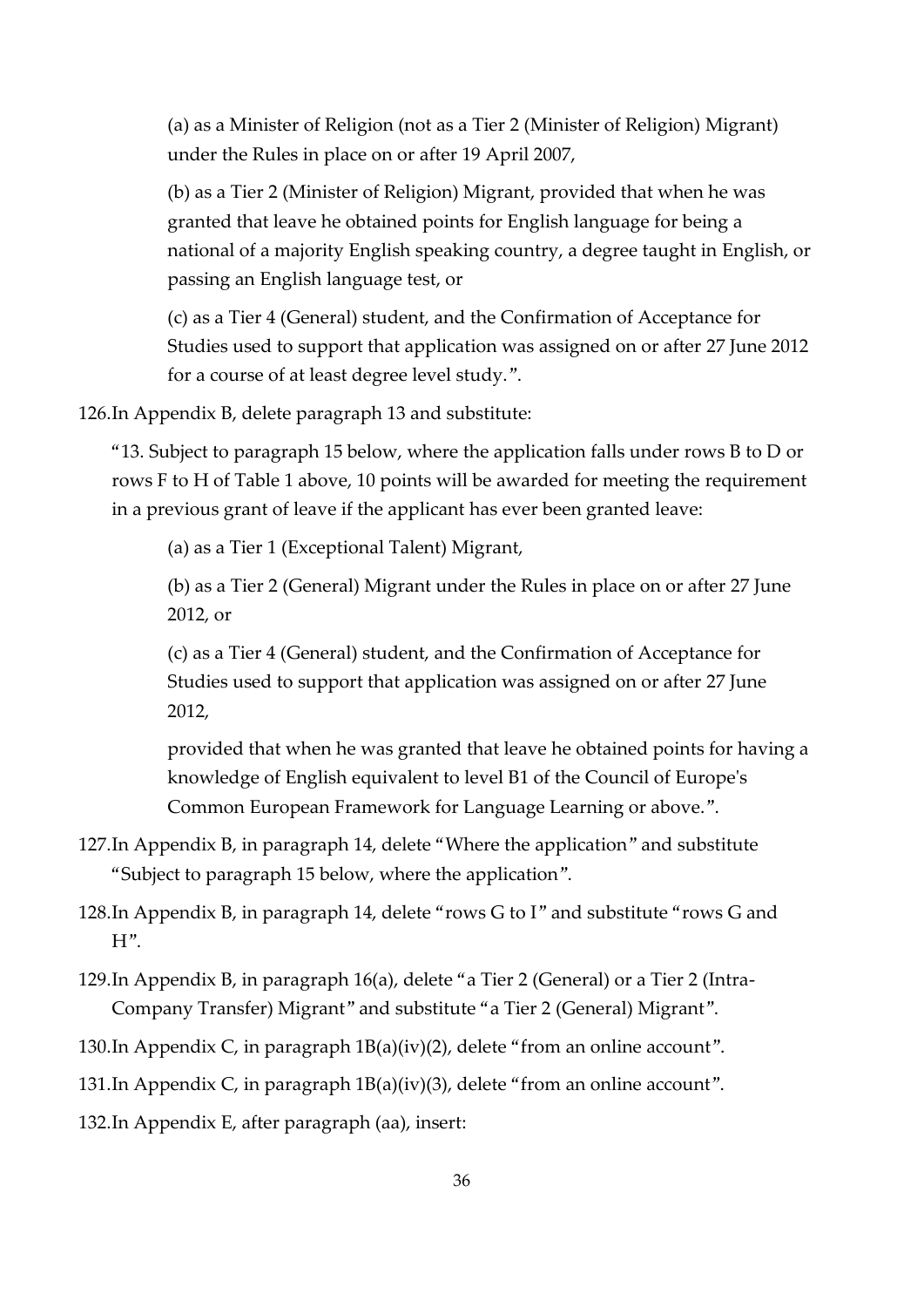(a) as a Minister of Religion (not as a Tier 2 (Minister of Religion) Migrant) under the Rules in place on or after 19 April 2007,

(b) as a Tier 2 (Minister of Religion) Migrant, provided that when he was granted that leave he obtained points for English language for being a national of a majority English speaking country, a degree taught in English, or passing an English language test, or

(c) as a Tier 4 (General) student, and the Confirmation of Acceptance for Studies used to support that application was assigned on or after 27 June 2012 for a course of at least degree level study.".

126. In Appendix B, delete paragraph 13 and substitute:

"13. Subject to paragraph 15 below, where the application falls under rows B to D or rows F to H of Table 1 above, 10 points will be awarded for meeting the requirement in a previous grant of leave if the applicant has ever been granted leave:

(a) as a Tier 1 (Exceptional Talent) Migrant,

(b) as a Tier 2 (General) Migrant under the Rules in place on or after 27 June 2012, or

(c) as a Tier 4 (General) student, and the Confirmation of Acceptance for Studies used to support that application was assigned on or after 27 June 2012,

provided that when he was granted that leave he obtained points for having a knowledge of English equivalent to level B1 of the Council of Europe's Common European Framework for Language Learning or above.".

127. In Appendix B, in paragraph 14, delete "Where the application" and substitute "Subject to paragraph 15 below, where the application".

128. In Appendix B, in paragraph 14, delete "rows G to I" and substitute "rows G and H".

129. In Appendix B, in paragraph 16(a), delete "a Tier 2 (General) or a Tier 2 (Intra-Company Transfer) Migrant" and substitute "a Tier 2 (General) Migrant".

130. In Appendix C, in paragraph 1B(a)(iv)(2), delete "from an online account".

131. In Appendix C, in paragraph 1B(a)(iv)(3), delete "from an online account".

132. In Appendix E, after paragraph (aa), insert: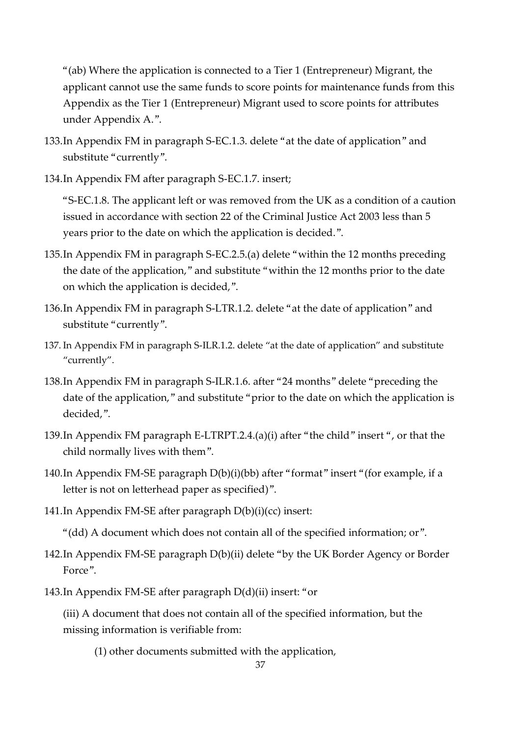"(ab) Where the application is connected to a Tier 1 (Entrepreneur) Migrant, the applicant cannot use the same funds to score points for maintenance funds from this Appendix as the Tier 1 (Entrepreneur) Migrant used to score points for attributes under Appendix A.".

133. In Appendix FM in paragraph S-EC.1.3. delete "at the date of application" and substitute "currently".

134. In Appendix FM after paragraph S-EC.1.7. insert;

"S-EC.1.8. The applicant left or was removed from the UK as a condition of a caution issued in accordance with section 22 of the Criminal Justice Act 2003 less than 5 years prior to the date on which the application is decided.".

135. In Appendix FM in paragraph S-EC.2.5.(a) delete "within the 12 months preceding the date of the application," and substitute "within the 12 months prior to the date on which the application is decided,".

136. In Appendix FM in paragraph S-LTR.1.2. delete "at the date of application" and substitute "currently".

137. In Appendix FM in paragraph S-ILR.1.2. delete "at the date of application" and substitute "currently".

138. In Appendix FM in paragraph S-ILR.1.6. after "24 months" delete "preceding the date of the application," and substitute "prior to the date on which the application is decided,".

139. In Appendix FM paragraph E-LTRPT.2.4.(a)(i) after "the child" insert ", or that the child normally lives with them".

140. In Appendix FM-SE paragraph D(b)(i)(bb) after "format" insert "(for example, if a letter is not on letterhead paper as specified)".

141. In Appendix FM-SE after paragraph D(b)(i)(cc) insert:

"(dd) A document which does not contain all of the specified information; or".

142. In Appendix FM-SE paragraph D(b)(ii) delete "by the UK Border Agency or Border Force".

143. In Appendix FM-SE after paragraph D(d)(ii) insert: "or

(iii) A document that does not contain all of the specified information, but the missing information is verifiable from:

(1) other documents submitted with the application,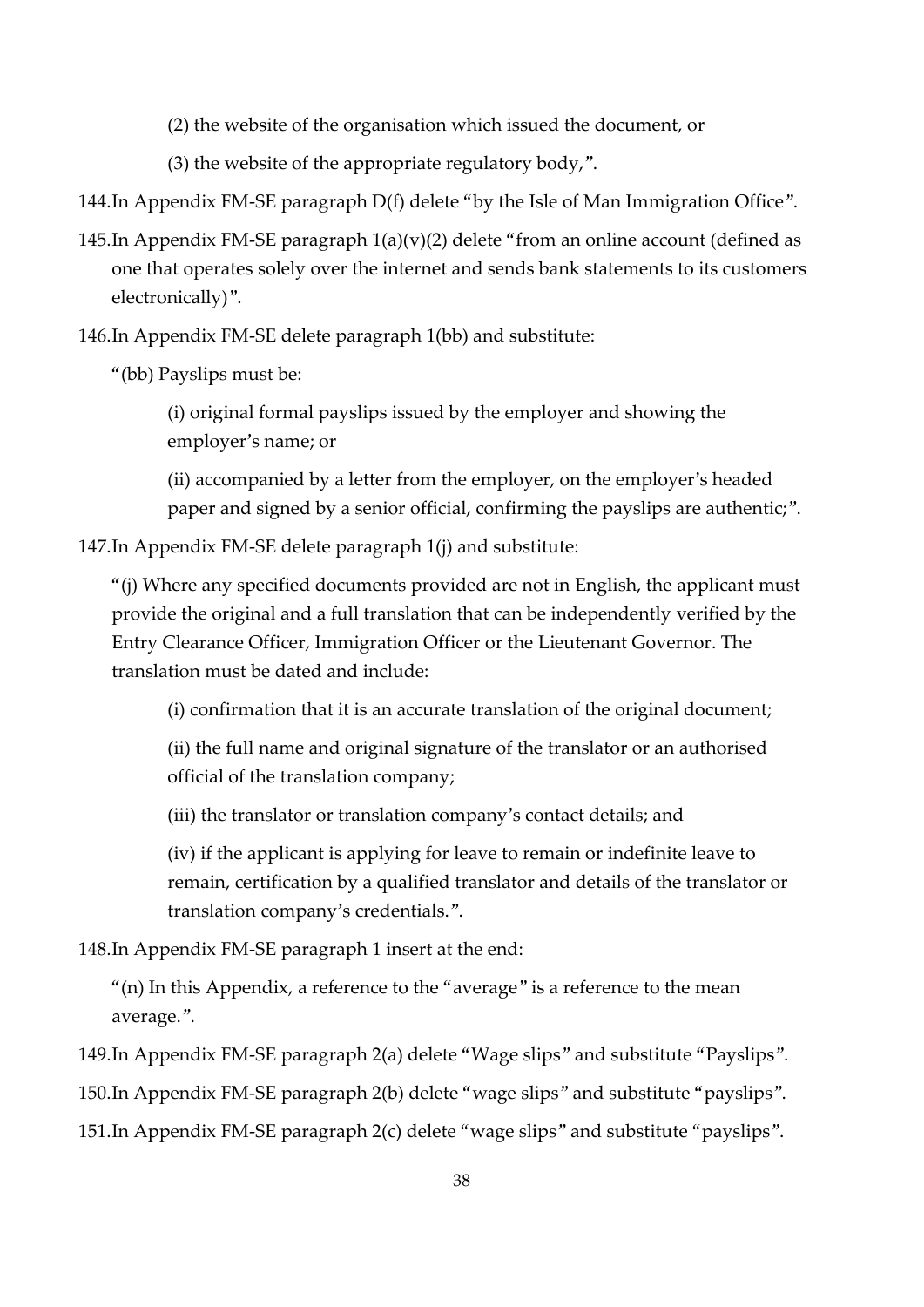(2) the website of the organisation which issued the document, or

(3) the website of the appropriate regulatory body,".

144. In Appendix FM-SE paragraph D(f) delete "by the Isle of Man Immigration Office".

145. In Appendix FM-SE paragraph 1(a)(v)(2) delete "from an online account (defined as one that operates solely over the internet and sends bank statements to its customers electronically)".

146. In Appendix FM-SE delete paragraph 1(bb) and substitute:

"(bb) Payslips must be:

(i) original formal payslips issued by the employer and showing the employer's name; or

(ii) accompanied by a letter from the employer, on the employer's headed paper and signed by a senior official, confirming the payslips are authentic;".

147. In Appendix FM-SE delete paragraph 1(j) and substitute:

"(j) Where any specified documents provided are not in English, the applicant must provide the original and a full translation that can be independently verified by the Entry Clearance Officer, Immigration Officer or the Lieutenant Governor. The translation must be dated and include:

(i) confirmation that it is an accurate translation of the original document;

(ii) the full name and original signature of the translator or an authorised official of the translation company;

(iii) the translator or translation company's contact details; and

(iv) if the applicant is applying for leave to remain or indefinite leave to remain, certification by a qualified translator and details of the translator or translation company's credentials.".

148. In Appendix FM-SE paragraph 1 insert at the end:

"(n) In this Appendix, a reference to the "average" is a reference to the mean average.".

149. In Appendix FM-SE paragraph 2(a) delete "Wage slips" and substitute "Payslips".

150. In Appendix FM-SE paragraph 2(b) delete "wage slips" and substitute "payslips".

151. In Appendix FM-SE paragraph 2(c) delete "wage slips" and substitute "payslips".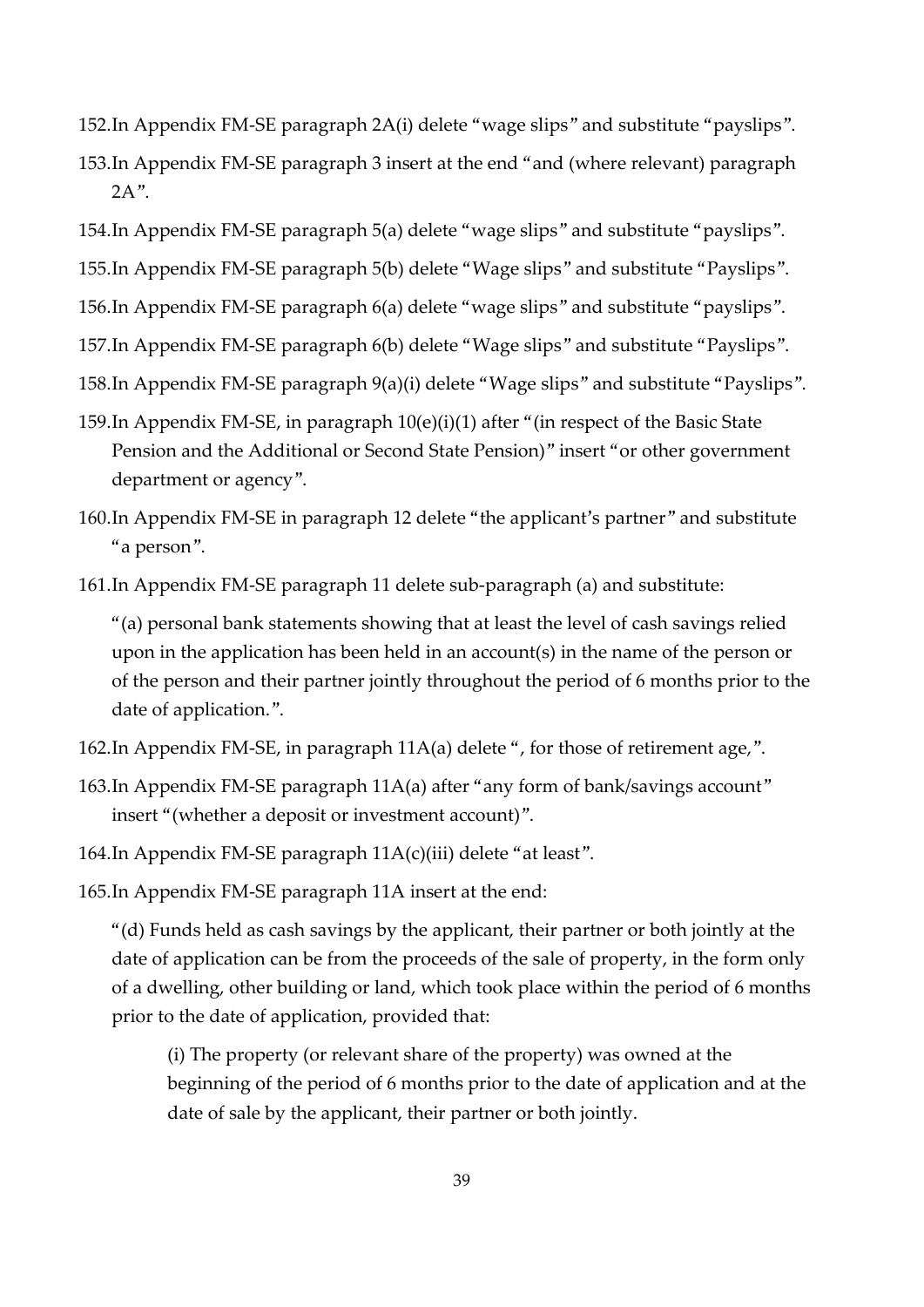152. In Appendix FM-SE paragraph 2A(i) delete "wage slips" and substitute "payslips".

153. In Appendix FM-SE paragraph 3 insert at the end "and (where relevant) paragraph 2A".

154. In Appendix FM-SE paragraph 5(a) delete "wage slips" and substitute "payslips".

155. In Appendix FM-SE paragraph 5(b) delete "Wage slips" and substitute "Payslips".

156. In Appendix FM-SE paragraph 6(a) delete "wage slips" and substitute "payslips".

157. In Appendix FM-SE paragraph 6(b) delete "Wage slips" and substitute "Payslips".

158. In Appendix FM-SE paragraph 9(a)(i) delete "Wage slips" and substitute "Payslips".

159. In Appendix FM-SE, in paragraph 10(e)(i)(1) after "(in respect of the Basic State Pension and the Additional or Second State Pension)" insert "or other government department or agency".

160. In Appendix FM-SE in paragraph 12 delete "the applicant's partner" and substitute "a person".

161. In Appendix FM-SE paragraph 11 delete sub-paragraph (a) and substitute:

    "(a) personal bank statements showing that at least the level of cash savings relied upon in the application has been held in an account(s) in the name of the person or of the person and their partner jointly throughout the period of 6 months prior to the date of application.".

162. In Appendix FM-SE, in paragraph 11A(a) delete ", for those of retirement age,".

163. In Appendix FM-SE paragraph 11A(a) after "any form of bank/savings account" insert "(whether a deposit or investment account)".

164. In Appendix FM-SE paragraph 11A(c)(iii) delete "at least".

165. In Appendix FM-SE paragraph 11A insert at the end:

    "(d) Funds held as cash savings by the applicant, their partner or both jointly at the date of application can be from the proceeds of the sale of property, in the form only of a dwelling, other building or land, which took place within the period of 6 months prior to the date of application, provided that:

    > (i) The property (or relevant share of the property) was owned at the beginning of the period of 6 months prior to the date of application and at the date of sale by the applicant, their partner or both jointly.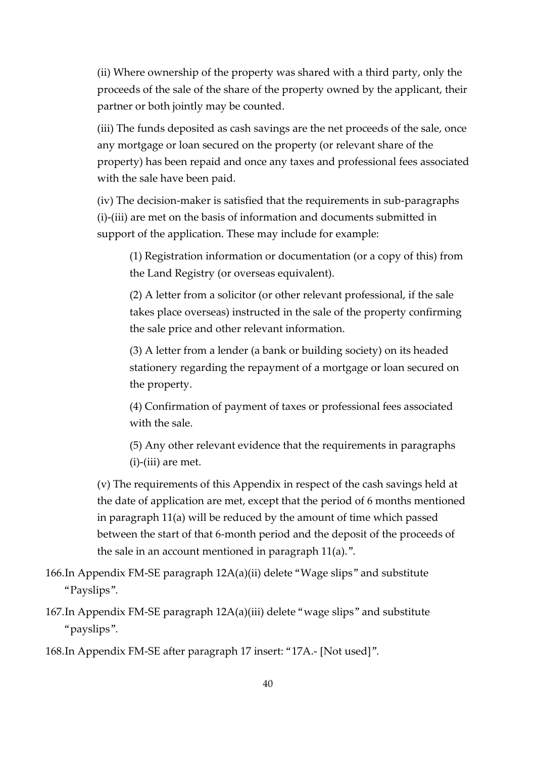(ii) Where ownership of the property was shared with a third party, only the proceeds of the sale of the share of the property owned by the applicant, their partner or both jointly may be counted.

(iii) The funds deposited as cash savings are the net proceeds of the sale, once any mortgage or loan secured on the property (or relevant share of the property) has been repaid and once any taxes and professional fees associated with the sale have been paid.

(iv) The decision-maker is satisfied that the requirements in sub-paragraphs (i)-(iii) are met on the basis of information and documents submitted in support of the application. These may include for example:

(1) Registration information or documentation (or a copy of this) from the Land Registry (or overseas equivalent).

(2) A letter from a solicitor (or other relevant professional, if the sale takes place overseas) instructed in the sale of the property confirming the sale price and other relevant information.

(3) A letter from a lender (a bank or building society) on its headed stationery regarding the repayment of a mortgage or loan secured on the property.

(4) Confirmation of payment of taxes or professional fees associated with the sale.

(5) Any other relevant evidence that the requirements in paragraphs (i)-(iii) are met.

(v) The requirements of this Appendix in respect of the cash savings held at the date of application are met, except that the period of 6 months mentioned in paragraph 11(a) will be reduced by the amount of time which passed between the start of that 6-month period and the deposit of the proceeds of the sale in an account mentioned in paragraph 11(a).".

166. In Appendix FM-SE paragraph 12A(a)(ii) delete "Wage slips" and substitute "Payslips".

167. In Appendix FM-SE paragraph 12A(a)(iii) delete "wage slips" and substitute "payslips".

168. In Appendix FM-SE after paragraph 17 insert: "17A.- [Not used]".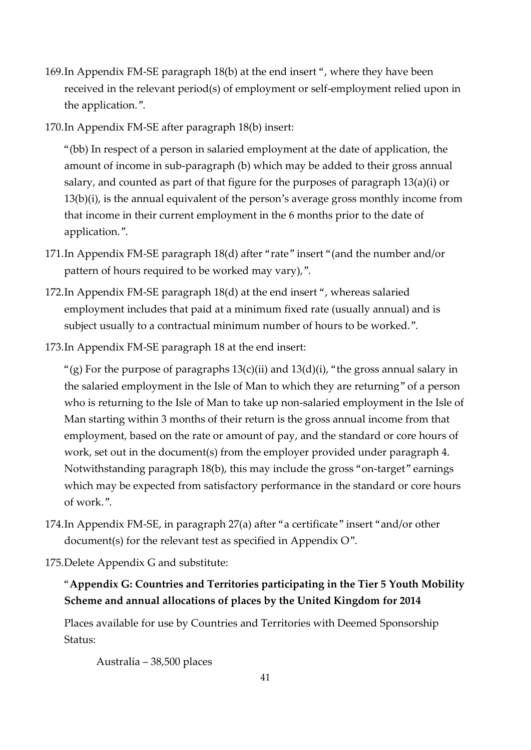169. In Appendix FM-SE paragraph 18(b) at the end insert ", where they have been received in the relevant period(s) of employment or self-employment relied upon in the application.".

170. In Appendix FM-SE after paragraph 18(b) insert:

"(bb) In respect of a person in salaried employment at the date of application, the amount of income in sub-paragraph (b) which may be added to their gross annual salary, and counted as part of that figure for the purposes of paragraph 13(a)(i) or 13(b)(i), is the annual equivalent of the person's average gross monthly income from that income in their current employment in the 6 months prior to the date of application.".

171. In Appendix FM-SE paragraph 18(d) after "rate" insert "(and the number and/or pattern of hours required to be worked may vary),".

172. In Appendix FM-SE paragraph 18(d) at the end insert ", whereas salaried employment includes that paid at a minimum fixed rate (usually annual) and is subject usually to a contractual minimum number of hours to be worked.".

173. In Appendix FM-SE paragraph 18 at the end insert:

"(g) For the purpose of paragraphs 13(c)(ii) and 13(d)(i), "the gross annual salary in the salaried employment in the Isle of Man to which they are returning" of a person who is returning to the Isle of Man to take up non-salaried employment in the Isle of Man starting within 3 months of their return is the gross annual income from that employment, based on the rate or amount of pay, and the standard or core hours of work, set out in the document(s) from the employer provided under paragraph 4. Notwithstanding paragraph 18(b), this may include the gross "on-target" earnings which may be expected from satisfactory performance in the standard or core hours of work.".

174. In Appendix FM-SE, in paragraph 27(a) after "a certificate" insert "and/or other document(s) for the relevant test as specified in Appendix O".

175. Delete Appendix G and substitute:

"**Appendix G: Countries and Territories participating in the Tier 5 Youth Mobility Scheme and annual allocations of places by the United Kingdom for 2014**

Places available for use by Countries and Territories with Deemed Sponsorship Status:

Australia – 38,500 places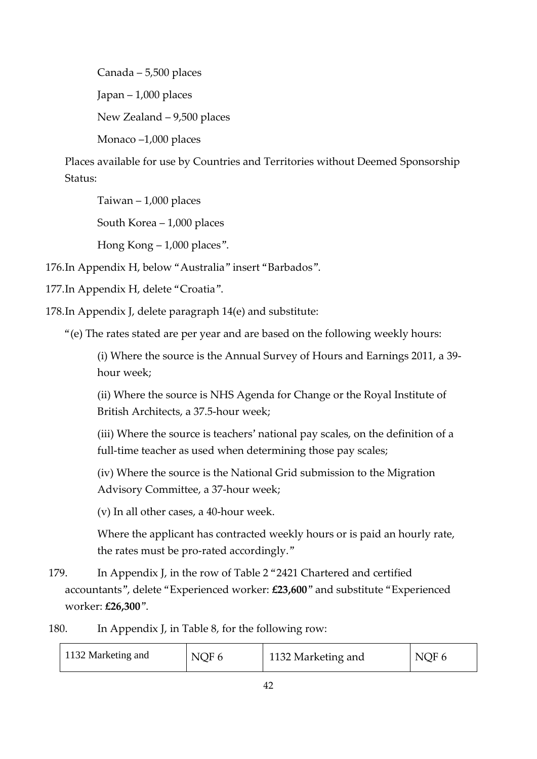Canada – 5,500 places

Japan – 1,000 places

New Zealand – 9,500 places

Monaco –1,000 places

Places available for use by Countries and Territories without Deemed Sponsorship Status:

Taiwan – 1,000 places

South Korea – 1,000 places

Hong Kong – 1,000 places".

176. In Appendix H, below "Australia" insert "Barbados".

177. In Appendix H, delete "Croatia".

178. In Appendix J, delete paragraph 14(e) and substitute:

"(e) The rates stated are per year and are based on the following weekly hours:

(i) Where the source is the Annual Survey of Hours and Earnings 2011, a 39-hour week;

(ii) Where the source is NHS Agenda for Change or the Royal Institute of British Architects, a 37.5-hour week;

(iii) Where the source is teachers' national pay scales, on the definition of a full-time teacher as used when determining those pay scales;

(iv) Where the source is the National Grid submission to the Migration Advisory Committee, a 37-hour week;

(v) In all other cases, a 40-hour week.

Where the applicant has contracted weekly hours or is paid an hourly rate, the rates must be pro-rated accordingly."

179. In Appendix J, in the row of Table 2 "2421 Chartered and certified accountants", delete "Experienced worker: **£23,600**" and substitute "Experienced worker: **£26,300**".

180. In Appendix J, in Table 8, for the following row:

| 1132 Marketing and | NQF 6 | 1132 Marketing and | NQF 6 |
|---|---|---|---|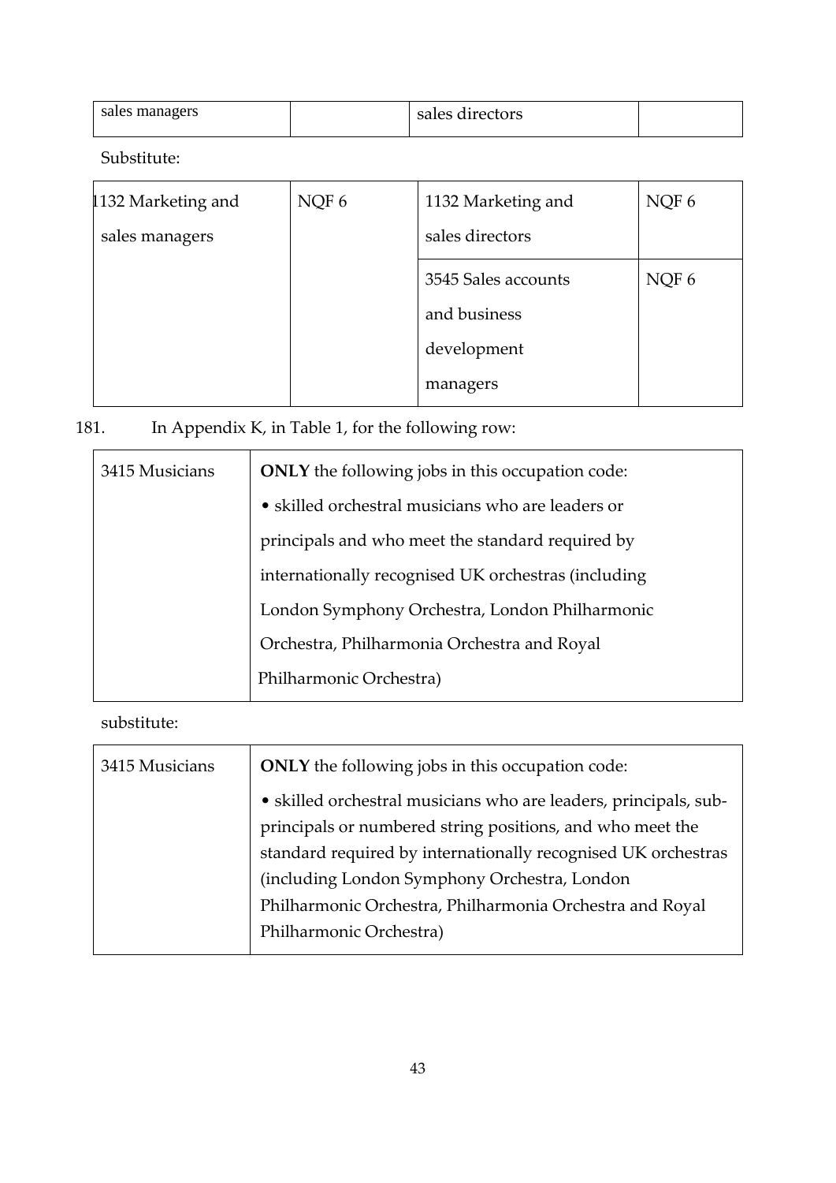| sales managers | | sales directors | |
|---|---|---|---|

Substitute:

| 1132 Marketing and sales managers | NQF 6 | 1132 Marketing and sales directors | NQF 6 |
|---|---|---|---|
| | | 3545 Sales accounts and business development managers | NQF 6 |

181. In Appendix K, in Table 1, for the following row:

| 3415 Musicians | **ONLY** the following jobs in this occupation code: • skilled orchestral musicians who are leaders or principals and who meet the standard required by internationally recognised UK orchestras (including London Symphony Orchestra, London Philharmonic Orchestra, Philharmonia Orchestra and Royal Philharmonic Orchestra) |
|---|---|

substitute:

| 3415 Musicians | **ONLY** the following jobs in this occupation code: • skilled orchestral musicians who are leaders, principals, sub-principals or numbered string positions, and who meet the standard required by internationally recognised UK orchestras (including London Symphony Orchestra, London Philharmonic Orchestra, Philharmonia Orchestra and Royal Philharmonic Orchestra) |
|---|---|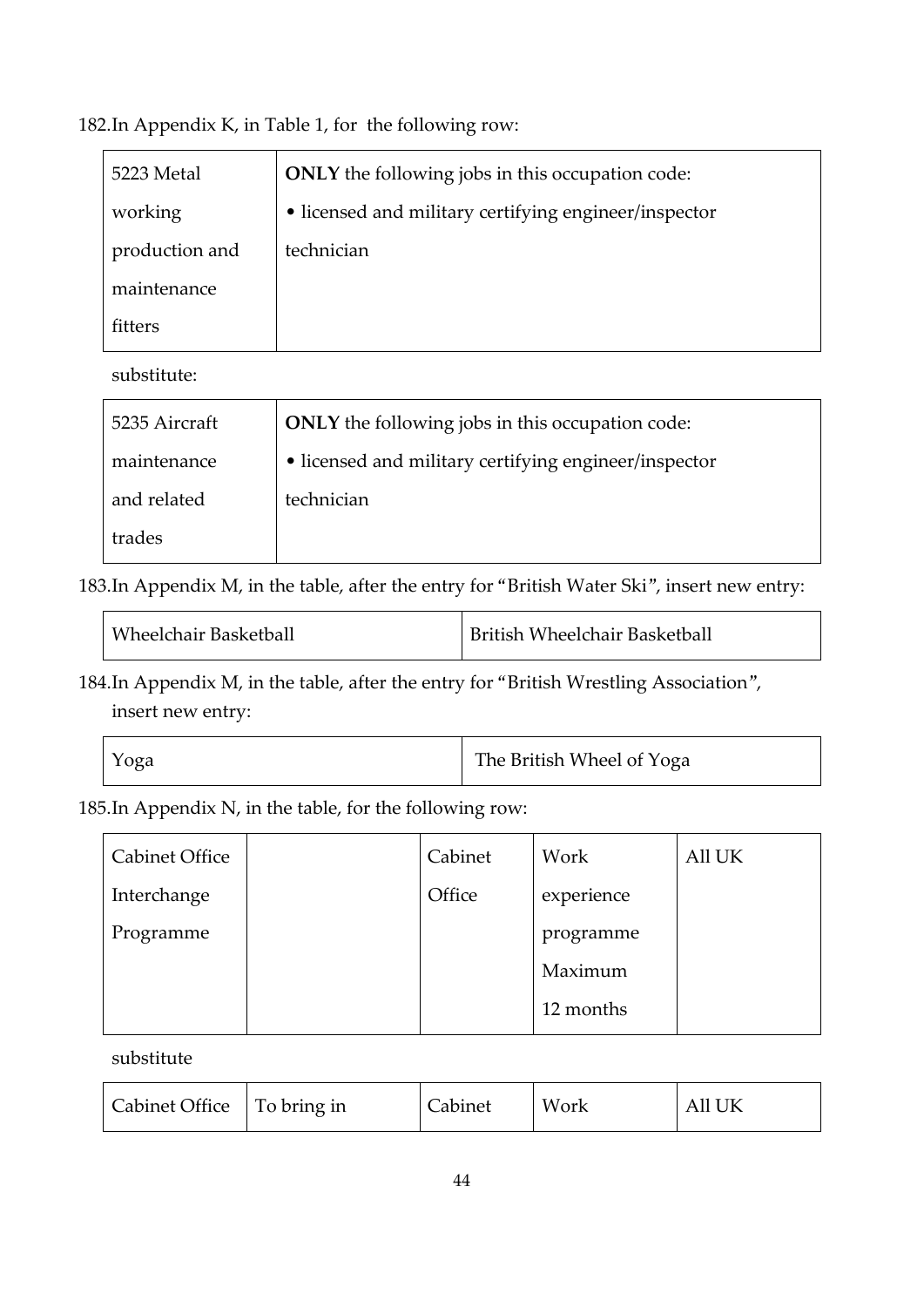182. In Appendix K, in Table 1, for the following row:

| 5223 Metal working production and maintenance fitters | **ONLY** the following jobs in this occupation code: • licensed and military certifying engineer/inspector technician |
|---|---|

substitute:

| 5235 Aircraft maintenance and related trades | **ONLY** the following jobs in this occupation code: • licensed and military certifying engineer/inspector technician |
|---|---|

183. In Appendix M, in the table, after the entry for "British Water Ski", insert new entry:

| Wheelchair Basketball | British Wheelchair Basketball |
|---|---|

184. In Appendix M, in the table, after the entry for "British Wrestling Association", insert new entry:

| Yoga | The British Wheel of Yoga |
|---|---|

185. In Appendix N, in the table, for the following row:

| Cabinet Office Interchange Programme | | Cabinet Office | Work experience programme Maximum 12 months | All UK |
|---|---|---|---|---|

substitute

| Cabinet Office | To bring in | Cabinet | Work | All UK |
|---|---|---|---|---|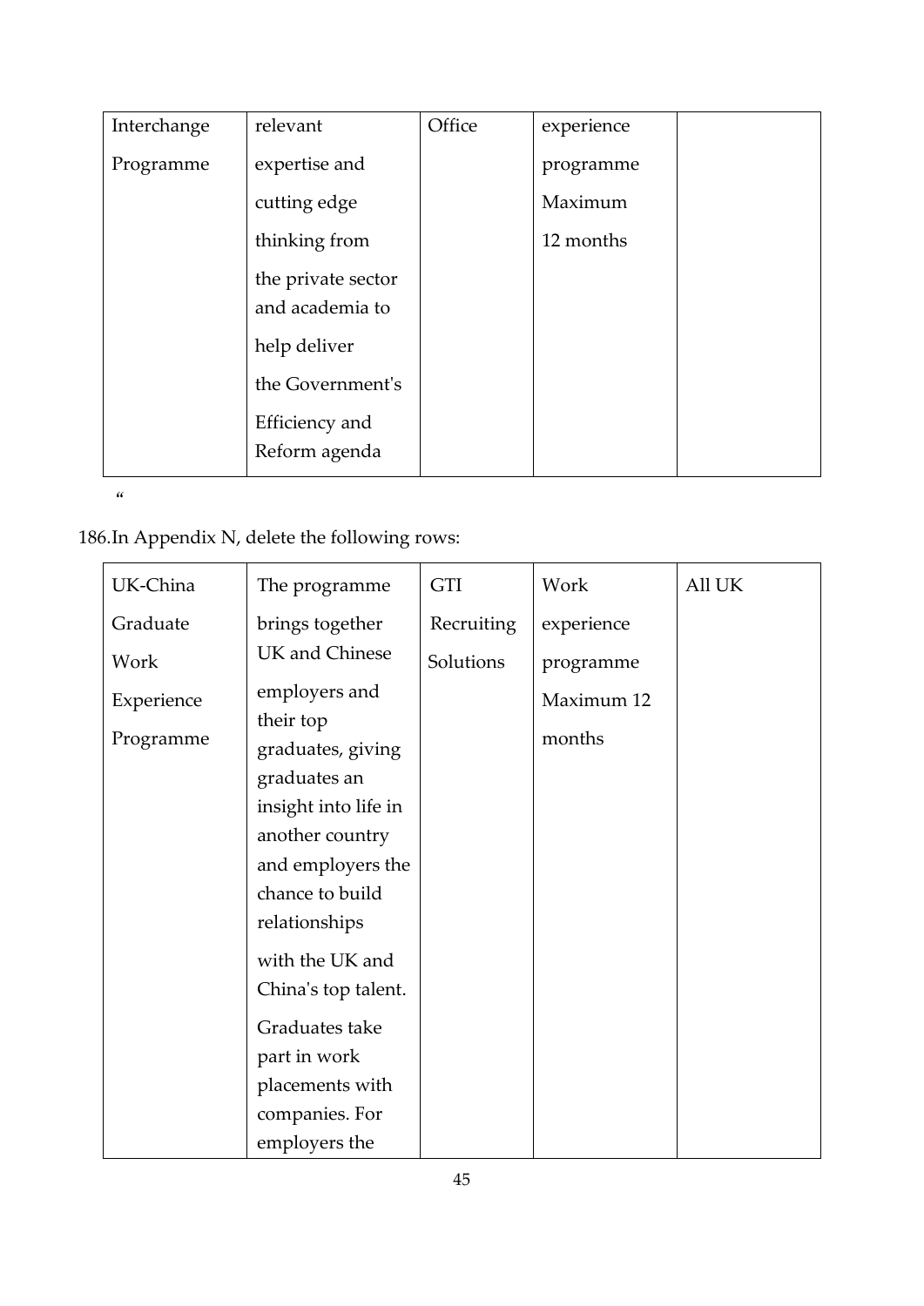| Interchange Programme | relevant expertise and cutting edge thinking from the private sector and academia to help deliver the Government's Efficiency and Reform agenda | Office | experience programme Maximum 12 months | |
|---|---|---|---|---|

"

186.In Appendix N, delete the following rows:

| UK-China Graduate Work Experience Programme | The programme brings together UK and Chinese employers and their top graduates, giving graduates an insight into life in another country and employers the chance to build relationships with the UK and China's top talent. Graduates take part in work placements with companies. For employers the | GTI Recruiting Solutions | Work experience programme Maximum 12 months | All UK |
|---|---|---|---|---|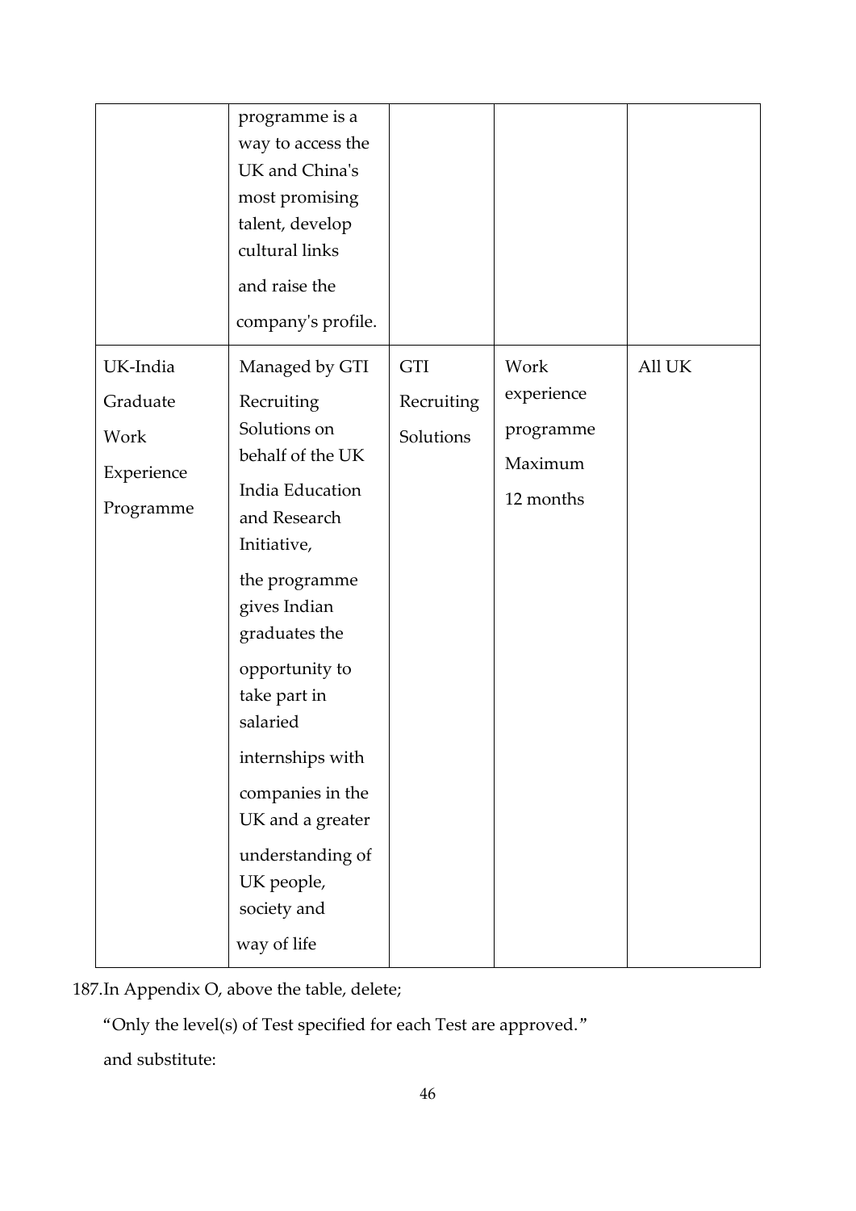|  |  |  |  |  |
|---|---|---|---|---|
|  | programme is a way to access the UK and China's most promising talent, develop cultural links and raise the company's profile. |  |  |  |
| UK-India Graduate Work Experience Programme | Managed by GTI Recruiting Solutions on behalf of the UK India Education and Research Initiative, the programme gives Indian graduates the opportunity to take part in salaried internships with companies in the UK and a greater understanding of UK people, society and way of life | GTI Recruiting Solutions | Work experience programme Maximum 12 months | All UK |

187. In Appendix O, above the table, delete;

"Only the level(s) of Test specified for each Test are approved."

and substitute: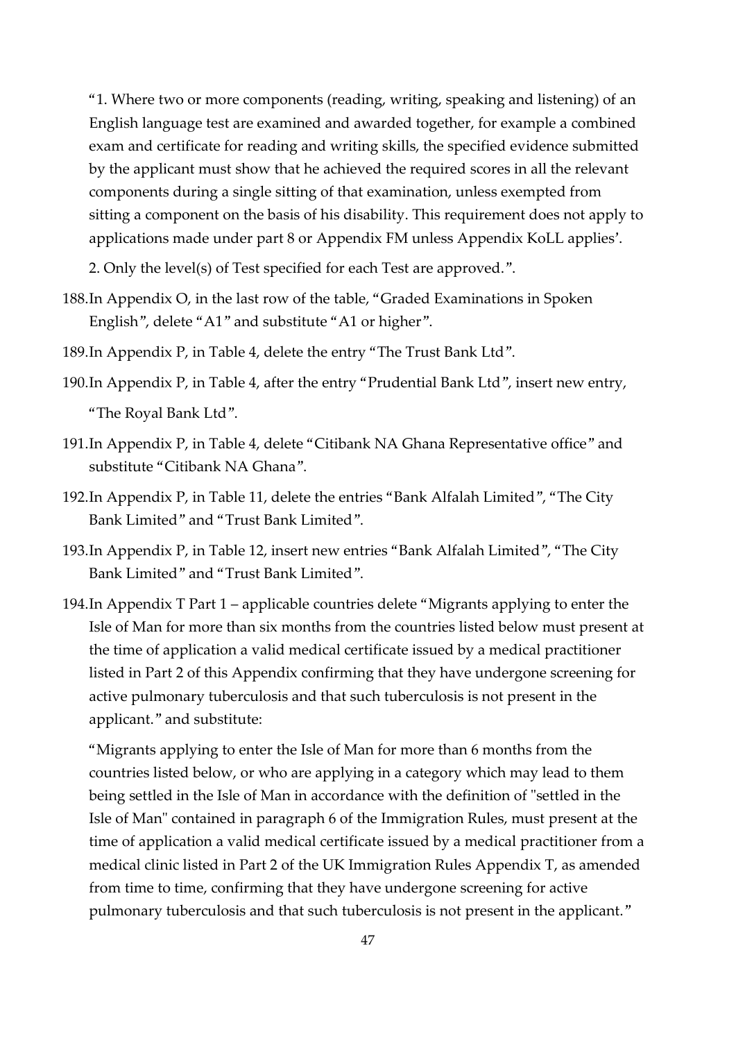"1. Where two or more components (reading, writing, speaking and listening) of an English language test are examined and awarded together, for example a combined exam and certificate for reading and writing skills, the specified evidence submitted by the applicant must show that he achieved the required scores in all the relevant components during a single sitting of that examination, unless exempted from sitting a component on the basis of his disability. This requirement does not apply to applications made under part 8 or Appendix FM unless Appendix KoLL applies'.

2. Only the level(s) of Test specified for each Test are approved.".

188. In Appendix O, in the last row of the table, "Graded Examinations in Spoken English", delete "A1" and substitute "A1 or higher".

189. In Appendix P, in Table 4, delete the entry "The Trust Bank Ltd".

190. In Appendix P, in Table 4, after the entry "Prudential Bank Ltd", insert new entry, "The Royal Bank Ltd".

191. In Appendix P, in Table 4, delete "Citibank NA Ghana Representative office" and substitute "Citibank NA Ghana".

192. In Appendix P, in Table 11, delete the entries "Bank Alfalah Limited", "The City Bank Limited" and "Trust Bank Limited".

193. In Appendix P, in Table 12, insert new entries "Bank Alfalah Limited", "The City Bank Limited" and "Trust Bank Limited".

194. In Appendix T Part 1 – applicable countries delete "Migrants applying to enter the Isle of Man for more than six months from the countries listed below must present at the time of application a valid medical certificate issued by a medical practitioner listed in Part 2 of this Appendix confirming that they have undergone screening for active pulmonary tuberculosis and that such tuberculosis is not present in the applicant." and substitute:

"Migrants applying to enter the Isle of Man for more than 6 months from the countries listed below, or who are applying in a category which may lead to them being settled in the Isle of Man in accordance with the definition of "settled in the Isle of Man" contained in paragraph 6 of the Immigration Rules, must present at the time of application a valid medical certificate issued by a medical practitioner from a medical clinic listed in Part 2 of the UK Immigration Rules Appendix T, as amended from time to time, confirming that they have undergone screening for active pulmonary tuberculosis and that such tuberculosis is not present in the applicant."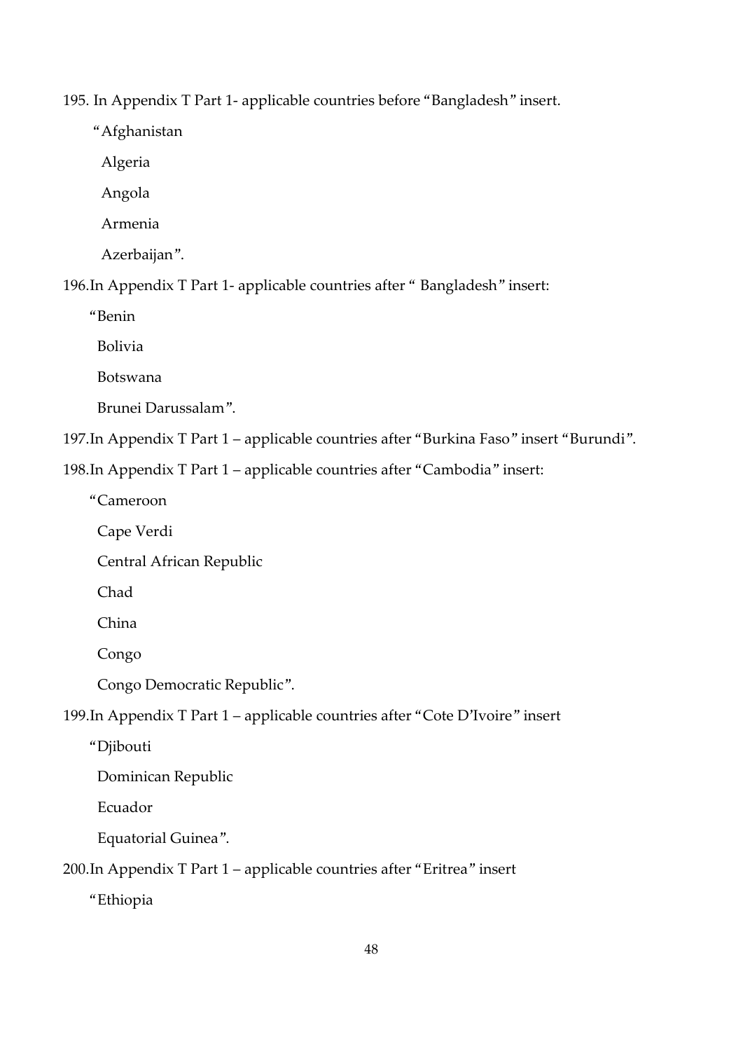195. In Appendix T Part 1- applicable countries before "Bangladesh" insert.

"Afghanistan

Algeria

Angola

Armenia

Azerbaijan".

196.In Appendix T Part 1- applicable countries after " Bangladesh" insert:

"Benin

Bolivia

Botswana

Brunei Darussalam".

197.In Appendix T Part 1 – applicable countries after "Burkina Faso" insert "Burundi".

198.In Appendix T Part 1 – applicable countries after "Cambodia" insert:

"Cameroon

Cape Verdi

Central African Republic

Chad

China

Congo

Congo Democratic Republic".

199.In Appendix T Part 1 – applicable countries after "Cote D'Ivoire" insert

"Djibouti

Dominican Republic

Ecuador

Equatorial Guinea".

200.In Appendix T Part 1 – applicable countries after "Eritrea" insert

"Ethiopia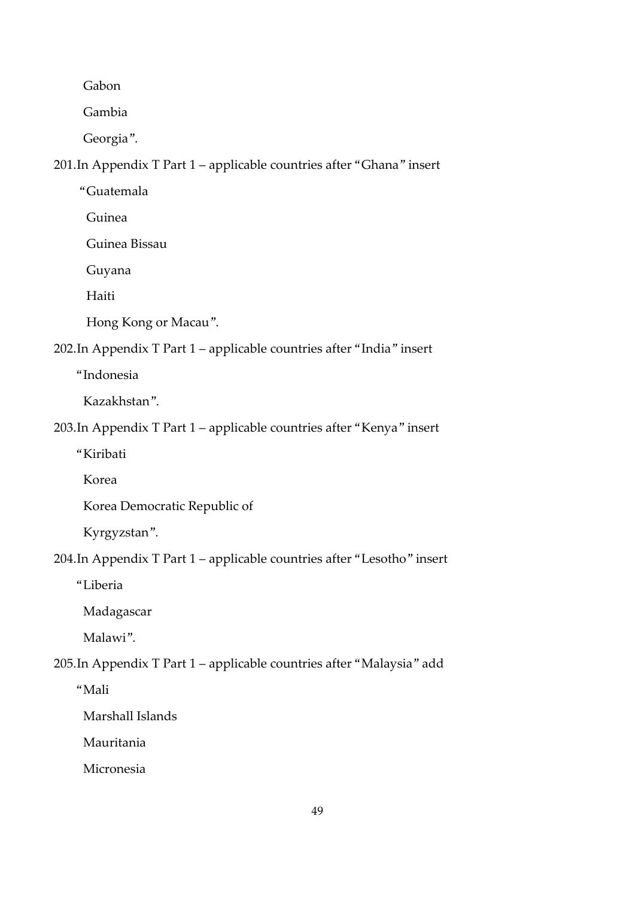Gabon

Gambia

Georgia".

201.In Appendix T Part 1 – applicable countries after "Ghana" insert

"Guatemala

Guinea

Guinea Bissau

Guyana

Haiti

Hong Kong or Macau".

202.In Appendix T Part 1 – applicable countries after "India" insert

"Indonesia

Kazakhstan".

203.In Appendix T Part 1 – applicable countries after "Kenya" insert

"Kiribati

Korea

Korea Democratic Republic of

Kyrgyzstan".

204.In Appendix T Part 1 – applicable countries after "Lesotho" insert

"Liberia

Madagascar

Malawi".

205.In Appendix T Part 1 – applicable countries after "Malaysia" add

"Mali

Marshall Islands

Mauritania

Micronesia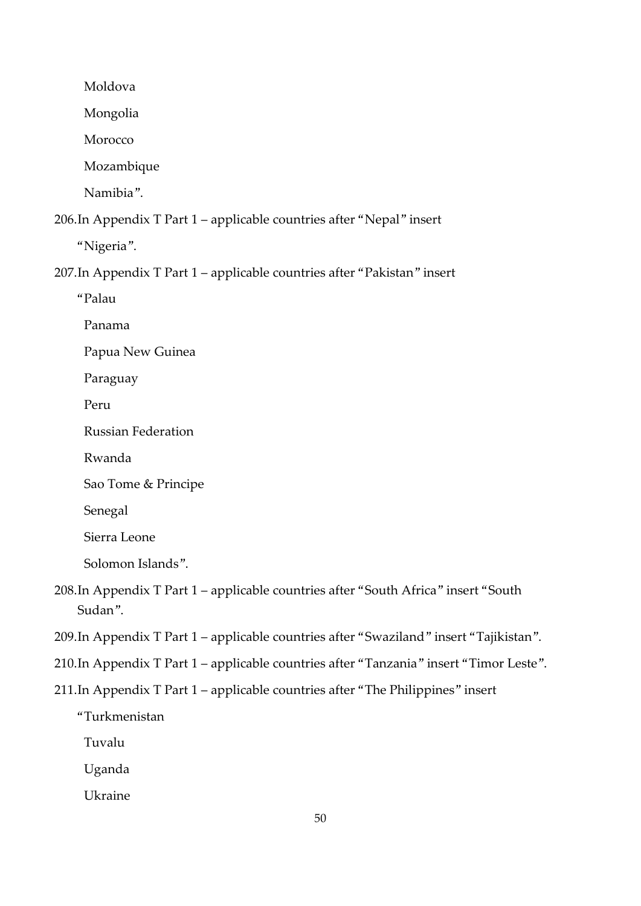Moldova

Mongolia

Morocco

Mozambique

Namibia".

206.In Appendix T Part 1 – applicable countries after "Nepal" insert

"Nigeria".

207.In Appendix T Part 1 – applicable countries after "Pakistan" insert

"Palau

Panama

Papua New Guinea

Paraguay

Peru

Russian Federation

Rwanda

Sao Tome & Principe

Senegal

Sierra Leone

Solomon Islands".

208.In Appendix T Part 1 – applicable countries after "South Africa" insert "South Sudan".

209.In Appendix T Part 1 – applicable countries after "Swaziland" insert "Tajikistan".

210.In Appendix T Part 1 – applicable countries after "Tanzania" insert "Timor Leste".

211.In Appendix T Part 1 – applicable countries after "The Philippines" insert

"Turkmenistan

Tuvalu

Uganda

Ukraine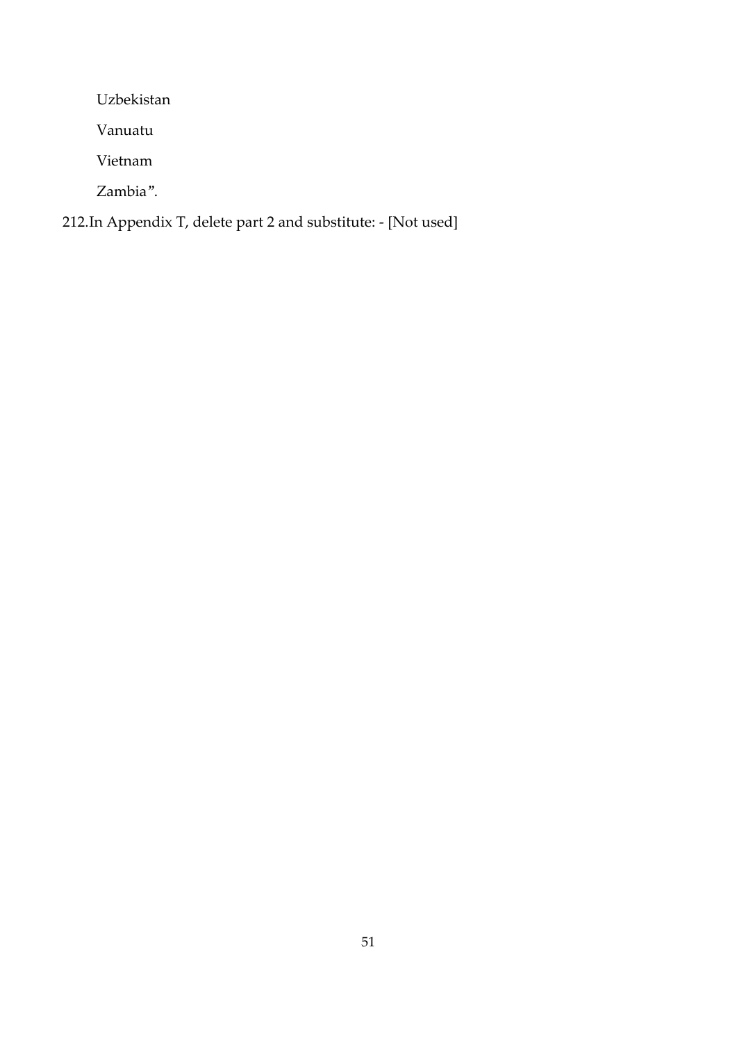Uzbekistan

Vanuatu

Vietnam

Zambia".

212. In Appendix T, delete part 2 and substitute: - [Not used]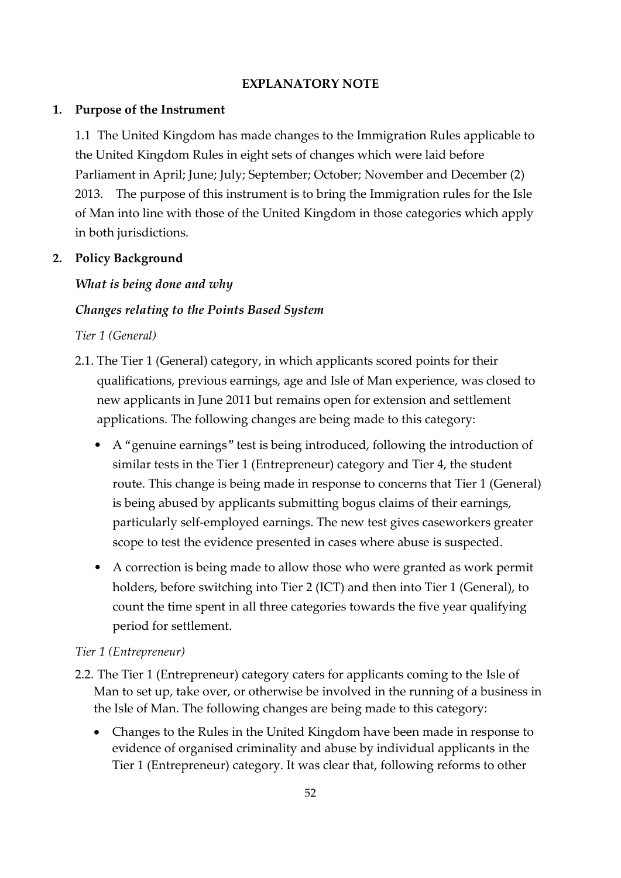## EXPLANATORY NOTE

### 1. Purpose of the Instrument

1.1 The United Kingdom has made changes to the Immigration Rules applicable to the United Kingdom Rules in eight sets of changes which were laid before Parliament in April; June; July; September; October; November and December (2) 2013. The purpose of this instrument is to bring the Immigration rules for the Isle of Man into line with those of the United Kingdom in those categories which apply in both jurisdictions.

### 2. Policy Background

***What is being done and why***

***Changes relating to the Points Based System***

*Tier 1 (General)*

2.1. The Tier 1 (General) category, in which applicants scored points for their qualifications, previous earnings, age and Isle of Man experience, was closed to new applicants in June 2011 but remains open for extension and settlement applications. The following changes are being made to this category:

- A "genuine earnings" test is being introduced, following the introduction of similar tests in the Tier 1 (Entrepreneur) category and Tier 4, the student route. This change is being made in response to concerns that Tier 1 (General) is being abused by applicants submitting bogus claims of their earnings, particularly self-employed earnings. The new test gives caseworkers greater scope to test the evidence presented in cases where abuse is suspected.
- A correction is being made to allow those who were granted as work permit holders, before switching into Tier 2 (ICT) and then into Tier 1 (General), to count the time spent in all three categories towards the five year qualifying period for settlement.

*Tier 1 (Entrepreneur)*

2.2. The Tier 1 (Entrepreneur) category caters for applicants coming to the Isle of Man to set up, take over, or otherwise be involved in the running of a business in the Isle of Man. The following changes are being made to this category:

- Changes to the Rules in the United Kingdom have been made in response to evidence of organised criminality and abuse by individual applicants in the Tier 1 (Entrepreneur) category. It was clear that, following reforms to other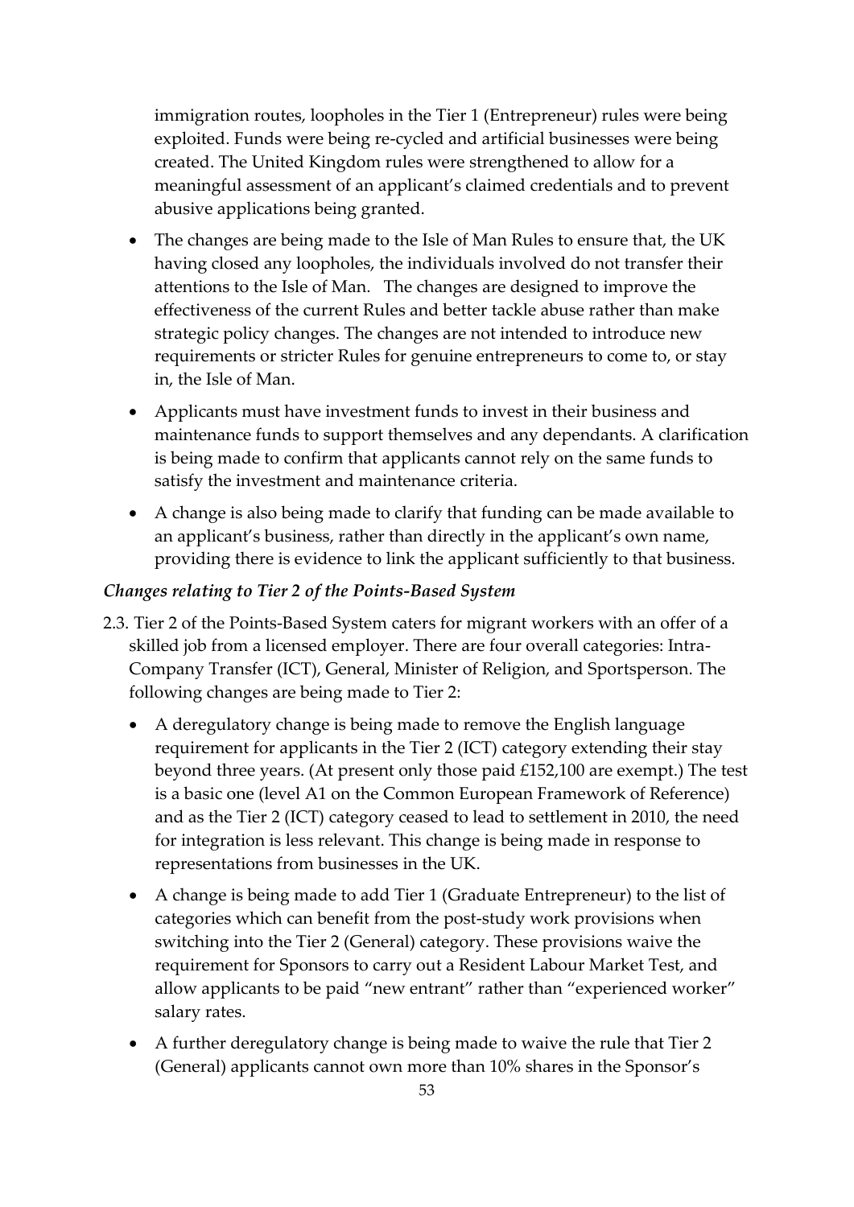immigration routes, loopholes in the Tier 1 (Entrepreneur) rules were being exploited. Funds were being re-cycled and artificial businesses were being created. The United Kingdom rules were strengthened to allow for a meaningful assessment of an applicant's claimed credentials and to prevent abusive applications being granted.

- The changes are being made to the Isle of Man Rules to ensure that, the UK having closed any loopholes, the individuals involved do not transfer their attentions to the Isle of Man. The changes are designed to improve the effectiveness of the current Rules and better tackle abuse rather than make strategic policy changes. The changes are not intended to introduce new requirements or stricter Rules for genuine entrepreneurs to come to, or stay in, the Isle of Man.
- Applicants must have investment funds to invest in their business and maintenance funds to support themselves and any dependants. A clarification is being made to confirm that applicants cannot rely on the same funds to satisfy the investment and maintenance criteria.
- A change is also being made to clarify that funding can be made available to an applicant's business, rather than directly in the applicant's own name, providing there is evidence to link the applicant sufficiently to that business.

### *Changes relating to Tier 2 of the Points-Based System*

2.3. Tier 2 of the Points-Based System caters for migrant workers with an offer of a skilled job from a licensed employer. There are four overall categories: Intra-Company Transfer (ICT), General, Minister of Religion, and Sportsperson. The following changes are being made to Tier 2:

- A deregulatory change is being made to remove the English language requirement for applicants in the Tier 2 (ICT) category extending their stay beyond three years. (At present only those paid £152,100 are exempt.) The test is a basic one (level A1 on the Common European Framework of Reference) and as the Tier 2 (ICT) category ceased to lead to settlement in 2010, the need for integration is less relevant. This change is being made in response to representations from businesses in the UK.
- A change is being made to add Tier 1 (Graduate Entrepreneur) to the list of categories which can benefit from the post-study work provisions when switching into the Tier 2 (General) category. These provisions waive the requirement for Sponsors to carry out a Resident Labour Market Test, and allow applicants to be paid "new entrant" rather than "experienced worker" salary rates.
- A further deregulatory change is being made to waive the rule that Tier 2 (General) applicants cannot own more than 10% shares in the Sponsor's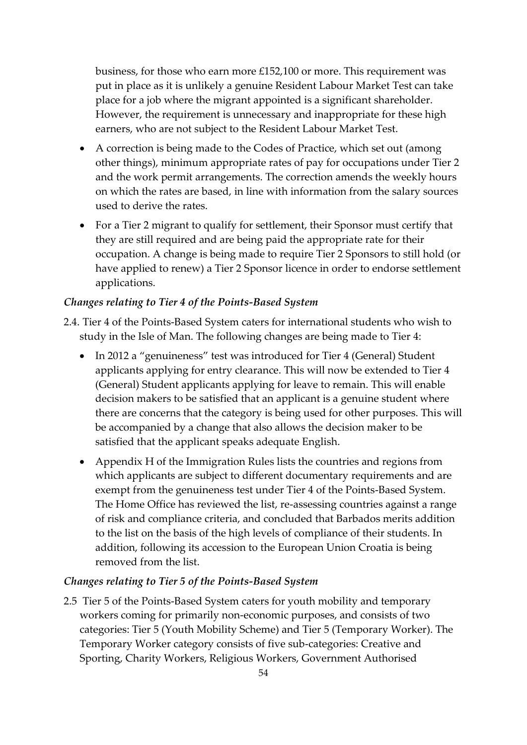business, for those who earn more £152,100 or more. This requirement was put in place as it is unlikely a genuine Resident Labour Market Test can take place for a job where the migrant appointed is a significant shareholder. However, the requirement is unnecessary and inappropriate for these high earners, who are not subject to the Resident Labour Market Test.

- A correction is being made to the Codes of Practice, which set out (among other things), minimum appropriate rates of pay for occupations under Tier 2 and the work permit arrangements. The correction amends the weekly hours on which the rates are based, in line with information from the salary sources used to derive the rates.
- For a Tier 2 migrant to qualify for settlement, their Sponsor must certify that they are still required and are being paid the appropriate rate for their occupation. A change is being made to require Tier 2 Sponsors to still hold (or have applied to renew) a Tier 2 Sponsor licence in order to endorse settlement applications.

*Changes relating to Tier 4 of the Points-Based System*

2.4. Tier 4 of the Points-Based System caters for international students who wish to study in the Isle of Man. The following changes are being made to Tier 4:

- In 2012 a "genuineness" test was introduced for Tier 4 (General) Student applicants applying for entry clearance. This will now be extended to Tier 4 (General) Student applicants applying for leave to remain. This will enable decision makers to be satisfied that an applicant is a genuine student where there are concerns that the category is being used for other purposes. This will be accompanied by a change that also allows the decision maker to be satisfied that the applicant speaks adequate English.
- Appendix H of the Immigration Rules lists the countries and regions from which applicants are subject to different documentary requirements and are exempt from the genuineness test under Tier 4 of the Points-Based System. The Home Office has reviewed the list, re-assessing countries against a range of risk and compliance criteria, and concluded that Barbados merits addition to the list on the basis of the high levels of compliance of their students. In addition, following its accession to the European Union Croatia is being removed from the list.

*Changes relating to Tier 5 of the Points-Based System*

2.5 Tier 5 of the Points-Based System caters for youth mobility and temporary workers coming for primarily non-economic purposes, and consists of two categories: Tier 5 (Youth Mobility Scheme) and Tier 5 (Temporary Worker). The Temporary Worker category consists of five sub-categories: Creative and Sporting, Charity Workers, Religious Workers, Government Authorised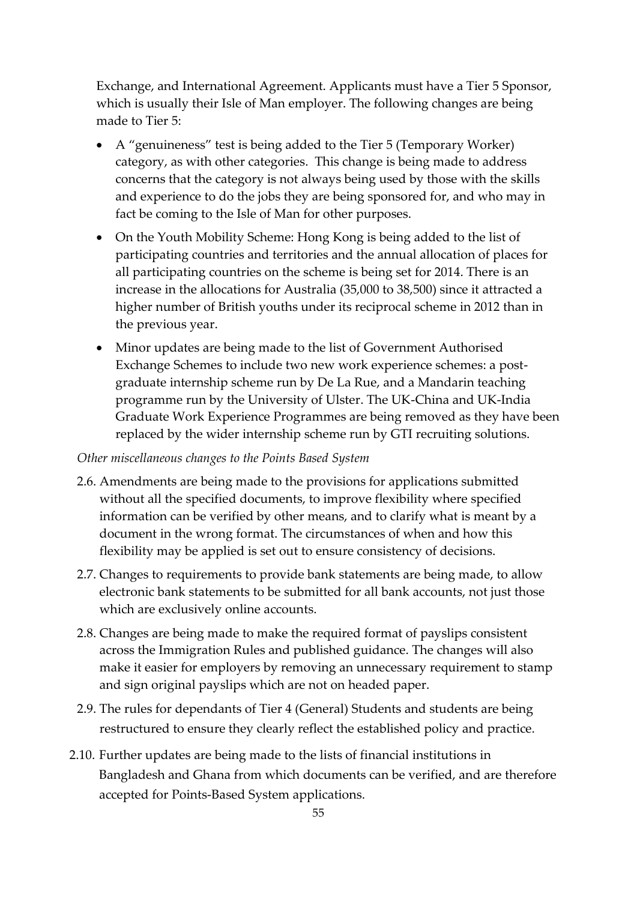Exchange, and International Agreement. Applicants must have a Tier 5 Sponsor, which is usually their Isle of Man employer. The following changes are being made to Tier 5:

- A "genuineness" test is being added to the Tier 5 (Temporary Worker) category, as with other categories. This change is being made to address concerns that the category is not always being used by those with the skills and experience to do the jobs they are being sponsored for, and who may in fact be coming to the Isle of Man for other purposes.
- On the Youth Mobility Scheme: Hong Kong is being added to the list of participating countries and territories and the annual allocation of places for all participating countries on the scheme is being set for 2014. There is an increase in the allocations for Australia (35,000 to 38,500) since it attracted a higher number of British youths under its reciprocal scheme in 2012 than in the previous year.
- Minor updates are being made to the list of Government Authorised Exchange Schemes to include two new work experience schemes: a post-graduate internship scheme run by De La Rue, and a Mandarin teaching programme run by the University of Ulster. The UK-China and UK-India Graduate Work Experience Programmes are being removed as they have been replaced by the wider internship scheme run by GTI recruiting solutions.

*Other miscellaneous changes to the Points Based System*

2.6. Amendments are being made to the provisions for applications submitted without all the specified documents, to improve flexibility where specified information can be verified by other means, and to clarify what is meant by a document in the wrong format. The circumstances of when and how this flexibility may be applied is set out to ensure consistency of decisions.

2.7. Changes to requirements to provide bank statements are being made, to allow electronic bank statements to be submitted for all bank accounts, not just those which are exclusively online accounts.

2.8. Changes are being made to make the required format of payslips consistent across the Immigration Rules and published guidance. The changes will also make it easier for employers by removing an unnecessary requirement to stamp and sign original payslips which are not on headed paper.

2.9. The rules for dependants of Tier 4 (General) Students and students are being restructured to ensure they clearly reflect the established policy and practice.

2.10. Further updates are being made to the lists of financial institutions in Bangladesh and Ghana from which documents can be verified, and are therefore accepted for Points-Based System applications.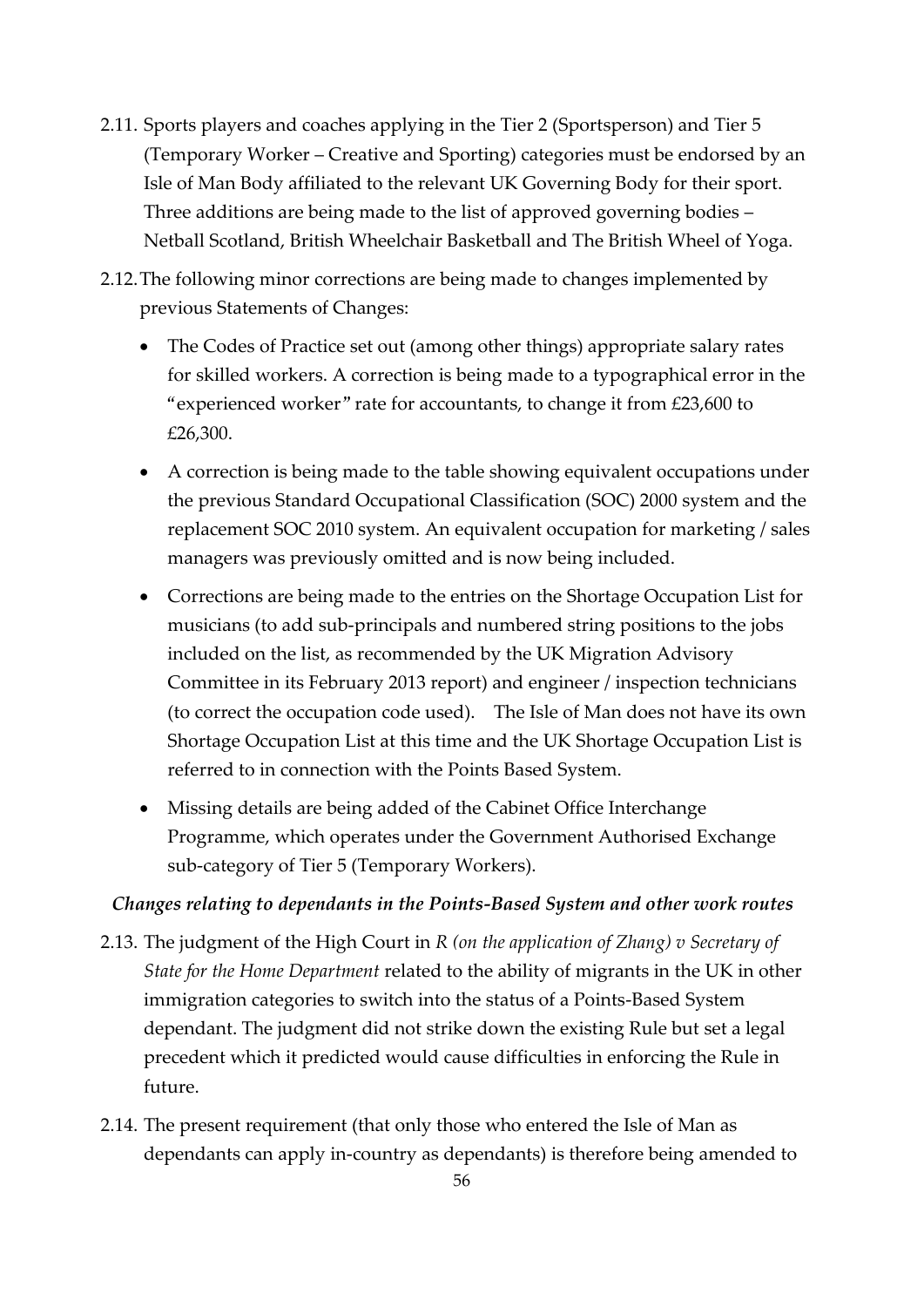2.11. Sports players and coaches applying in the Tier 2 (Sportsperson) and Tier 5 (Temporary Worker – Creative and Sporting) categories must be endorsed by an Isle of Man Body affiliated to the relevant UK Governing Body for their sport. Three additions are being made to the list of approved governing bodies – Netball Scotland, British Wheelchair Basketball and The British Wheel of Yoga.

2.12. The following minor corrections are being made to changes implemented by previous Statements of Changes:

- The Codes of Practice set out (among other things) appropriate salary rates for skilled workers. A correction is being made to a typographical error in the "experienced worker" rate for accountants, to change it from £23,600 to £26,300.
- A correction is being made to the table showing equivalent occupations under the previous Standard Occupational Classification (SOC) 2000 system and the replacement SOC 2010 system. An equivalent occupation for marketing / sales managers was previously omitted and is now being included.
- Corrections are being made to the entries on the Shortage Occupation List for musicians (to add sub-principals and numbered string positions to the jobs included on the list, as recommended by the UK Migration Advisory Committee in its February 2013 report) and engineer / inspection technicians (to correct the occupation code used). The Isle of Man does not have its own Shortage Occupation List at this time and the UK Shortage Occupation List is referred to in connection with the Points Based System.
- Missing details are being added of the Cabinet Office Interchange Programme, which operates under the Government Authorised Exchange sub-category of Tier 5 (Temporary Workers).

***Changes relating to dependants in the Points-Based System and other work routes***

2.13. The judgment of the High Court in *R (on the application of Zhang) v Secretary of State for the Home Department* related to the ability of migrants in the UK in other immigration categories to switch into the status of a Points-Based System dependant. The judgment did not strike down the existing Rule but set a legal precedent which it predicted would cause difficulties in enforcing the Rule in future.

2.14. The present requirement (that only those who entered the Isle of Man as dependants can apply in-country as dependants) is therefore being amended to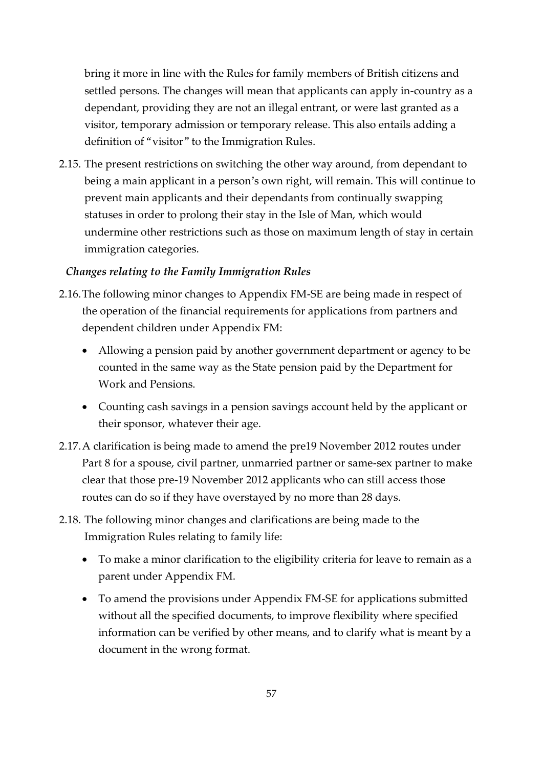bring it more in line with the Rules for family members of British citizens and settled persons. The changes will mean that applicants can apply in-country as a dependant, providing they are not an illegal entrant, or were last granted as a visitor, temporary admission or temporary release. This also entails adding a definition of "visitor" to the Immigration Rules.

2.15. The present restrictions on switching the other way around, from dependant to being a main applicant in a person's own right, will remain. This will continue to prevent main applicants and their dependants from continually swapping statuses in order to prolong their stay in the Isle of Man, which would undermine other restrictions such as those on maximum length of stay in certain immigration categories.

***Changes relating to the Family Immigration Rules***

2.16. The following minor changes to Appendix FM-SE are being made in respect of the operation of the financial requirements for applications from partners and dependent children under Appendix FM:

- Allowing a pension paid by another government department or agency to be counted in the same way as the State pension paid by the Department for Work and Pensions.
- Counting cash savings in a pension savings account held by the applicant or their sponsor, whatever their age.

2.17. A clarification is being made to amend the pre19 November 2012 routes under Part 8 for a spouse, civil partner, unmarried partner or same-sex partner to make clear that those pre-19 November 2012 applicants who can still access those routes can do so if they have overstayed by no more than 28 days.

2.18. The following minor changes and clarifications are being made to the Immigration Rules relating to family life:

- To make a minor clarification to the eligibility criteria for leave to remain as a parent under Appendix FM.
- To amend the provisions under Appendix FM-SE for applications submitted without all the specified documents, to improve flexibility where specified information can be verified by other means, and to clarify what is meant by a document in the wrong format.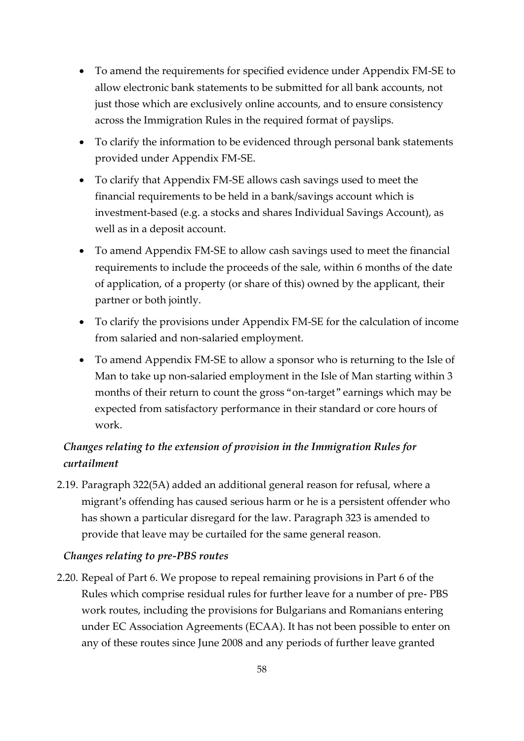- To amend the requirements for specified evidence under Appendix FM-SE to allow electronic bank statements to be submitted for all bank accounts, not just those which are exclusively online accounts, and to ensure consistency across the Immigration Rules in the required format of payslips.
- To clarify the information to be evidenced through personal bank statements provided under Appendix FM-SE.
- To clarify that Appendix FM-SE allows cash savings used to meet the financial requirements to be held in a bank/savings account which is investment-based (e.g. a stocks and shares Individual Savings Account), as well as in a deposit account.
- To amend Appendix FM-SE to allow cash savings used to meet the financial requirements to include the proceeds of the sale, within 6 months of the date of application, of a property (or share of this) owned by the applicant, their partner or both jointly.
- To clarify the provisions under Appendix FM-SE for the calculation of income from salaried and non-salaried employment.
- To amend Appendix FM-SE to allow a sponsor who is returning to the Isle of Man to take up non-salaried employment in the Isle of Man starting within 3 months of their return to count the gross "on-target" earnings which may be expected from satisfactory performance in their standard or core hours of work.

*Changes relating to the extension of provision in the Immigration Rules for curtailment*

2.19. Paragraph 322(5A) added an additional general reason for refusal, where a migrant's offending has caused serious harm or he is a persistent offender who has shown a particular disregard for the law. Paragraph 323 is amended to provide that leave may be curtailed for the same general reason.

*Changes relating to pre-PBS routes*

2.20. Repeal of Part 6. We propose to repeal remaining provisions in Part 6 of the Rules which comprise residual rules for further leave for a number of pre- PBS work routes, including the provisions for Bulgarians and Romanians entering under EC Association Agreements (ECAA). It has not been possible to enter on any of these routes since June 2008 and any periods of further leave granted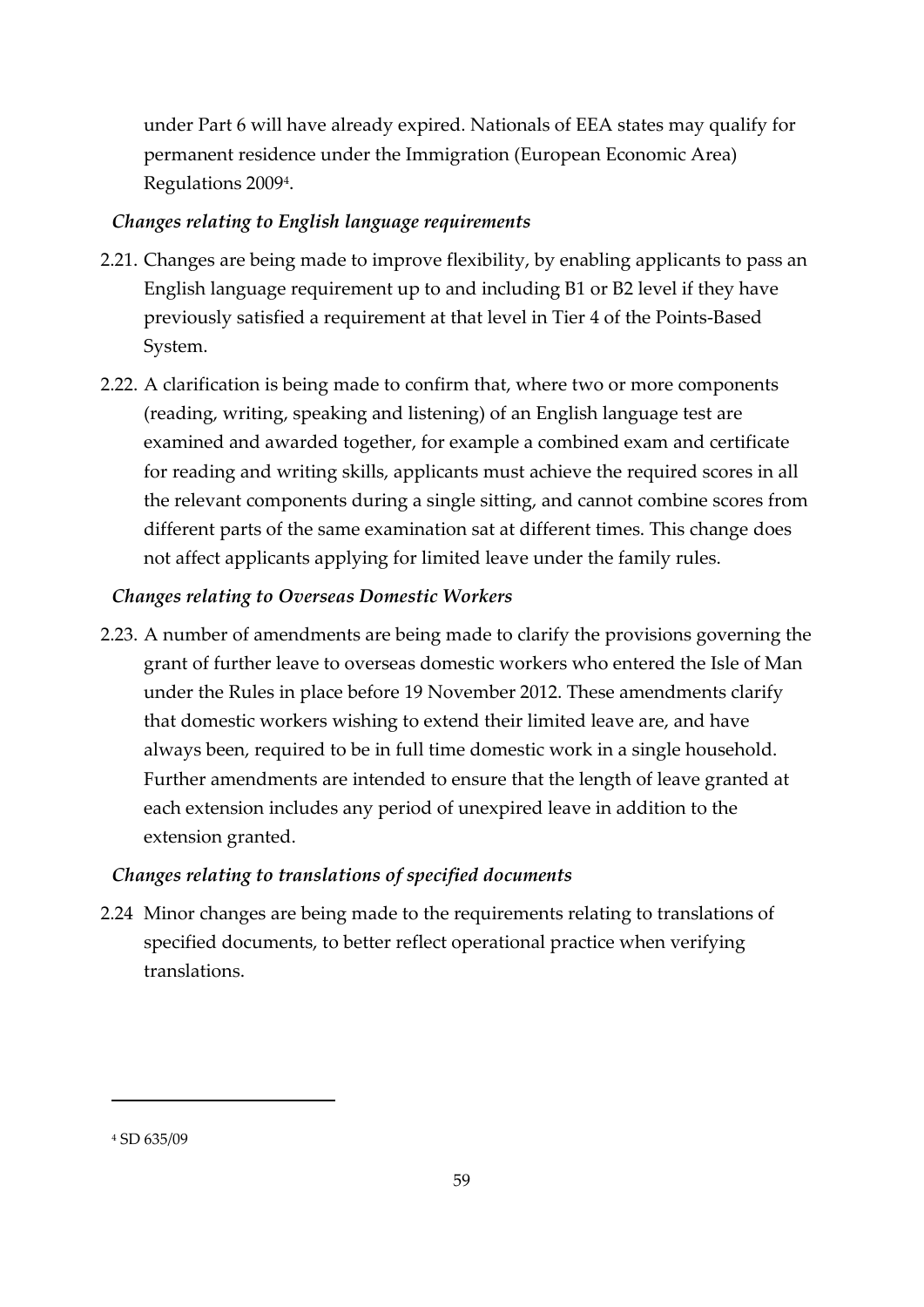under Part 6 will have already expired. Nationals of EEA states may qualify for permanent residence under the Immigration (European Economic Area) Regulations 2009[4].

*Changes relating to English language requirements*

2.21. Changes are being made to improve flexibility, by enabling applicants to pass an English language requirement up to and including B1 or B2 level if they have previously satisfied a requirement at that level in Tier 4 of the Points-Based System.

2.22. A clarification is being made to confirm that, where two or more components (reading, writing, speaking and listening) of an English language test are examined and awarded together, for example a combined exam and certificate for reading and writing skills, applicants must achieve the required scores in all the relevant components during a single sitting, and cannot combine scores from different parts of the same examination sat at different times. This change does not affect applicants applying for limited leave under the family rules.

*Changes relating to Overseas Domestic Workers*

2.23. A number of amendments are being made to clarify the provisions governing the grant of further leave to overseas domestic workers who entered the Isle of Man under the Rules in place before 19 November 2012. These amendments clarify that domestic workers wishing to extend their limited leave are, and have always been, required to be in full time domestic work in a single household. Further amendments are intended to ensure that the length of leave granted at each extension includes any period of unexpired leave in addition to the extension granted.

*Changes relating to translations of specified documents*

2.24 Minor changes are being made to the requirements relating to translations of specified documents, to better reflect operational practice when verifying translations.

---

[4] SD 635/09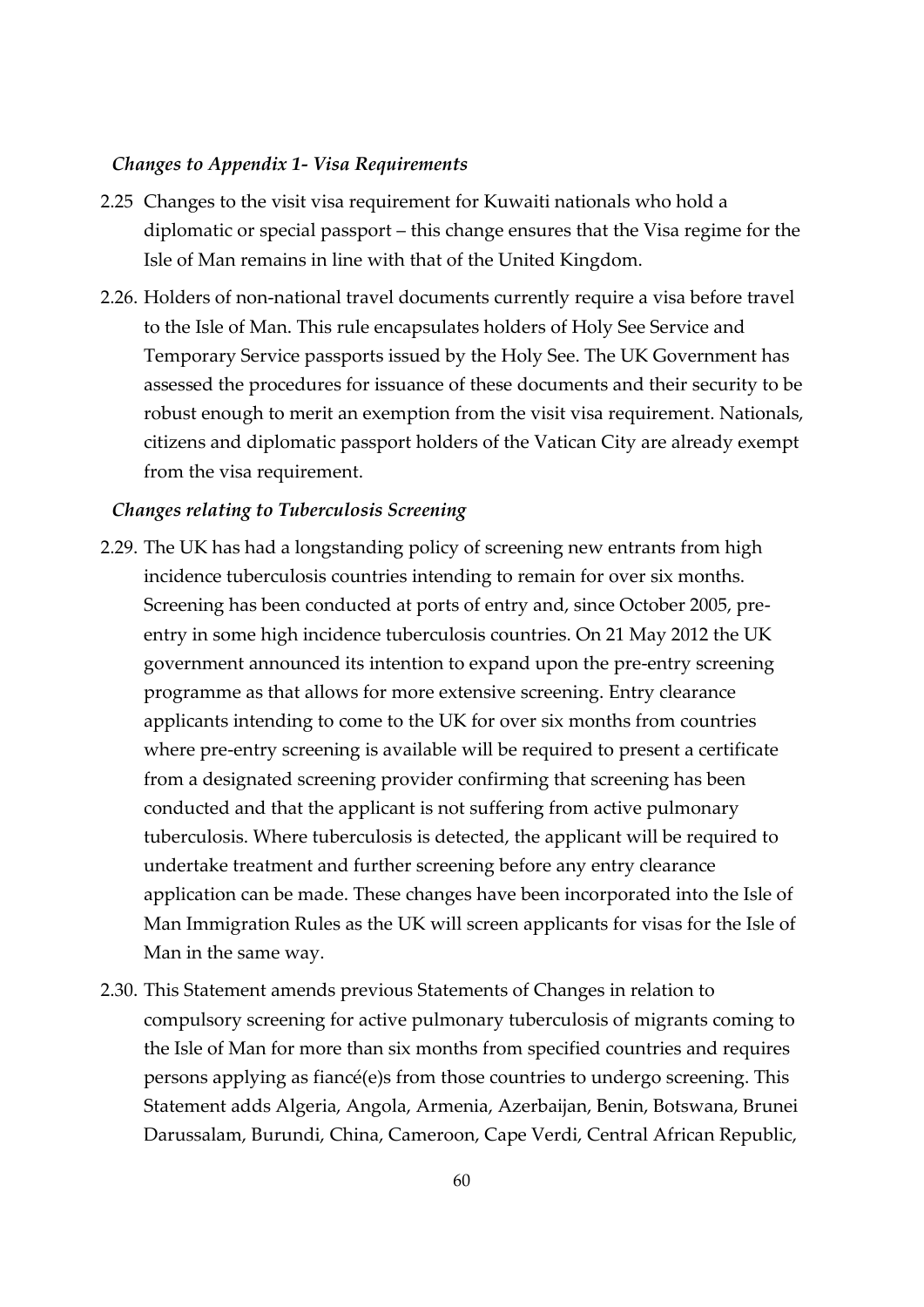*Changes to Appendix 1- Visa Requirements*

2.25 Changes to the visit visa requirement for Kuwaiti nationals who hold a diplomatic or special passport – this change ensures that the Visa regime for the Isle of Man remains in line with that of the United Kingdom.

2.26. Holders of non-national travel documents currently require a visa before travel to the Isle of Man. This rule encapsulates holders of Holy See Service and Temporary Service passports issued by the Holy See. The UK Government has assessed the procedures for issuance of these documents and their security to be robust enough to merit an exemption from the visit visa requirement. Nationals, citizens and diplomatic passport holders of the Vatican City are already exempt from the visa requirement.

*Changes relating to Tuberculosis Screening*

2.29. The UK has had a longstanding policy of screening new entrants from high incidence tuberculosis countries intending to remain for over six months. Screening has been conducted at ports of entry and, since October 2005, pre-entry in some high incidence tuberculosis countries. On 21 May 2012 the UK government announced its intention to expand upon the pre-entry screening programme as that allows for more extensive screening. Entry clearance applicants intending to come to the UK for over six months from countries where pre-entry screening is available will be required to present a certificate from a designated screening provider confirming that screening has been conducted and that the applicant is not suffering from active pulmonary tuberculosis. Where tuberculosis is detected, the applicant will be required to undertake treatment and further screening before any entry clearance application can be made. These changes have been incorporated into the Isle of Man Immigration Rules as the UK will screen applicants for visas for the Isle of Man in the same way.

2.30. This Statement amends previous Statements of Changes in relation to compulsory screening for active pulmonary tuberculosis of migrants coming to the Isle of Man for more than six months from specified countries and requires persons applying as fiancé(e)s from those countries to undergo screening. This Statement adds Algeria, Angola, Armenia, Azerbaijan, Benin, Botswana, Brunei Darussalam, Burundi, China, Cameroon, Cape Verdi, Central African Republic,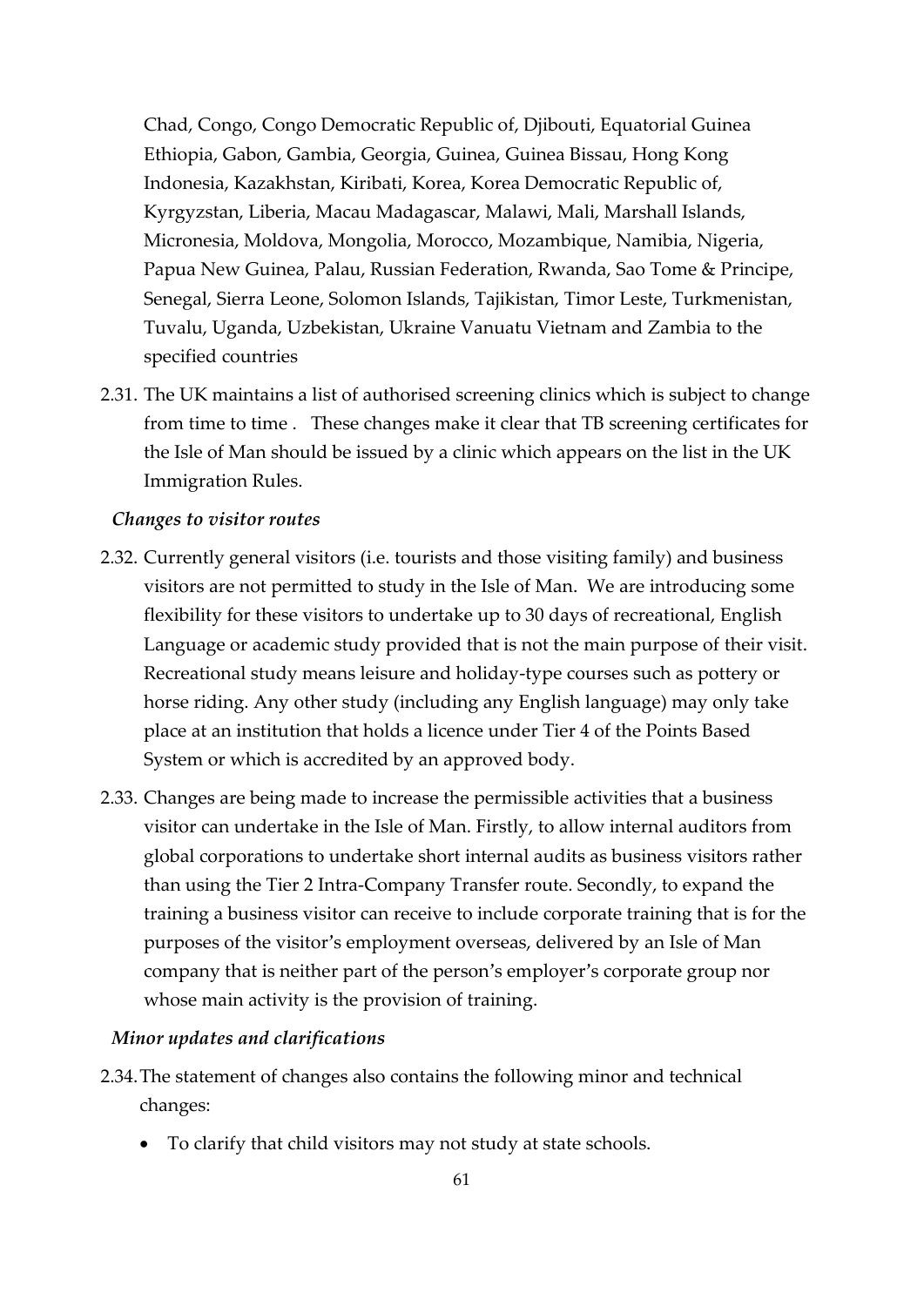Chad, Congo, Congo Democratic Republic of, Djibouti, Equatorial Guinea Ethiopia, Gabon, Gambia, Georgia, Guinea, Guinea Bissau, Hong Kong Indonesia, Kazakhstan, Kiribati, Korea, Korea Democratic Republic of, Kyrgyzstan, Liberia, Macau Madagascar, Malawi, Mali, Marshall Islands, Micronesia, Moldova, Mongolia, Morocco, Mozambique, Namibia, Nigeria, Papua New Guinea, Palau, Russian Federation, Rwanda, Sao Tome & Principe, Senegal, Sierra Leone, Solomon Islands, Tajikistan, Timor Leste, Turkmenistan, Tuvalu, Uganda, Uzbekistan, Ukraine Vanuatu Vietnam and Zambia to the specified countries

2.31. The UK maintains a list of authorised screening clinics which is subject to change from time to time . These changes make it clear that TB screening certificates for the Isle of Man should be issued by a clinic which appears on the list in the UK Immigration Rules.

*Changes to visitor routes*

2.32. Currently general visitors (i.e. tourists and those visiting family) and business visitors are not permitted to study in the Isle of Man. We are introducing some flexibility for these visitors to undertake up to 30 days of recreational, English Language or academic study provided that is not the main purpose of their visit. Recreational study means leisure and holiday-type courses such as pottery or horse riding. Any other study (including any English language) may only take place at an institution that holds a licence under Tier 4 of the Points Based System or which is accredited by an approved body.

2.33. Changes are being made to increase the permissible activities that a business visitor can undertake in the Isle of Man. Firstly, to allow internal auditors from global corporations to undertake short internal audits as business visitors rather than using the Tier 2 Intra-Company Transfer route. Secondly, to expand the training a business visitor can receive to include corporate training that is for the purposes of the visitor's employment overseas, delivered by an Isle of Man company that is neither part of the person's employer's corporate group nor whose main activity is the provision of training.

*Minor updates and clarifications*

2.34. The statement of changes also contains the following minor and technical changes:

- To clarify that child visitors may not study at state schools.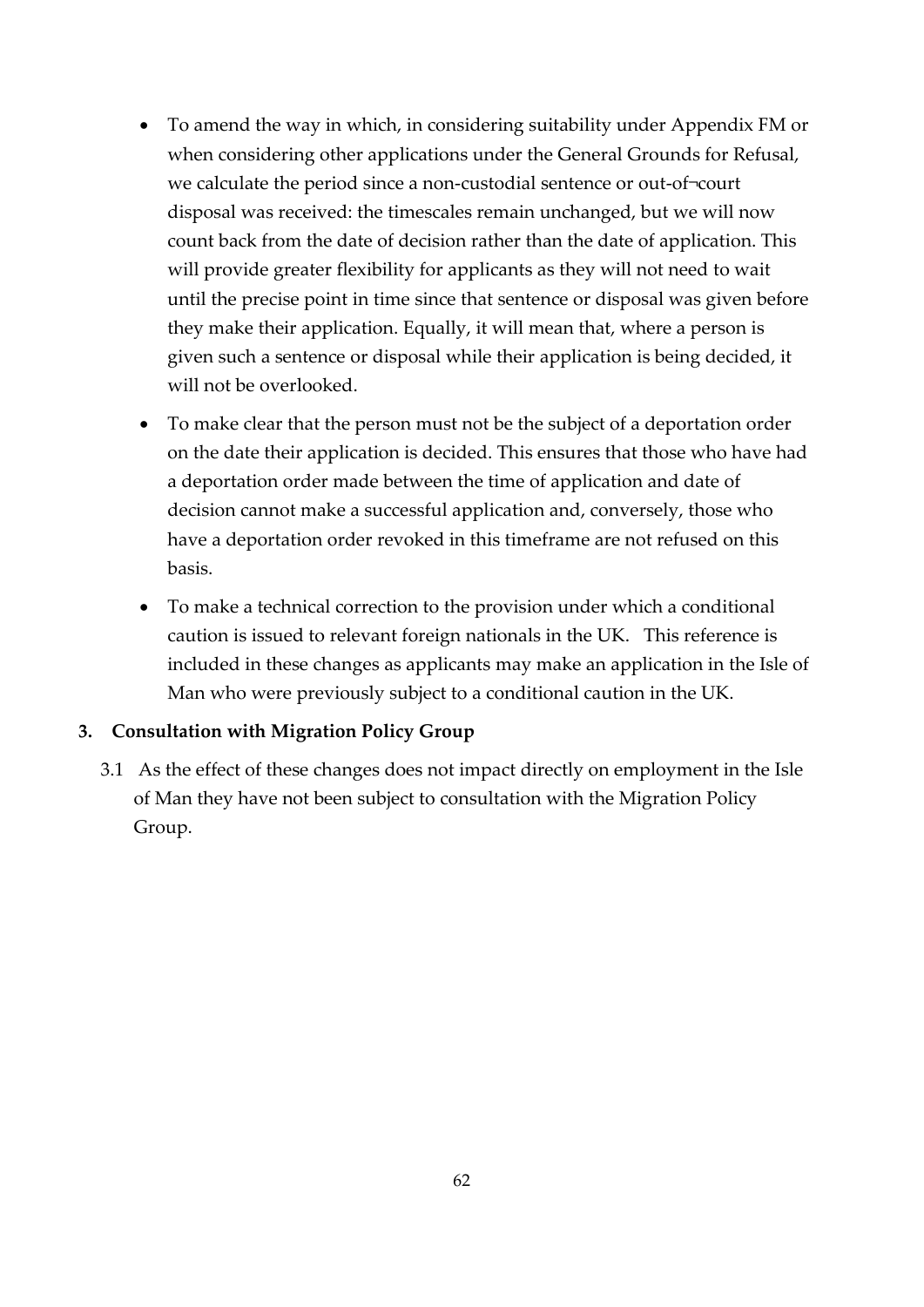- To amend the way in which, in considering suitability under Appendix FM or when considering other applications under the General Grounds for Refusal, we calculate the period since a non-custodial sentence or out-of¬court disposal was received: the timescales remain unchanged, but we will now count back from the date of decision rather than the date of application. This will provide greater flexibility for applicants as they will not need to wait until the precise point in time since that sentence or disposal was given before they make their application. Equally, it will mean that, where a person is given such a sentence or disposal while their application is being decided, it will not be overlooked.
- To make clear that the person must not be the subject of a deportation order on the date their application is decided. This ensures that those who have had a deportation order made between the time of application and date of decision cannot make a successful application and, conversely, those who have a deportation order revoked in this timeframe are not refused on this basis.
- To make a technical correction to the provision under which a conditional caution is issued to relevant foreign nationals in the UK. This reference is included in these changes as applicants may make an application in the Isle of Man who were previously subject to a conditional caution in the UK.

**3. Consultation with Migration Policy Group**

3.1 As the effect of these changes does not impact directly on employment in the Isle of Man they have not been subject to consultation with the Migration Policy Group.